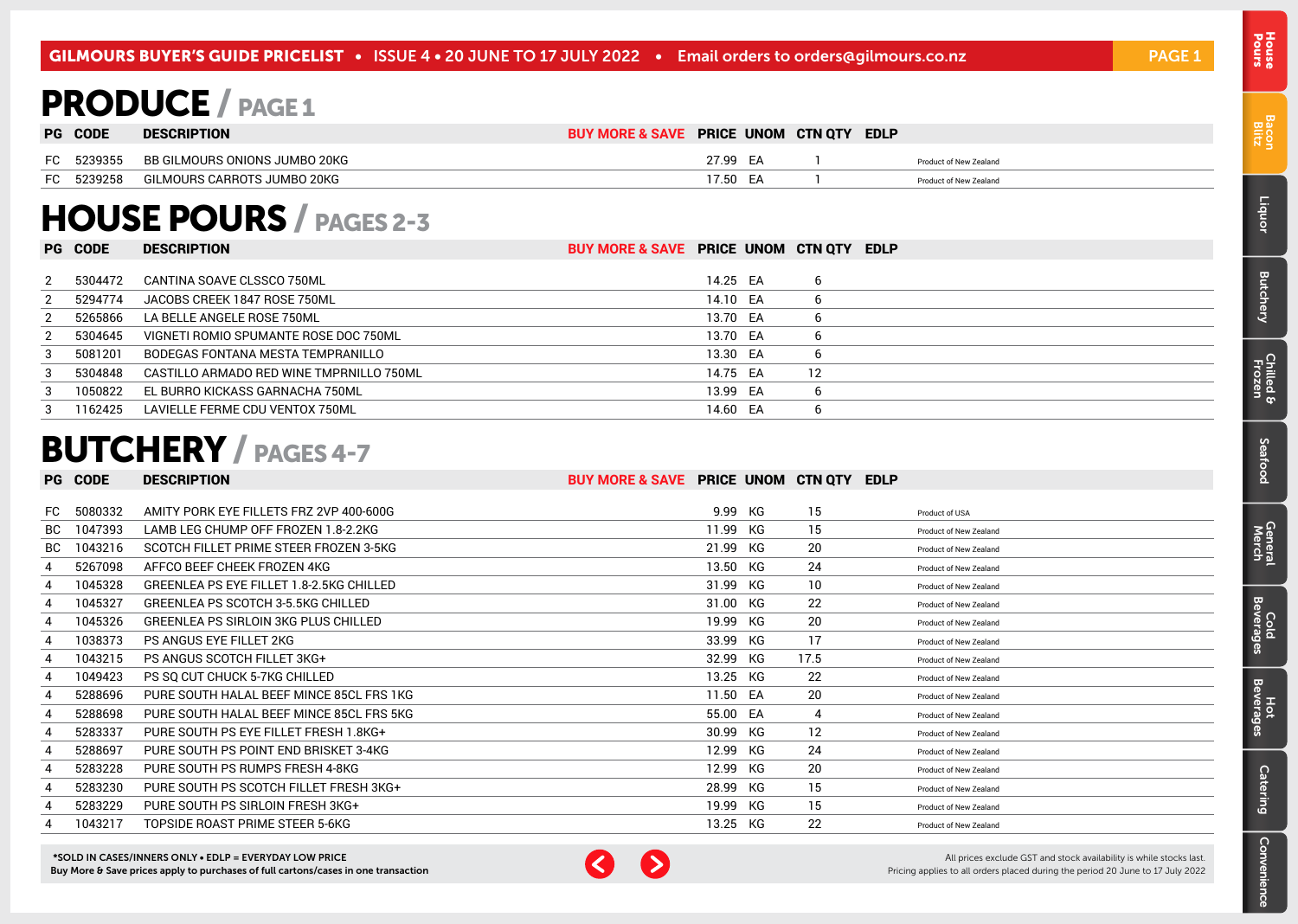# PRODUCE / PAGE 1

| PG | CODE | DESCRIPTION | BUY MORE & SAVE | PRICE | UNOM | CTN QTY | EDLP | |
|---|---|---|---|---|---|---|---|---|
| FC | 5239355 | BB GILMOURS ONIONS JUMBO 20KG | | 27.99 | EA | 1 | | Product of New Zealand |
| FC | 5239258 | GILMOURS CARROTS JUMBO 20KG | | 17.50 | EA | 1 | | Product of New Zealand |

# HOUSE POURS / PAGES 2-3

| PG | CODE | DESCRIPTION | BUY MORE & SAVE | PRICE | UNOM | CTN QTY | EDLP |
|---|---|---|---|---|---|---|---|
| 2 | 5304472 | CANTINA SOAVE CLSSCO 750ML | | 14.25 | EA | 6 | |
| 2 | 5294774 | JACOBS CREEK 1847 ROSE 750ML | | 14.10 | EA | 6 | |
| 2 | 5265866 | LA BELLE ANGELE ROSE 750ML | | 13.70 | EA | 6 | |
| 2 | 5304645 | VIGNETI ROMIO SPUMANTE ROSE DOC 750ML | | 13.70 | EA | 6 | |
| 3 | 5081201 | BODEGAS FONTANA MESTA TEMPRANILLO | | 13.30 | EA | 6 | |
| 3 | 5304848 | CASTILLO ARMADO RED WINE TMPRNILLO 750ML | | 14.75 | EA | 12 | |
| 3 | 1050822 | EL BURRO KICKASS GARNACHA 750ML | | 13.99 | EA | 6 | |
| 3 | 1162425 | LAVIELLE FERME CDU VENTOX 750ML | | 14.60 | EA | 6 | |

# BUTCHERY / PAGES 4-7

| PG | CODE | DESCRIPTION | BUY MORE & SAVE | PRICE | UNOM | CTN QTY | EDLP | |
|---|---|---|---|---|---|---|---|---|
| FC | 5080332 | AMITY PORK EYE FILLETS FRZ 2VP 400-600G | | 9.99 | KG | 15 | | Product of USA |
| BC | 1047393 | LAMB LEG CHUMP OFF FROZEN 1.8-2.2KG | | 11.99 | KG | 15 | | Product of New Zealand |
| BC | 1043216 | SCOTCH FILLET PRIME STEER FROZEN 3-5KG | | 21.99 | KG | 20 | | Product of New Zealand |
| 4 | 5267098 | AFFCO BEEF CHEEK FROZEN 4KG | | 13.50 | KG | 24 | | Product of New Zealand |
| 4 | 1045328 | GREENLEA PS EYE FILLET 1.8-2.5KG CHILLED | | 31.99 | KG | 10 | | Product of New Zealand |
| 4 | 1045327 | GREENLEA PS SCOTCH 3-5.5KG CHILLED | | 31.00 | KG | 22 | | Product of New Zealand |
| 4 | 1045326 | GREENLEA PS SIRLOIN 3KG PLUS CHILLED | | 19.99 | KG | 20 | | Product of New Zealand |
| 4 | 1038373 | PS ANGUS EYE FILLET 2KG | | 33.99 | KG | 17 | | Product of New Zealand |
| 4 | 1043215 | PS ANGUS SCOTCH FILLET 3KG+ | | 32.99 | KG | 17.5 | | Product of New Zealand |
| 4 | 1049423 | PS SQ CUT CHUCK 5-7KG CHILLED | | 13.25 | KG | 22 | | Product of New Zealand |
| 4 | 5288696 | PURE SOUTH HALAL BEEF MINCE 85CL FRS 1KG | | 11.50 | EA | 20 | | Product of New Zealand |
| 4 | 5288698 | PURE SOUTH HALAL BEEF MINCE 85CL FRS 5KG | | 55.00 | EA | 4 | | Product of New Zealand |
| 4 | 5283337 | PURE SOUTH PS EYE FILLET FRESH 1.8KG+ | | 30.99 | KG | 12 | | Product of New Zealand |
| 4 | 5288697 | PURE SOUTH PS POINT END BRISKET 3-4KG | | 12.99 | KG | 24 | | Product of New Zealand |
| 4 | 5283228 | PURE SOUTH PS RUMPS FRESH 4-8KG | | 12.99 | KG | 20 | | Product of New Zealand |
| 4 | 5283230 | PURE SOUTH PS SCOTCH FILLET FRESH 3KG+ | | 28.99 | KG | 15 | | Product of New Zealand |
| 4 | 5283229 | PURE SOUTH PS SIRLOIN FRESH 3KG+ | | 19.99 | KG | 15 | | Product of New Zealand |
| 4 | 1043217 | TOPSIDE ROAST PRIME STEER 5-6KG | | 13.25 | KG | 22 | | Product of New Zealand |

**\*SOLD IN CASES/INNERS ONLY • EDLP = EVERYDAY LOW PRICE**
**Buy More & Save prices apply to purchases of full cartons/cases in one transaction**

All prices exclude GST and stock availability is while stocks last.
Pricing applies to all orders placed during the period 20 June to 17 July 2022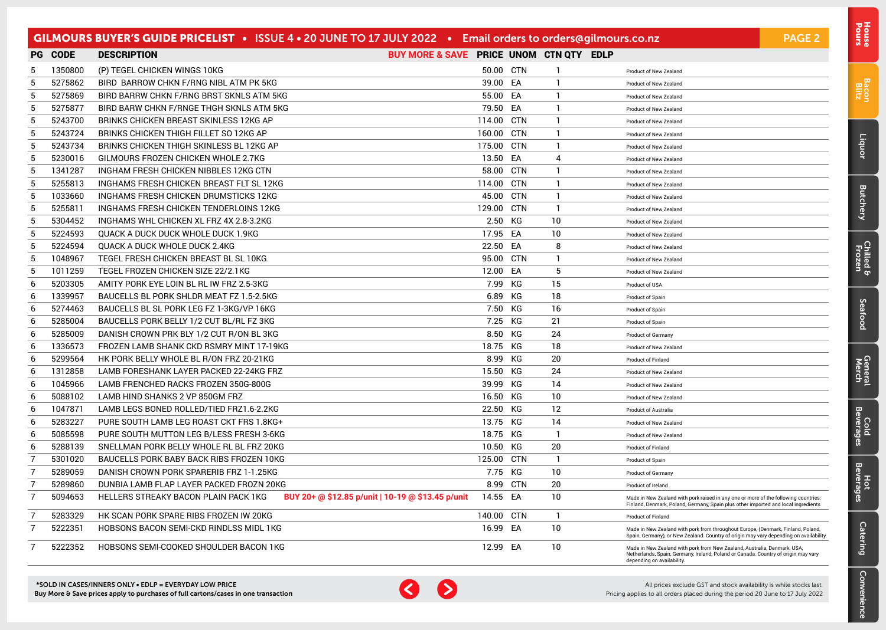## GILMOURS BUYER'S GUIDE PRICELIST • ISSUE 4 • 20 JUNE TO 17 JULY 2022 • Email orders to orders@gilmours.co.nz

| PG | CODE | DESCRIPTION | BUY MORE & SAVE | PRICE | UNOM | CTN QTY | EDLP | |
|---|---|---|---|---|---|---|---|---|
| 5 | 1350800 | (P) TEGEL CHICKEN WINGS 10KG | | 50.00 | CTN | 1 | | Product of New Zealand |
| 5 | 5275862 | BIRD BARROW CHKN F/RNG NIBL ATM PK 5KG | | 39.00 | EA | 1 | | Product of New Zealand |
| 5 | 5275869 | BIRD BARRW CHKN F/RNG BRST SKNLS ATM 5KG | | 55.00 | EA | 1 | | Product of New Zealand |
| 5 | 5275877 | BIRD BARW CHKN F/RNGE THGH SKNLS ATM 5KG | | 79.50 | EA | 1 | | Product of New Zealand |
| 5 | 5243700 | BRINKS CHICKEN BREAST SKINLESS 12KG AP | | 114.00 | CTN | 1 | | Product of New Zealand |
| 5 | 5243724 | BRINKS CHICKEN THIGH FILLET SO 12KG AP | | 160.00 | CTN | 1 | | Product of New Zealand |
| 5 | 5243734 | BRINKS CHICKEN THIGH SKINLESS BL 12KG AP | | 175.00 | CTN | 1 | | Product of New Zealand |
| 5 | 5230016 | GILMOURS FROZEN CHICKEN WHOLE 2.7KG | | 13.50 | EA | 4 | | Product of New Zealand |
| 5 | 1341287 | INGHAM FRESH CHICKEN NIBBLES 12KG CTN | | 58.00 | CTN | 1 | | Product of New Zealand |
| 5 | 5255813 | INGHAMS FRESH CHICKEN BREAST FLT SL 12KG | | 114.00 | CTN | 1 | | Product of New Zealand |
| 5 | 1033660 | INGHAMS FRESH CHICKEN DRUMSTICKS 12KG | | 45.00 | CTN | 1 | | Product of New Zealand |
| 5 | 5255811 | INGHAMS FRESH CHICKEN TENDERLOINS 12KG | | 129.00 | CTN | 1 | | Product of New Zealand |
| 5 | 5304452 | INGHAMS WHL CHICKEN XL FRZ 4X 2.8-3.2KG | | 2.50 | KG | 10 | | Product of New Zealand |
| 5 | 5224593 | QUACK A DUCK DUCK WHOLE DUCK 1.9KG | | 17.95 | EA | 10 | | Product of New Zealand |
| 5 | 5224594 | QUACK A DUCK WHOLE DUCK 2.4KG | | 22.50 | EA | 8 | | Product of New Zealand |
| 5 | 1048967 | TEGEL FRESH CHICKEN BREAST BL SL 10KG | | 95.00 | CTN | 1 | | Product of New Zealand |
| 5 | 1011259 | TEGEL FROZEN CHICKEN SIZE 22/2.1KG | | 12.00 | EA | 5 | | Product of New Zealand |
| 6 | 5203305 | AMITY PORK EYE LOIN BL RL IW FRZ 2.5-3KG | | 7.99 | KG | 15 | | Product of USA |
| 6 | 1339957 | BAUCELLS BL PORK SHLDR MEAT FZ 1.5-2.5KG | | 6.89 | KG | 18 | | Product of Spain |
| 6 | 5274463 | BAUCELLS BL SL PORK LEG FZ 1-3KG/VP 16KG | | 7.50 | KG | 16 | | Product of Spain |
| 6 | 5285004 | BAUCELLS PORK BELLY 1/2 CUT BL/RL FZ 3KG | | 7.25 | KG | 21 | | Product of Spain |
| 6 | 5285009 | DANISH CROWN PRK BLY 1/2 CUT R/ON BL 3KG | | 8.50 | KG | 24 | | Product of Germany |
| 6 | 1336573 | FROZEN LAMB SHANK CKD RSMRY MINT 17-19KG | | 18.75 | KG | 18 | | Product of New Zealand |
| 6 | 5299564 | HK PORK BELLY WHOLE BL R/ON FRZ 20-21KG | | 8.99 | KG | 20 | | Product of Finland |
| 6 | 1312858 | LAMB FORESHANK LAYER PACKED 22-24KG FRZ | | 15.50 | KG | 24 | | Product of New Zealand |
| 6 | 1045966 | LAMB FRENCHED RACKS FROZEN 350G-800G | | 39.99 | KG | 14 | | Product of New Zealand |
| 6 | 5088102 | LAMB HIND SHANKS 2 VP 850GM FRZ | | 16.50 | KG | 10 | | Product of New Zealand |
| 6 | 1047871 | LAMB LEGS BONED ROLLED/TIED FRZ1.6-2.2KG | | 22.50 | KG | 12 | | Product of Australia |
| 6 | 5283227 | PURE SOUTH LAMB LEG ROAST CKT FRS 1.8KG+ | | 13.75 | KG | 14 | | Product of New Zealand |
| 6 | 5085598 | PURE SOUTH MUTTON LEG B/LESS FRESH 3-6KG | | 18.75 | KG | 1 | | Product of New Zealand |
| 6 | 5288139 | SNELLMAN PORK BELLY WHOLE RL BL FRZ 20KG | | 10.50 | KG | 20 | | Product of Finland |
| 7 | 5301020 | BAUCELLS PORK BABY BACK RIBS FROZEN 10KG | | 125.00 | CTN | 1 | | Product of Spain |
| 7 | 5289059 | DANISH CROWN PORK SPARERIB FRZ 1-1.25KG | | 7.75 | KG | 10 | | Product of Germany |
| 7 | 5289860 | DUNBIA LAMB FLAP LAYER PACKED FROZN 20KG | | 8.99 | CTN | 20 | | Product of Ireland |
| 7 | 5094653 | HELLERS STREAKY BACON PLAIN PACK 1KG | BUY 20+ @ $12.85 p/unit \| 10-19 @ $13.45 p/unit | 14.55 | EA | 10 | | Made in New Zealand with pork raised in any one or more of the following countries: Finland, Denmark, Poland, Germany, Spain plus other imported and local ingredients |
| 7 | 5283329 | HK SCAN PORK SPARE RIBS FROZEN IW 20KG | | 140.00 | CTN | 1 | | Product of Finland |
| 7 | 5222351 | HOBSONS BACON SEMI-CKD RINDLSS MIDL 1KG | | 16.99 | EA | 10 | | Made in New Zealand with pork from throughout Europe, (Denmark, Finland, Poland, Spain, Germany), or New Zealand. Country of origin may vary depending on availability. |
| 7 | 5222352 | HOBSONS SEMI-COOKED SHOULDER BACON 1KG | | 12.99 | EA | 10 | | Made in New Zealand with pork from New Zealand, Australia, Denmark, USA, Netherlands, Spain, Germany, Ireland, Poland or Canada. Country of origin may vary depending on availability. |

**\*SOLD IN CASES/INNERS ONLY • EDLP = EVERYDAY LOW PRICE**
**Buy More & Save prices apply to purchases of full cartons/cases in one transaction**

All prices exclude GST and stock availability is while stocks last.
Pricing applies to all orders placed during the period 20 June to 17 July 2022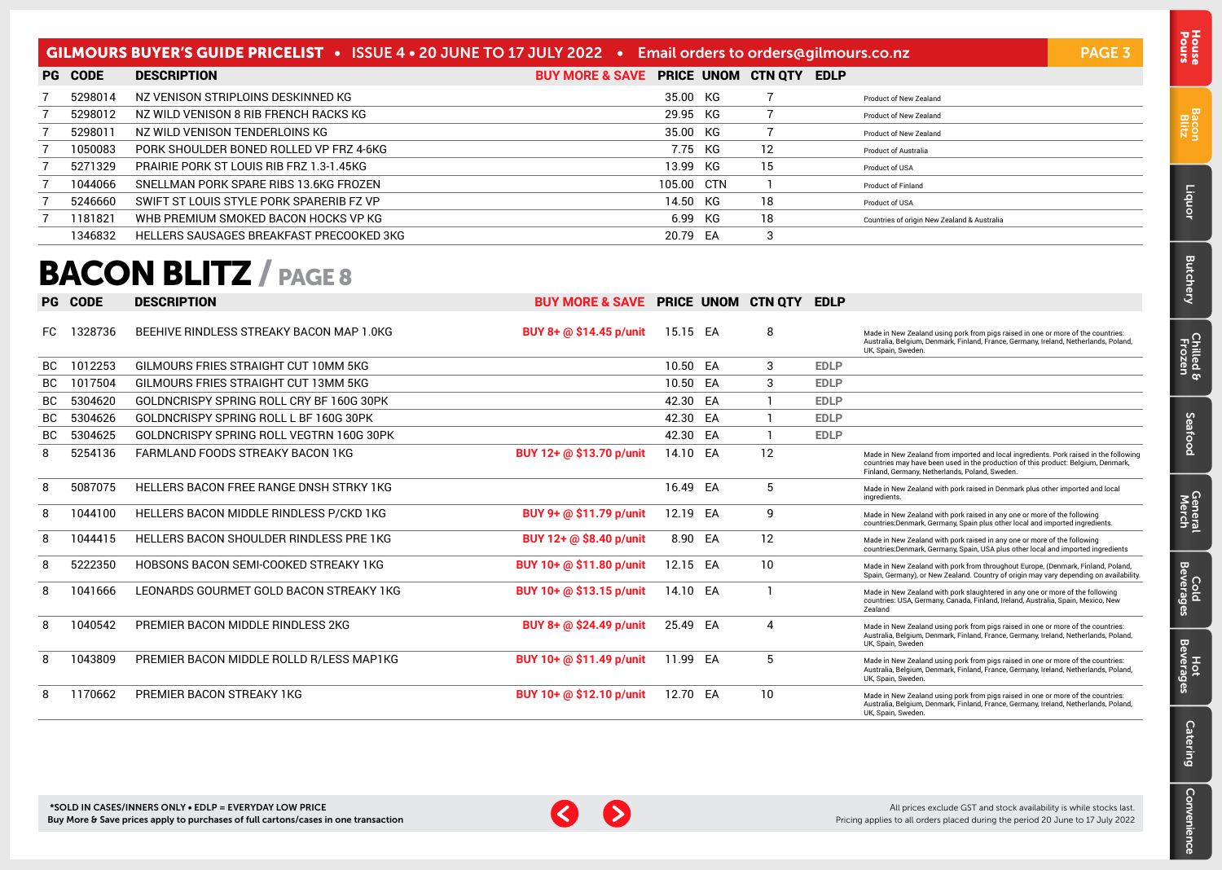| PG | CODE | DESCRIPTION | BUY MORE & SAVE | PRICE | UNOM | CTN QTY | EDLP | |
|---|---|---|---|---|---|---|---|---|
| 7 | 5298014 | NZ VENISON STRIPLOINS DESKINNED KG | | 35.00 | KG | 7 | | Product of New Zealand |
| 7 | 5298012 | NZ WILD VENISON 8 RIB FRENCH RACKS KG | | 29.95 | KG | 7 | | Product of New Zealand |
| 7 | 5298011 | NZ WILD VENISON TENDERLOINS KG | | 35.00 | KG | 7 | | Product of New Zealand |
| 7 | 1050083 | PORK SHOULDER BONED ROLLED VP FRZ 4-6KG | | 7.75 | KG | 12 | | Product of Australia |
| 7 | 5271329 | PRAIRIE PORK ST LOUIS RIB FRZ 1.3-1.45KG | | 13.99 | KG | 15 | | Product of USA |
| 7 | 1044066 | SNELLMAN PORK SPARE RIBS 13.6KG FROZEN | | 105.00 | CTN | 1 | | Product of Finland |
| 7 | 5246660 | SWIFT ST LOUIS STYLE PORK SPARERIB FZ VP | | 14.50 | KG | 18 | | Product of USA |
| 7 | 1181821 | WHB PREMIUM SMOKED BACON HOCKS VP KG | | 6.99 | KG | 18 | | Countries of origin New Zealand & Australia |
| | 1346832 | HELLERS SAUSAGES BREAKFAST PRECOOKED 3KG | | 20.79 | EA | 3 | | |

# BACON BLITZ / PAGE 8

| PG | CODE | DESCRIPTION | BUY MORE & SAVE | PRICE | UNOM | CTN QTY | EDLP | |
|---|---|---|---|---|---|---|---|---|
| FC | 1328736 | BEEHIVE RINDLESS STREAKY BACON MAP 1.0KG | BUY 8+ @ $14.45 p/unit | 15.15 | EA | 8 | | Made in New Zealand using pork from pigs raised in one or more of the countries: Australia, Belgium, Denmark, Finland, France, Germany, Ireland, Netherlands, Poland, UK, Spain, Sweden. |
| BC | 1012253 | GILMOURS FRIES STRAIGHT CUT 10MM 5KG | | 10.50 | EA | 3 | EDLP | |
| BC | 1017504 | GILMOURS FRIES STRAIGHT CUT 13MM 5KG | | 10.50 | EA | 3 | EDLP | |
| BC | 5304620 | GOLDNCRISPY SPRING ROLL CRY BF 160G 30PK | | 42.30 | EA | 1 | EDLP | |
| BC | 5304626 | GOLDNCRISPY SPRING ROLL L BF 160G 30PK | | 42.30 | EA | 1 | EDLP | |
| BC | 5304625 | GOLDNCRISPY SPRING ROLL VEGTRN 160G 30PK | | 42.30 | EA | 1 | EDLP | |
| 8 | 5254136 | FARMLAND FOODS STREAKY BACON 1KG | BUY 12+ @ $13.70 p/unit | 14.10 | EA | 12 | | Made in New Zealand from imported and local ingredients. Pork raised in the following countries may have been used in the production of this product: Belgium, Denmark, Finland, Germany, Netherlands, Poland, Sweden. |
| 8 | 5087075 | HELLERS BACON FREE RANGE DNSH STRKY 1KG | | 16.49 | EA | 5 | | Made in New Zealand with pork raised in Denmark plus other imported and local ingredients. |
| 8 | 1044100 | HELLERS BACON MIDDLE RINDLESS P/CKD 1KG | BUY 9+ @ $11.79 p/unit | 12.19 | EA | 9 | | Made in New Zealand with pork raised in any one or more of the following countries:Denmark, Germany, Spain plus other local and imported ingredients. |
| 8 | 1044415 | HELLERS BACON SHOULDER RINDLESS PRE 1KG | BUY 12+ @ $8.40 p/unit | 8.90 | EA | 12 | | Made in New Zealand with pork raised in any one or more of the following countries:Denmark, Germany, Spain, USA plus other local and imported ingredients |
| 8 | 5222350 | HOBSONS BACON SEMI-COOKED STREAKY 1KG | BUY 10+ @ $11.80 p/unit | 12.15 | EA | 10 | | Made in New Zealand with pork from throughout Europe, (Denmark, Finland, Poland, Spain, Germany), or New Zealand. Country of origin may vary depending on availability. |
| 8 | 1041666 | LEONARDS GOURMET GOLD BACON STREAKY 1KG | BUY 10+ @ $13.15 p/unit | 14.10 | EA | 1 | | Made in New Zealand with pork slaughtered in any one or more of the following countries: USA, Germany, Canada, Finland, Ireland, Australia, Spain, Mexico, New Zealand |
| 8 | 1040542 | PREMIER BACON MIDDLE RINDLESS 2KG | BUY 8+ @ $24.49 p/unit | 25.49 | EA | 4 | | Made in New Zealand using pork from pigs raised in one or more of the countries: Australia, Belgium, Denmark, Finland, France, Germany, Ireland, Netherlands, Poland, UK, Spain, Sweden |
| 8 | 1043809 | PREMIER BACON MIDDLE ROLLD R/LESS MAP1KG | BUY 10+ @ $11.49 p/unit | 11.99 | EA | 5 | | Made in New Zealand using pork from pigs raised in one or more of the countries: Australia, Belgium, Denmark, Finland, France, Germany, Ireland, Netherlands, Poland, UK, Spain, Sweden. |
| 8 | 1170662 | PREMIER BACON STREAKY 1KG | BUY 10+ @ $12.10 p/unit | 12.70 | EA | 10 | | Made in New Zealand using pork from pigs raised in one or more of the countries: Australia, Belgium, Denmark, Finland, France, Germany, Ireland, Netherlands, Poland, UK, Spain, Sweden. |

**\*SOLD IN CASES/INNERS ONLY • EDLP = EVERYDAY LOW PRICE**
**Buy More & Save prices apply to purchases of full cartons/cases in one transaction**

All prices exclude GST and stock availability is while stocks last.
Pricing applies to all orders placed during the period 20 June to 17 July 2022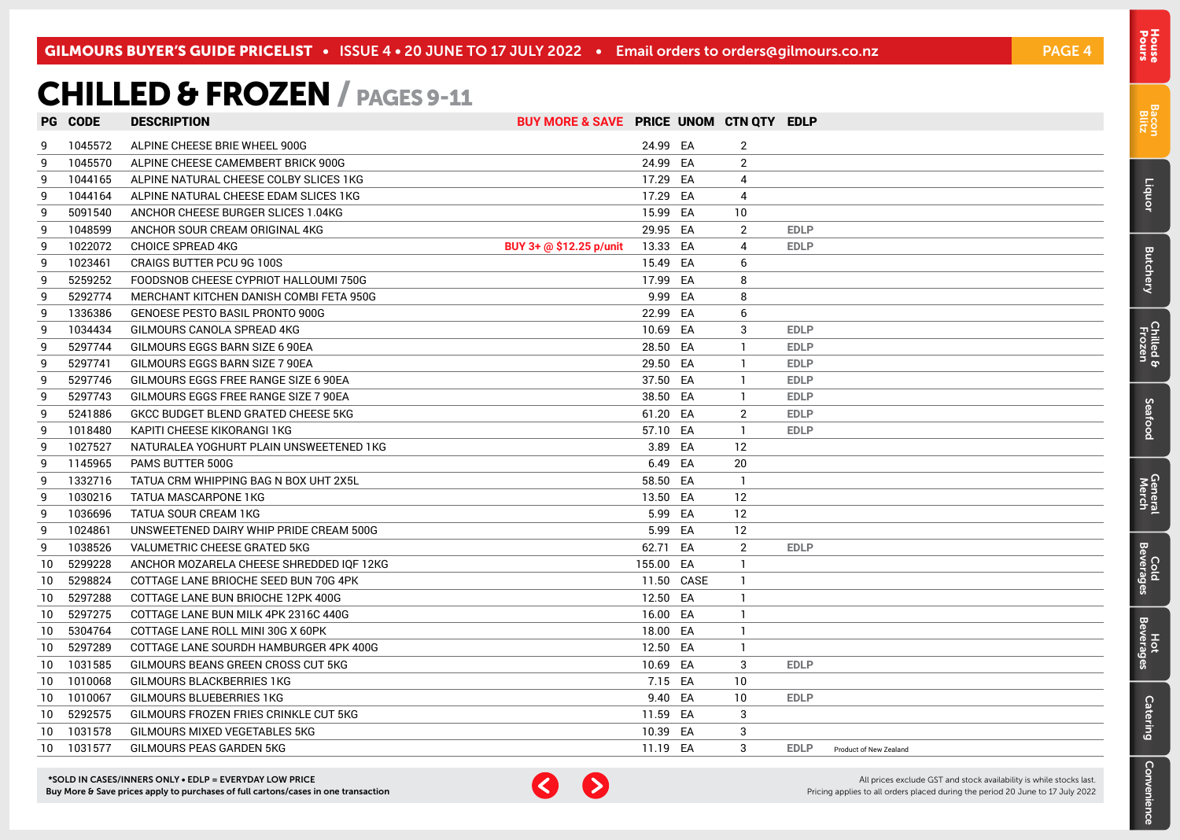# CHILLED & FROZEN / PAGES 9-11

| PG | CODE | DESCRIPTION | BUY MORE & SAVE | PRICE | UNOM | CTN QTY | EDLP |
|---|---|---|---|---|---|---|---|
| 9 | 1045572 | ALPINE CHEESE BRIE WHEEL 900G | | 24.99 | EA | 2 | |
| 9 | 1045570 | ALPINE CHEESE CAMEMBERT BRICK 900G | | 24.99 | EA | 2 | |
| 9 | 1044165 | ALPINE NATURAL CHEESE COLBY SLICES 1KG | | 17.29 | EA | 4 | |
| 9 | 1044164 | ALPINE NATURAL CHEESE EDAM SLICES 1KG | | 17.29 | EA | 4 | |
| 9 | 5091540 | ANCHOR CHEESE BURGER SLICES 1.04KG | | 15.99 | EA | 10 | |
| 9 | 1048599 | ANCHOR SOUR CREAM ORIGINAL 4KG | | 29.95 | EA | 2 | EDLP |
| 9 | 1022072 | CHOICE SPREAD 4KG | BUY 3+ @ $12.25 p/unit | 13.33 | EA | 4 | EDLP |
| 9 | 1023461 | CRAIGS BUTTER PCU 9G 100S | | 15.49 | EA | 6 | |
| 9 | 5259252 | FOODSNOB CHEESE CYPRIOT HALLOUMI 750G | | 17.99 | EA | 8 | |
| 9 | 5292774 | MERCHANT KITCHEN DANISH COMBI FETA 950G | | 9.99 | EA | 8 | |
| 9 | 1336386 | GENOESE PESTO BASIL PRONTO 900G | | 22.99 | EA | 6 | |
| 9 | 1034434 | GILMOURS CANOLA SPREAD 4KG | | 10.69 | EA | 3 | EDLP |
| 9 | 5297744 | GILMOURS EGGS BARN SIZE 6 90EA | | 28.50 | EA | 1 | EDLP |
| 9 | 5297741 | GILMOURS EGGS BARN SIZE 7 90EA | | 29.50 | EA | 1 | EDLP |
| 9 | 5297746 | GILMOURS EGGS FREE RANGE SIZE 6 90EA | | 37.50 | EA | 1 | EDLP |
| 9 | 5297743 | GILMOURS EGGS FREE RANGE SIZE 7 90EA | | 38.50 | EA | 1 | EDLP |
| 9 | 5241886 | GKCC BUDGET BLEND GRATED CHEESE 5KG | | 61.20 | EA | 2 | EDLP |
| 9 | 1018480 | KAPITI CHEESE KIKORANGI 1KG | | 57.10 | EA | 1 | EDLP |
| 9 | 1027527 | NATURALEA YOGHURT PLAIN UNSWEETENED 1KG | | 3.89 | EA | 12 | |
| 9 | 1145965 | PAMS BUTTER 500G | | 6.49 | EA | 20 | |
| 9 | 1332716 | TATUA CRM WHIPPING BAG N BOX UHT 2X5L | | 58.50 | EA | 1 | |
| 9 | 1030216 | TATUA MASCARPONE 1KG | | 13.50 | EA | 12 | |
| 9 | 1036696 | TATUA SOUR CREAM 1KG | | 5.99 | EA | 12 | |
| 9 | 1024861 | UNSWEETENED DAIRY WHIP PRIDE CREAM 500G | | 5.99 | EA | 12 | |
| 9 | 1038526 | VALUMETRIC CHEESE GRATED 5KG | | 62.71 | EA | 2 | EDLP |
| 10 | 5299228 | ANCHOR MOZARELA CHEESE SHREDDED IQF 12KG | | 155.00 | EA | 1 | |
| 10 | 5298824 | COTTAGE LANE BRIOCHE SEED BUN 70G 4PK | | 11.50 | CASE | 1 | |
| 10 | 5297288 | COTTAGE LANE BUN BRIOCHE 12PK 400G | | 12.50 | EA | 1 | |
| 10 | 5297275 | COTTAGE LANE BUN MILK 4PK 2316C 440G | | 16.00 | EA | 1 | |
| 10 | 5304764 | COTTAGE LANE ROLL MINI 30G X 60PK | | 18.00 | EA | 1 | |
| 10 | 5297289 | COTTAGE LANE SOURDH HAMBURGER 4PK 400G | | 12.50 | EA | 1 | |
| 10 | 1031585 | GILMOURS BEANS GREEN CROSS CUT 5KG | | 10.69 | EA | 3 | EDLP |
| 10 | 1010068 | GILMOURS BLACKBERRIES 1KG | | 7.15 | EA | 10 | |
| 10 | 1010067 | GILMOURS BLUEBERRIES 1KG | | 9.40 | EA | 10 | EDLP |
| 10 | 5292575 | GILMOURS FROZEN FRIES CRINKLE CUT 5KG | | 11.59 | EA | 3 | |
| 10 | 1031578 | GILMOURS MIXED VEGETABLES 5KG | | 10.39 | EA | 3 | |
| 10 | 1031577 | GILMOURS PEAS GARDEN 5KG | | 11.19 | EA | 3 | EDLP Product of New Zealand |

*SOLD IN CASES/INNERS ONLY • EDLP = EVERYDAY LOW PRICE
Buy More & Save prices apply to purchases of full cartons/cases in one transaction

All prices exclude GST and stock availability is while stocks last.
Pricing applies to all orders placed during the period 20 June to 17 July 2022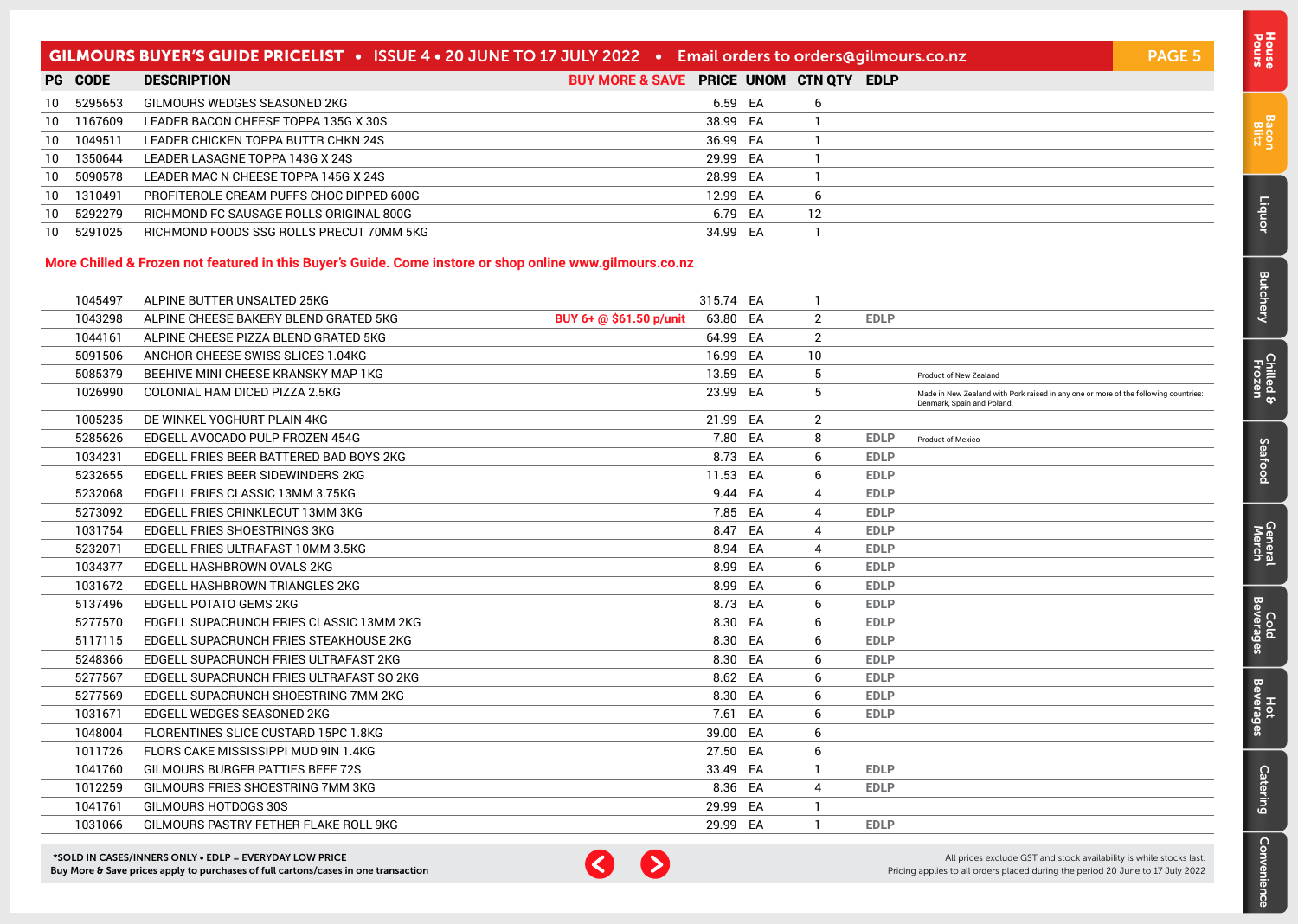## GILMOURS BUYER'S GUIDE PRICELIST • ISSUE 4 • 20 JUNE TO 17 JULY 2022 • Email orders to orders@gilmours.co.nz

| PG | CODE | DESCRIPTION | BUY MORE & SAVE | PRICE | UNOM | CTN QTY | EDLP | |
|---|---|---|---|---|---|---|---|---|
| 10 | 5295653 | GILMOURS WEDGES SEASONED 2KG | | 6.59 | EA | 6 | | |
| 10 | 1167609 | LEADER BACON CHEESE TOPPA 135G X 30S | | 38.99 | EA | 1 | | |
| 10 | 1049511 | LEADER CHICKEN TOPPA BUTTR CHKN 24S | | 36.99 | EA | 1 | | |
| 10 | 1350644 | LEADER LASAGNE TOPPA 143G X 24S | | 29.99 | EA | 1 | | |
| 10 | 5090578 | LEADER MAC N CHEESE TOPPA 145G X 24S | | 28.99 | EA | 1 | | |
| 10 | 1310491 | PROFITEROLE CREAM PUFFS CHOC DIPPED 600G | | 12.99 | EA | 6 | | |
| 10 | 5292279 | RICHMOND FC SAUSAGE ROLLS ORIGINAL 800G | | 6.79 | EA | 12 | | |
| 10 | 5291025 | RICHMOND FOODS SSG ROLLS PRECUT 70MM 5KG | | 34.99 | EA | 1 | | |

**More Chilled & Frozen not featured in this Buyer's Guide. Come instore or shop online www.gilmours.co.nz**

| PG | CODE | DESCRIPTION | BUY MORE & SAVE | PRICE | UNOM | CTN QTY | EDLP | |
|---|---|---|---|---|---|---|---|---|
| | 1045497 | ALPINE BUTTER UNSALTED 25KG | | 315.74 | EA | 1 | | |
| | 1043298 | ALPINE CHEESE BAKERY BLEND GRATED 5KG | BUY 6+ @ $61.50 p/unit | 63.80 | EA | 2 | EDLP | |
| | 1044161 | ALPINE CHEESE PIZZA BLEND GRATED 5KG | | 64.99 | EA | 2 | | |
| | 5091506 | ANCHOR CHEESE SWISS SLICES 1.04KG | | 16.99 | EA | 10 | | |
| | 5085379 | BEEHIVE MINI CHEESE KRANSKY MAP 1KG | | 13.59 | EA | 5 | | Product of New Zealand |
| | 1026990 | COLONIAL HAM DICED PIZZA 2.5KG | | 23.99 | EA | 5 | | Made in New Zealand with Pork raised in any one or more of the following countries: Denmark, Spain and Poland. |
| | 1005235 | DE WINKEL YOGHURT PLAIN 4KG | | 21.99 | EA | 2 | | |
| | 5285626 | EDGELL AVOCADO PULP FROZEN 454G | | 7.80 | EA | 8 | EDLP | Product of Mexico |
| | 1034231 | EDGELL FRIES BEER BATTERED BAD BOYS 2KG | | 8.73 | EA | 6 | EDLP | |
| | 5232655 | EDGELL FRIES BEER SIDEWINDERS 2KG | | 11.53 | EA | 6 | EDLP | |
| | 5232068 | EDGELL FRIES CLASSIC 13MM 3.75KG | | 9.44 | EA | 4 | EDLP | |
| | 5273092 | EDGELL FRIES CRINKLECUT 13MM 3KG | | 7.85 | EA | 4 | EDLP | |
| | 1031754 | EDGELL FRIES SHOESTRINGS 3KG | | 8.47 | EA | 4 | EDLP | |
| | 5232071 | EDGELL FRIES ULTRAFAST 10MM 3.5KG | | 8.94 | EA | 4 | EDLP | |
| | 1034377 | EDGELL HASHBROWN OVALS 2KG | | 8.99 | EA | 6 | EDLP | |
| | 1031672 | EDGELL HASHBROWN TRIANGLES 2KG | | 8.99 | EA | 6 | EDLP | |
| | 5137496 | EDGELL POTATO GEMS 2KG | | 8.73 | EA | 6 | EDLP | |
| | 5277570 | EDGELL SUPACRUNCH FRIES CLASSIC 13MM 2KG | | 8.30 | EA | 6 | EDLP | |
| | 5117115 | EDGELL SUPACRUNCH FRIES STEAKHOUSE 2KG | | 8.30 | EA | 6 | EDLP | |
| | 5248366 | EDGELL SUPACRUNCH FRIES ULTRAFAST 2KG | | 8.30 | EA | 6 | EDLP | |
| | 5277567 | EDGELL SUPACRUNCH FRIES ULTRAFAST SO 2KG | | 8.62 | EA | 6 | EDLP | |
| | 5277569 | EDGELL SUPACRUNCH SHOESTRING 7MM 2KG | | 8.30 | EA | 6 | EDLP | |
| | 1031671 | EDGELL WEDGES SEASONED 2KG | | 7.61 | EA | 6 | EDLP | |
| | 1048004 | FLORENTINES SLICE CUSTARD 15PC 1.8KG | | 39.00 | EA | 6 | | |
| | 1011726 | FLORS CAKE MISSISSIPPI MUD 9IN 1.4KG | | 27.50 | EA | 6 | | |
| | 1041760 | GILMOURS BURGER PATTIES BEEF 72S | | 33.49 | EA | 1 | EDLP | |
| | 1012259 | GILMOURS FRIES SHOESTRING 7MM 3KG | | 8.36 | EA | 4 | EDLP | |
| | 1041761 | GILMOURS HOTDOGS 30S | | 29.99 | EA | 1 | | |
| | 1031066 | GILMOURS PASTRY FETHER FLAKE ROLL 9KG | | 29.99 | EA | 1 | EDLP | |

**\*SOLD IN CASES/INNERS ONLY • EDLP = EVERYDAY LOW PRICE**
**Buy More & Save prices apply to purchases of full cartons/cases in one transaction**

All prices exclude GST and stock availability is while stocks last.
Pricing applies to all orders placed during the period 20 June to 17 July 2022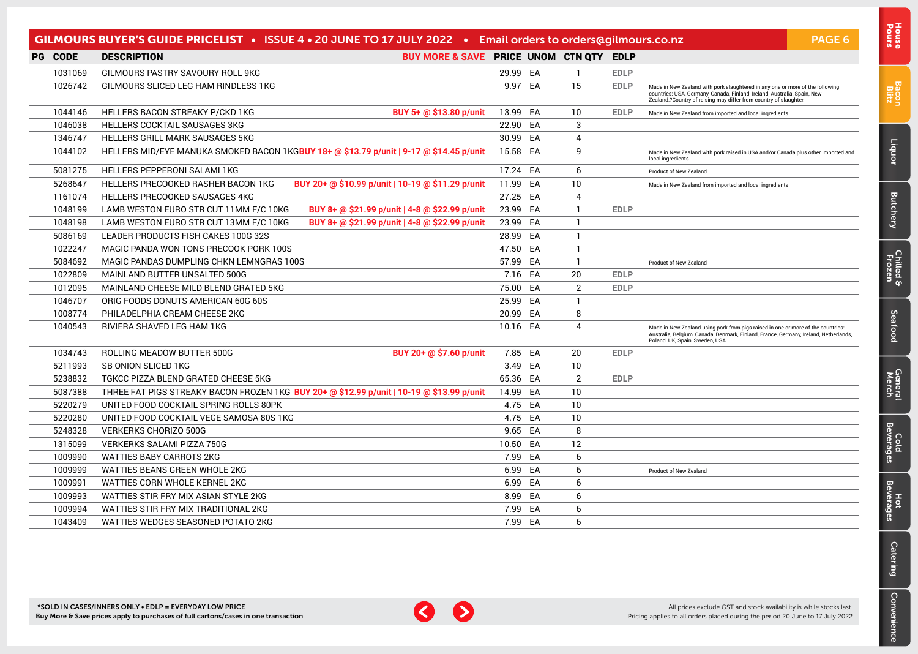## GILMOURS BUYER'S GUIDE PRICELIST • ISSUE 4 • 20 JUNE TO 17 JULY 2022 • Email orders to orders@gilmours.co.nz

| PG | CODE | DESCRIPTION | BUY MORE & SAVE | PRICE | UNOM | CTN QTY | EDLP | |
|---|---|---|---|---|---|---|---|---|
| | 1031069 | GILMOURS PASTRY SAVOURY ROLL 9KG | | 29.99 | EA | 1 | EDLP | |
| | 1026742 | GILMOURS SLICED LEG HAM RINDLESS 1KG | | 9.97 | EA | 15 | EDLP | Made in New Zealand with pork slaughtered in any one or more of the following countries: USA, Germany, Canada, Finland, Ireland, Australia, Spain, New Zealand.?Country of raising may differ from country of slaughter. |
| | 1044146 | HELLERS BACON STREAKY P/CKD 1KG | BUY 5+ @ $13.80 p/unit | 13.99 | EA | 10 | EDLP | Made in New Zealand from imported and local ingredients. |
| | 1046038 | HELLERS COCKTAIL SAUSAGES 3KG | | 22.90 | EA | 3 | | |
| | 1346747 | HELLERS GRILL MARK SAUSAGES 5KG | | 30.99 | EA | 4 | | |
| | 1044102 | HELLERS MID/EYE MANUKA SMOKED BACON 1KG | BUY 18+ @ $13.79 p/unit \| 9-17 @ $14.45 p/unit | 15.58 | EA | 9 | | Made in New Zealand with pork raised in USA and/or Canada plus other imported and local ingredients. |
| | 5081275 | HELLERS PEPPERONI SALAMI 1KG | | 17.24 | EA | 6 | | Product of New Zealand |
| | 5268647 | HELLERS PRECOOKED RASHER BACON 1KG | BUY 20+ @ $10.99 p/unit \| 10-19 @ $11.29 p/unit | 11.99 | EA | 10 | | Made in New Zealand from imported and local ingredients |
| | 1161074 | HELLERS PRECOOKED SAUSAGES 4KG | | 27.25 | EA | 4 | | |
| | 1048199 | LAMB WESTON EURO STR CUT 11MM F/C 10KG | BUY 8+ @ $21.99 p/unit \| 4-8 @ $22.99 p/unit | 23.99 | EA | 1 | EDLP | |
| | 1048198 | LAMB WESTON EURO STR CUT 13MM F/C 10KG | BUY 8+ @ $21.99 p/unit \| 4-8 @ $22.99 p/unit | 23.99 | EA | 1 | | |
| | 5086169 | LEADER PRODUCTS FISH CAKES 100G 32S | | 28.99 | EA | 1 | | |
| | 1022247 | MAGIC PANDA WON TONS PRECOOK PORK 100S | | 47.50 | EA | 1 | | |
| | 5084692 | MAGIC PANDAS DUMPLING CHKN LEMNGRAS 100S | | 57.99 | EA | 1 | | Product of New Zealand |
| | 1022809 | MAINLAND BUTTER UNSALTED 500G | | 7.16 | EA | 20 | EDLP | |
| | 1012095 | MAINLAND CHEESE MILD BLEND GRATED 5KG | | 75.00 | EA | 2 | EDLP | |
| | 1046707 | ORIG FOODS DONUTS AMERICAN 60G 60S | | 25.99 | EA | 1 | | |
| | 1008774 | PHILADELPHIA CREAM CHEESE 2KG | | 20.99 | EA | 8 | | |
| | 1040543 | RIVIERA SHAVED LEG HAM 1KG | | 10.16 | EA | 4 | | Made in New Zealand using pork from pigs raised in one or more of the countries: Australia, Belgium, Canada, Denmark, Finland, France, Germany, Ireland, Netherlands, Poland, UK, Spain, Sweden, USA. |
| | 1034743 | ROLLING MEADOW BUTTER 500G | BUY 20+ @ $7.60 p/unit | 7.85 | EA | 20 | EDLP | |
| | 5211993 | SB ONION SLICED 1KG | | 3.49 | EA | 10 | | |
| | 5238832 | TGKCC PIZZA BLEND GRATED CHEESE 5KG | | 65.36 | EA | 2 | EDLP | |
| | 5087388 | THREE FAT PIGS STREAKY BACON FROZEN 1KG | BUY 20+ @ $12.99 p/unit \| 10-19 @ $13.99 p/unit | 14.99 | EA | 10 | | |
| | 5220279 | UNITED FOOD COCKTAIL SPRING ROLLS 80PK | | 4.75 | EA | 10 | | |
| | 5220280 | UNITED FOOD COCKTAIL VEGE SAMOSA 80S 1KG | | 4.75 | EA | 10 | | |
| | 5248328 | VERKERKS CHORIZO 500G | | 9.65 | EA | 8 | | |
| | 1315099 | VERKERKS SALAMI PIZZA 750G | | 10.50 | EA | 12 | | |
| | 1009990 | WATTIES BABY CARROTS 2KG | | 7.99 | EA | 6 | | |
| | 1009999 | WATTIES BEANS GREEN WHOLE 2KG | | 6.99 | EA | 6 | | Product of New Zealand |
| | 1009991 | WATTIES CORN WHOLE KERNEL 2KG | | 6.99 | EA | 6 | | |
| | 1009993 | WATTIES STIR FRY MIX ASIAN STYLE 2KG | | 8.99 | EA | 6 | | |
| | 1009994 | WATTIES STIR FRY MIX TRADITIONAL 2KG | | 7.99 | EA | 6 | | |
| | 1043409 | WATTIES WEDGES SEASONED POTATO 2KG | | 7.99 | EA | 6 | | |

*SOLD IN CASES/INNERS ONLY • EDLP = EVERYDAY LOW PRICE
Buy More & Save prices apply to purchases of full cartons/cases in one transaction

All prices exclude GST and stock availability is while stocks last.
Pricing applies to all orders placed during the period 20 June to 17 July 2022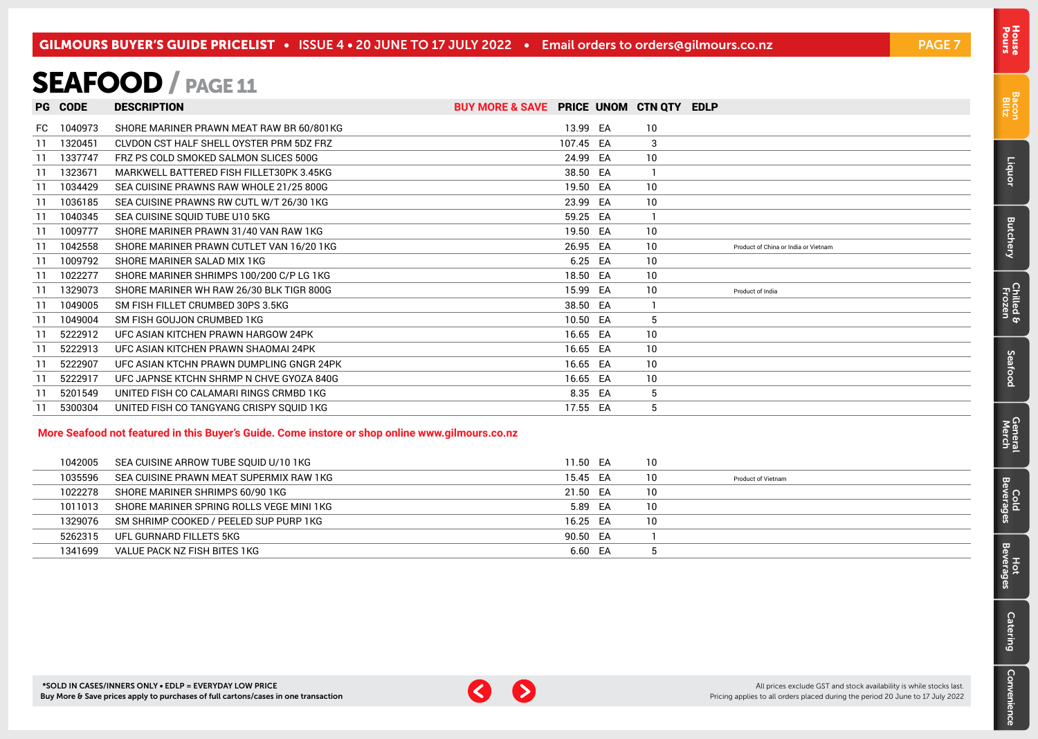# SEAFOOD / PAGE 11

| PG | CODE | DESCRIPTION | BUY MORE & SAVE | PRICE | UNOM | CTN QTY | EDLP | |
|---|---|---|---|---|---|---|---|---|
| FC | 1040973 | SHORE MARINER PRAWN MEAT RAW BR 60/801KG | | 13.99 | EA | 10 | | |
| 11 | 1320451 | CLVDON CST HALF SHELL OYSTER PRM 5DZ FRZ | | 107.45 | EA | 3 | | |
| 11 | 1337747 | FRZ PS COLD SMOKED SALMON SLICES 500G | | 24.99 | EA | 10 | | |
| 11 | 1323671 | MARKWELL BATTERED FISH FILLET30PK 3.45KG | | 38.50 | EA | 1 | | |
| 11 | 1034429 | SEA CUISINE PRAWNS RAW WHOLE 21/25 800G | | 19.50 | EA | 10 | | |
| 11 | 1036185 | SEA CUISINE PRAWNS RW CUTL W/T 26/30 1KG | | 23.99 | EA | 10 | | |
| 11 | 1040345 | SEA CUISINE SQUID TUBE U10 5KG | | 59.25 | EA | 1 | | |
| 11 | 1009777 | SHORE MARINER PRAWN 31/40 VAN RAW 1KG | | 19.50 | EA | 10 | | |
| 11 | 1042558 | SHORE MARINER PRAWN CUTLET VAN 16/20 1KG | | 26.95 | EA | 10 | | Product of China or India or Vietnam |
| 11 | 1009792 | SHORE MARINER SALAD MIX 1KG | | 6.25 | EA | 10 | | |
| 11 | 1022277 | SHORE MARINER SHRIMPS 100/200 C/P LG 1KG | | 18.50 | EA | 10 | | |
| 11 | 1329073 | SHORE MARINER WH RAW 26/30 BLK TIGR 800G | | 15.99 | EA | 10 | | Product of India |
| 11 | 1049005 | SM FISH FILLET CRUMBED 30PS 3.5KG | | 38.50 | EA | 1 | | |
| 11 | 1049004 | SM FISH GOUJON CRUMBED 1KG | | 10.50 | EA | 5 | | |
| 11 | 5222912 | UFC ASIAN KITCHEN PRAWN HARGOW 24PK | | 16.65 | EA | 10 | | |
| 11 | 5222913 | UFC ASIAN KITCHEN PRAWN SHAOMAI 24PK | | 16.65 | EA | 10 | | |
| 11 | 5222907 | UFC ASIAN KTCHN PRAWN DUMPLING GNGR 24PK | | 16.65 | EA | 10 | | |
| 11 | 5222917 | UFC JAPNSE KTCHN SHRMP N CHVE GYOZA 840G | | 16.65 | EA | 10 | | |
| 11 | 5201549 | UNITED FISH CO CALAMARI RINGS CRMBD 1KG | | 8.35 | EA | 5 | | |
| 11 | 5300304 | UNITED FISH CO TANGYANG CRISPY SQUID 1KG | | 17.55 | EA | 5 | | |

**More Seafood not featured in this Buyer's Guide. Come instore or shop online www.gilmours.co.nz**

| CODE | DESCRIPTION | PRICE | UNOM | CTN QTY | |
|---|---|---|---|---|---|
| 1042005 | SEA CUISINE ARROW TUBE SQUID U/10 1KG | 11.50 | EA | 10 | |
| 1035596 | SEA CUISINE PRAWN MEAT SUPERMIX RAW 1KG | 15.45 | EA | 10 | Product of Vietnam |
| 1022278 | SHORE MARINER SHRIMPS 60/90 1KG | 21.50 | EA | 10 | |
| 1011013 | SHORE MARINER SPRING ROLLS VEGE MINI 1KG | 5.89 | EA | 10 | |
| 1329076 | SM SHRIMP COOKED / PEELED SUP PURP 1KG | 16.25 | EA | 10 | |
| 5262315 | UFL GURNARD FILLETS 5KG | 90.50 | EA | 1 | |
| 1341699 | VALUE PACK NZ FISH BITES 1KG | 6.60 | EA | 5 | |

**\*SOLD IN CASES/INNERS ONLY • EDLP = EVERYDAY LOW PRICE**
**Buy More & Save prices apply to purchases of full cartons/cases in one transaction**

All prices exclude GST and stock availability is while stocks last.
Pricing applies to all orders placed during the period 20 June to 17 July 2022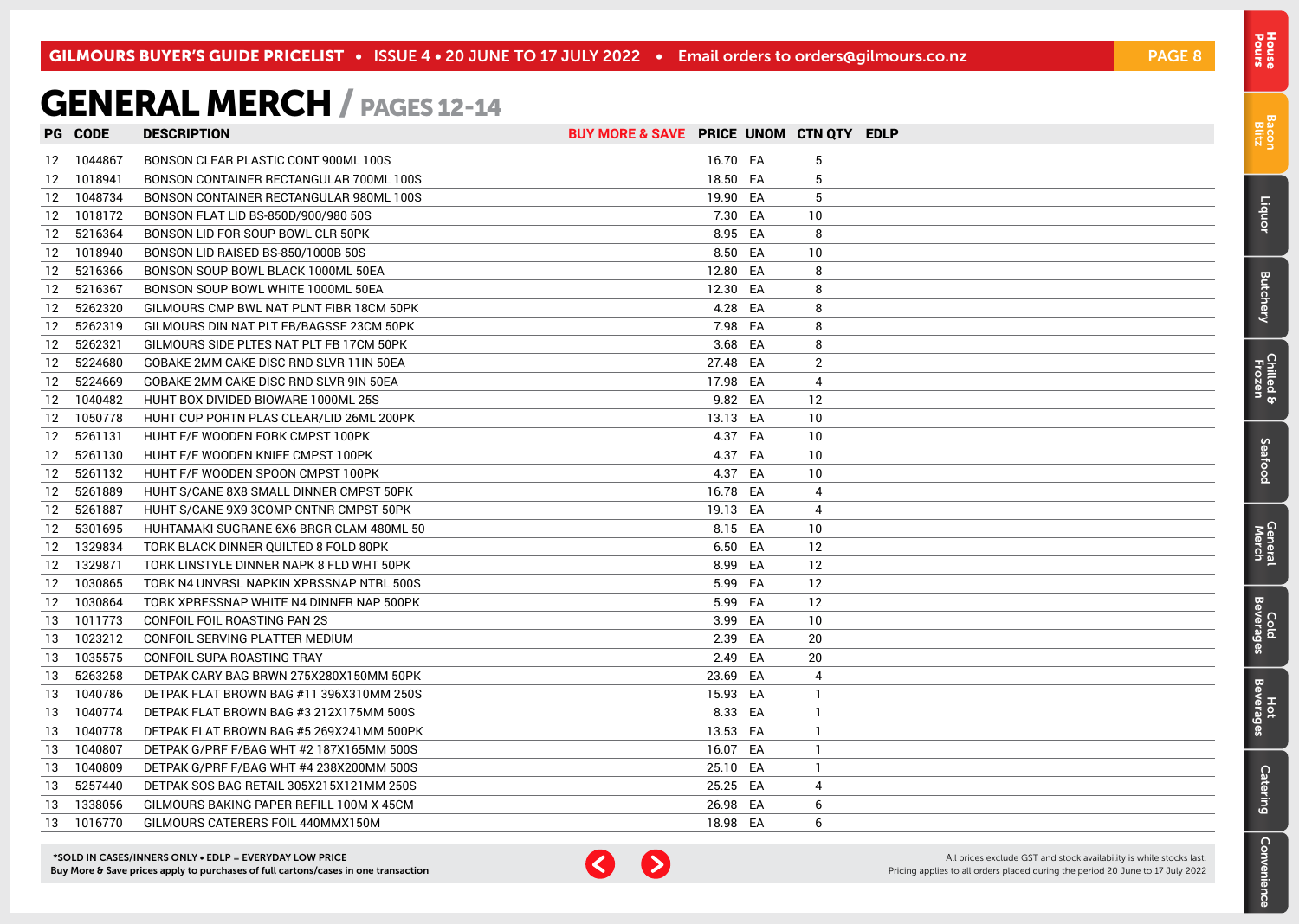# GENERAL MERCH / PAGES 12-14

| PG | CODE | DESCRIPTION | BUY MORE & SAVE | PRICE | UNOM | CTN QTY | EDLP |
|---|---|---|---|---|---|---|---|
| 12 | 1044867 | BONSON CLEAR PLASTIC CONT 900ML 100S | | 16.70 | EA | 5 | |
| 12 | 1018941 | BONSON CONTAINER RECTANGULAR 700ML 100S | | 18.50 | EA | 5 | |
| 12 | 1048734 | BONSON CONTAINER RECTANGULAR 980ML 100S | | 19.90 | EA | 5 | |
| 12 | 1018172 | BONSON FLAT LID BS-850D/900/980 50S | | 7.30 | EA | 10 | |
| 12 | 5216364 | BONSON LID FOR SOUP BOWL CLR 50PK | | 8.95 | EA | 8 | |
| 12 | 1018940 | BONSON LID RAISED BS-850/1000B 50S | | 8.50 | EA | 10 | |
| 12 | 5216366 | BONSON SOUP BOWL BLACK 1000ML 50EA | | 12.80 | EA | 8 | |
| 12 | 5216367 | BONSON SOUP BOWL WHITE 1000ML 50EA | | 12.30 | EA | 8 | |
| 12 | 5262320 | GILMOURS CMP BWL NAT PLNT FIBR 18CM 50PK | | 4.28 | EA | 8 | |
| 12 | 5262319 | GILMOURS DIN NAT PLT FB/BAGSSE 23CM 50PK | | 7.98 | EA | 8 | |
| 12 | 5262321 | GILMOURS SIDE PLTES NAT PLT FB 17CM 50PK | | 3.68 | EA | 8 | |
| 12 | 5224680 | GOBAKE 2MM CAKE DISC RND SLVR 11IN 50EA | | 27.48 | EA | 2 | |
| 12 | 5224669 | GOBAKE 2MM CAKE DISC RND SLVR 9IN 50EA | | 17.98 | EA | 4 | |
| 12 | 1040482 | HUHT BOX DIVIDED BIOWARE 1000ML 25S | | 9.82 | EA | 12 | |
| 12 | 1050778 | HUHT CUP PORTN PLAS CLEAR/LID 26ML 200PK | | 13.13 | EA | 10 | |
| 12 | 5261131 | HUHT F/F WOODEN FORK CMPST 100PK | | 4.37 | EA | 10 | |
| 12 | 5261130 | HUHT F/F WOODEN KNIFE CMPST 100PK | | 4.37 | EA | 10 | |
| 12 | 5261132 | HUHT F/F WOODEN SPOON CMPST 100PK | | 4.37 | EA | 10 | |
| 12 | 5261889 | HUHT S/CANE 8X8 SMALL DINNER CMPST 50PK | | 16.78 | EA | 4 | |
| 12 | 5261887 | HUHT S/CANE 9X9 3COMP CNTNR CMPST 50PK | | 19.13 | EA | 4 | |
| 12 | 5301695 | HUHTAMAKI SUGRANE 6X6 BRGR CLAM 480ML 50 | | 8.15 | EA | 10 | |
| 12 | 1329834 | TORK BLACK DINNER QUILTED 8 FOLD 80PK | | 6.50 | EA | 12 | |
| 12 | 1329871 | TORK LINSTYLE DINNER NAPK 8 FLD WHT 50PK | | 8.99 | EA | 12 | |
| 12 | 1030865 | TORK N4 UNVRSL NAPKIN XPRSSNAP NTRL 500S | | 5.99 | EA | 12 | |
| 12 | 1030864 | TORK XPRESSNAP WHITE N4 DINNER NAP 500PK | | 5.99 | EA | 12 | |
| 13 | 1011773 | CONFOIL FOIL ROASTING PAN 2S | | 3.99 | EA | 10 | |
| 13 | 1023212 | CONFOIL SERVING PLATTER MEDIUM | | 2.39 | EA | 20 | |
| 13 | 1035575 | CONFOIL SUPA ROASTING TRAY | | 2.49 | EA | 20 | |
| 13 | 5263258 | DETPAK CARY BAG BRWN 275X280X150MM 50PK | | 23.69 | EA | 4 | |
| 13 | 1040786 | DETPAK FLAT BROWN BAG #11 396X310MM 250S | | 15.93 | EA | 1 | |
| 13 | 1040774 | DETPAK FLAT BROWN BAG #3 212X175MM 500S | | 8.33 | EA | 1 | |
| 13 | 1040778 | DETPAK FLAT BROWN BAG #5 269X241MM 500PK | | 13.53 | EA | 1 | |
| 13 | 1040807 | DETPAK G/PRF F/BAG WHT #2 187X165MM 500S | | 16.07 | EA | 1 | |
| 13 | 1040809 | DETPAK G/PRF F/BAG WHT #4 238X200MM 500S | | 25.10 | EA | 1 | |
| 13 | 5257440 | DETPAK SOS BAG RETAIL 305X215X121MM 250S | | 25.25 | EA | 4 | |
| 13 | 1338056 | GILMOURS BAKING PAPER REFILL 100M X 45CM | | 26.98 | EA | 6 | |
| 13 | 1016770 | GILMOURS CATERERS FOIL 440MMX150M | | 18.98 | EA | 6 | |

*SOLD IN CASES/INNERS ONLY • EDLP = EVERYDAY LOW PRICE
Buy More & Save prices apply to purchases of full cartons/cases in one transaction

All prices exclude GST and stock availability is while stocks last.
Pricing applies to all orders placed during the period 20 June to 17 July 2022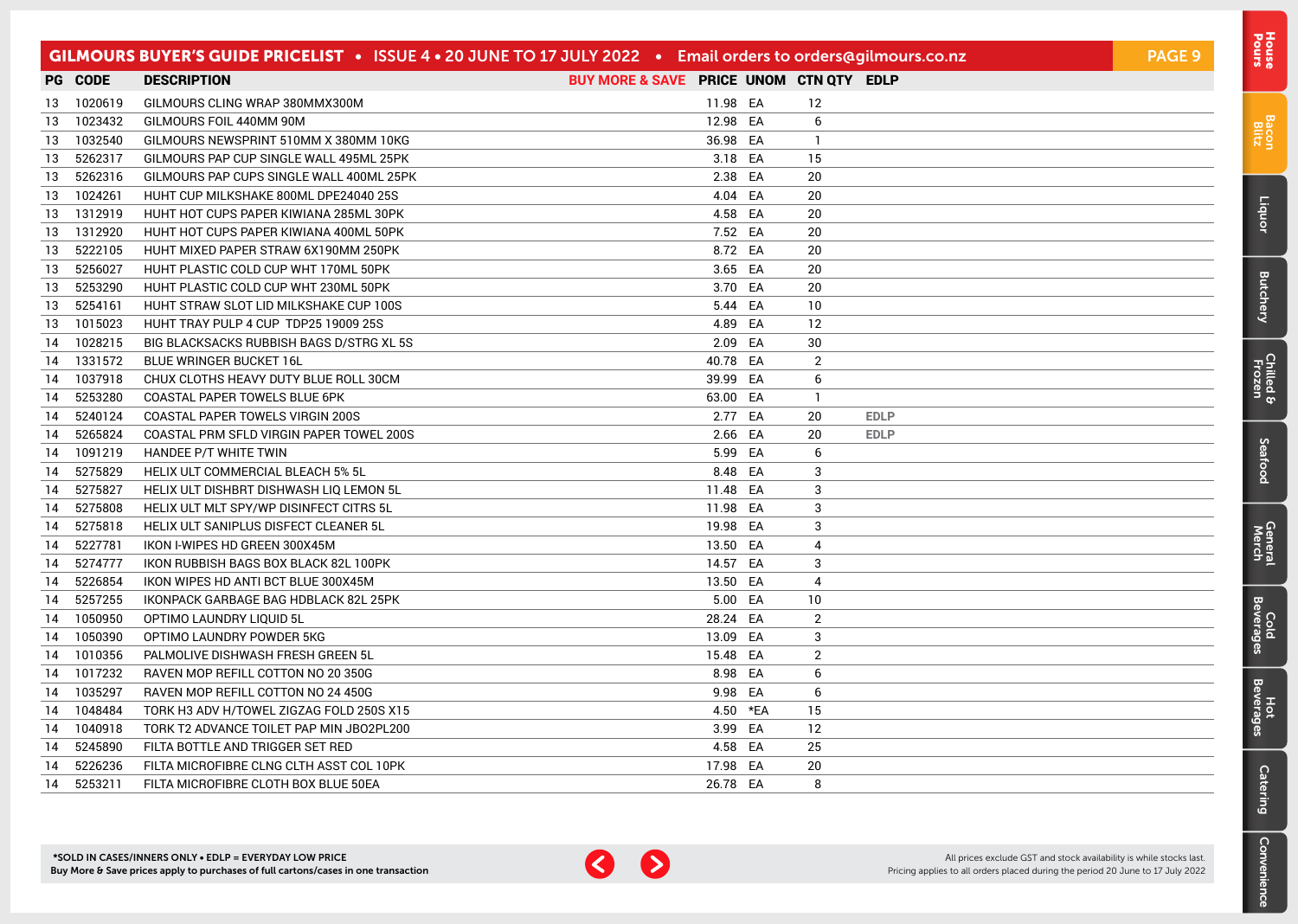## GILMOURS BUYER'S GUIDE PRICELIST • ISSUE 4 • 20 JUNE TO 17 JULY 2022 • Email orders to orders@gilmours.co.nz

| PG | CODE | DESCRIPTION | BUY MORE & SAVE | PRICE | UNOM | CTN QTY | EDLP |
|---|---|---|---|---|---|---|---|
| 13 | 1020619 | GILMOURS CLING WRAP 380MMX300M | | 11.98 | EA | 12 | |
| 13 | 1023432 | GILMOURS FOIL 440MM 90M | | 12.98 | EA | 6 | |
| 13 | 1032540 | GILMOURS NEWSPRINT 510MM X 380MM 10KG | | 36.98 | EA | 1 | |
| 13 | 5262317 | GILMOURS PAP CUP SINGLE WALL 495ML 25PK | | 3.18 | EA | 15 | |
| 13 | 5262316 | GILMOURS PAP CUPS SINGLE WALL 400ML 25PK | | 2.38 | EA | 20 | |
| 13 | 1024261 | HUHT CUP MILKSHAKE 800ML DPE24040 25S | | 4.04 | EA | 20 | |
| 13 | 1312919 | HUHT HOT CUPS PAPER KIWIANA 285ML 30PK | | 4.58 | EA | 20 | |
| 13 | 1312920 | HUHT HOT CUPS PAPER KIWIANA 400ML 50PK | | 7.52 | EA | 20 | |
| 13 | 5222105 | HUHT MIXED PAPER STRAW 6X190MM 250PK | | 8.72 | EA | 20 | |
| 13 | 5256027 | HUHT PLASTIC COLD CUP WHT 170ML 50PK | | 3.65 | EA | 20 | |
| 13 | 5253290 | HUHT PLASTIC COLD CUP WHT 230ML 50PK | | 3.70 | EA | 20 | |
| 13 | 5254161 | HUHT STRAW SLOT LID MILKSHAKE CUP 100S | | 5.44 | EA | 10 | |
| 13 | 1015023 | HUHT TRAY PULP 4 CUP TDP25 19009 25S | | 4.89 | EA | 12 | |
| 14 | 1028215 | BIG BLACKSACKS RUBBISH BAGS D/STRG XL 5S | | 2.09 | EA | 30 | |
| 14 | 1331572 | BLUE WRINGER BUCKET 16L | | 40.78 | EA | 2 | |
| 14 | 1037918 | CHUX CLOTHS HEAVY DUTY BLUE ROLL 30CM | | 39.99 | EA | 6 | |
| 14 | 5253280 | COASTAL PAPER TOWELS BLUE 6PK | | 63.00 | EA | 1 | |
| 14 | 5240124 | COASTAL PAPER TOWELS VIRGIN 200S | | 2.77 | EA | 20 | EDLP |
| 14 | 5265824 | COASTAL PRM SFLD VIRGIN PAPER TOWEL 200S | | 2.66 | EA | 20 | EDLP |
| 14 | 1091219 | HANDEE P/T WHITE TWIN | | 5.99 | EA | 6 | |
| 14 | 5275829 | HELIX ULT COMMERCIAL BLEACH 5% 5L | | 8.48 | EA | 3 | |
| 14 | 5275827 | HELIX ULT DISHBRT DISHWASH LIQ LEMON 5L | | 11.48 | EA | 3 | |
| 14 | 5275808 | HELIX ULT MLT SPY/WP DISINFECT CITRS 5L | | 11.98 | EA | 3 | |
| 14 | 5275818 | HELIX ULT SANIPLUS DISFECT CLEANER 5L | | 19.98 | EA | 3 | |
| 14 | 5227781 | IKON I-WIPES HD GREEN 300X45M | | 13.50 | EA | 4 | |
| 14 | 5274777 | IKON RUBBISH BAGS BOX BLACK 82L 100PK | | 14.57 | EA | 3 | |
| 14 | 5226854 | IKON WIPES HD ANTI BCT BLUE 300X45M | | 13.50 | EA | 4 | |
| 14 | 5257255 | IKONPACK GARBAGE BAG HDBLACK 82L 25PK | | 5.00 | EA | 10 | |
| 14 | 1050950 | OPTIMO LAUNDRY LIQUID 5L | | 28.24 | EA | 2 | |
| 14 | 1050390 | OPTIMO LAUNDRY POWDER 5KG | | 13.09 | EA | 3 | |
| 14 | 1010356 | PALMOLIVE DISHWASH FRESH GREEN 5L | | 15.48 | EA | 2 | |
| 14 | 1017232 | RAVEN MOP REFILL COTTON NO 20 350G | | 8.98 | EA | 6 | |
| 14 | 1035297 | RAVEN MOP REFILL COTTON NO 24 450G | | 9.98 | EA | 6 | |
| 14 | 1048484 | TORK H3 ADV H/TOWEL ZIGZAG FOLD 250S X15 | | 4.50 | *EA | 15 | |
| 14 | 1040918 | TORK T2 ADVANCE TOILET PAP MIN JBO2PL200 | | 3.99 | EA | 12 | |
| 14 | 5245890 | FILTA BOTTLE AND TRIGGER SET RED | | 4.58 | EA | 25 | |
| 14 | 5226236 | FILTA MICROFIBRE CLNG CLTH ASST COL 10PK | | 17.98 | EA | 20 | |
| 14 | 5253211 | FILTA MICROFIBRE CLOTH BOX BLUE 50EA | | 26.78 | EA | 8 | |

**\*SOLD IN CASES/INNERS ONLY • EDLP = EVERYDAY LOW PRICE**
**Buy More & Save prices apply to purchases of full cartons/cases in one transaction**

All prices exclude GST and stock availability is while stocks last.
Pricing applies to all orders placed during the period 20 June to 17 July 2022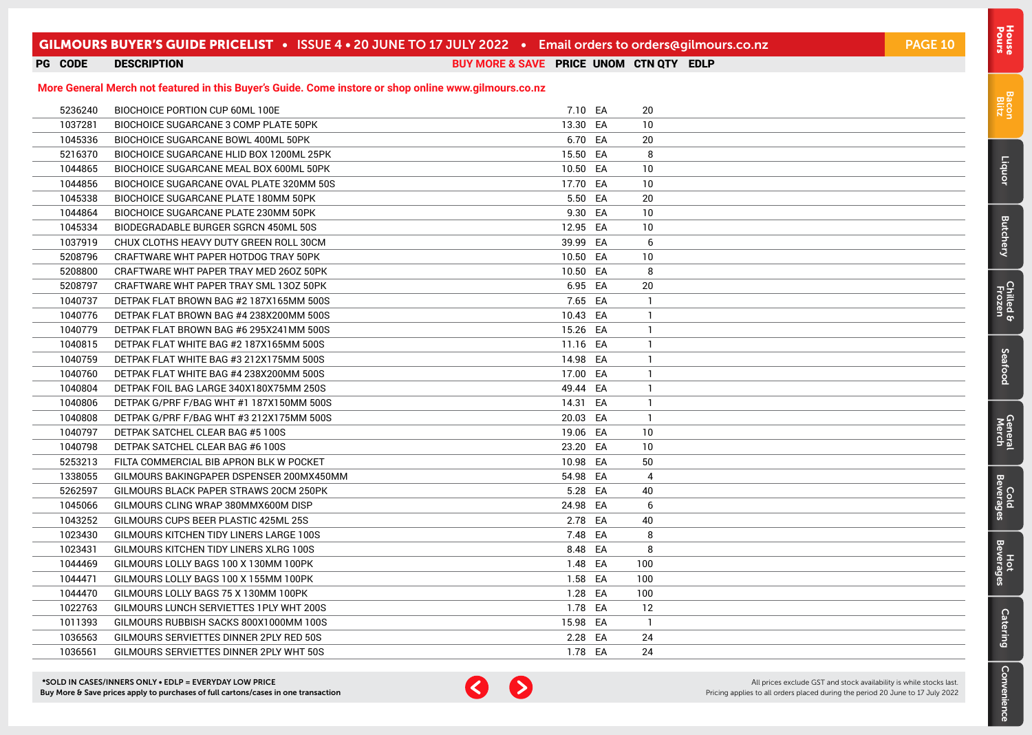| PG | CODE | DESCRIPTION | BUY MORE & SAVE | PRICE | UNOM | CTN QTY | EDLP |
|---|---|---|---|---|---|---|---|

**More General Merch not featured in this Buyer's Guide. Come instore or shop online www.gilmours.co.nz**

| PG | CODE | DESCRIPTION | BUY MORE & SAVE | PRICE | UNOM | CTN QTY | EDLP |
|---|---|---|---|---|---|---|---|
| | 5236240 | BIOCHOICE PORTION CUP 60ML 100E | | 7.10 | EA | 20 | |
| | 1037281 | BIOCHOICE SUGARCANE 3 COMP PLATE 50PK | | 13.30 | EA | 10 | |
| | 1045336 | BIOCHOICE SUGARCANE BOWL 400ML 50PK | | 6.70 | EA | 20 | |
| | 5216370 | BIOCHOICE SUGARCANE HLID BOX 1200ML 25PK | | 15.50 | EA | 8 | |
| | 1044865 | BIOCHOICE SUGARCANE MEAL BOX 600ML 50PK | | 10.50 | EA | 10 | |
| | 1044856 | BIOCHOICE SUGARCANE OVAL PLATE 320MM 50S | | 17.70 | EA | 10 | |
| | 1045338 | BIOCHOICE SUGARCANE PLATE 180MM 50PK | | 5.50 | EA | 20 | |
| | 1044864 | BIOCHOICE SUGARCANE PLATE 230MM 50PK | | 9.30 | EA | 10 | |
| | 1045334 | BIODEGRADABLE BURGER SGRCN 450ML 50S | | 12.95 | EA | 10 | |
| | 1037919 | CHUX CLOTHS HEAVY DUTY GREEN ROLL 30CM | | 39.99 | EA | 6 | |
| | 5208796 | CRAFTWARE WHT PAPER HOTDOG TRAY 50PK | | 10.50 | EA | 10 | |
| | 5208800 | CRAFTWARE WHT PAPER TRAY MED 26OZ 50PK | | 10.50 | EA | 8 | |
| | 5208797 | CRAFTWARE WHT PAPER TRAY SML 13OZ 50PK | | 6.95 | EA | 20 | |
| | 1040737 | DETPAK FLAT BROWN BAG #2 187X165MM 500S | | 7.65 | EA | 1 | |
| | 1040776 | DETPAK FLAT BROWN BAG #4 238X200MM 500S | | 10.43 | EA | 1 | |
| | 1040779 | DETPAK FLAT BROWN BAG #6 295X241MM 500S | | 15.26 | EA | 1 | |
| | 1040815 | DETPAK FLAT WHITE BAG #2 187X165MM 500S | | 11.16 | EA | 1 | |
| | 1040759 | DETPAK FLAT WHITE BAG #3 212X175MM 500S | | 14.98 | EA | 1 | |
| | 1040760 | DETPAK FLAT WHITE BAG #4 238X200MM 500S | | 17.00 | EA | 1 | |
| | 1040804 | DETPAK FOIL BAG LARGE 340X180X75MM 250S | | 49.44 | EA | 1 | |
| | 1040806 | DETPAK G/PRF F/BAG WHT #1 187X150MM 500S | | 14.31 | EA | 1 | |
| | 1040808 | DETPAK G/PRF F/BAG WHT #3 212X175MM 500S | | 20.03 | EA | 1 | |
| | 1040797 | DETPAK SATCHEL CLEAR BAG #5 100S | | 19.06 | EA | 10 | |
| | 1040798 | DETPAK SATCHEL CLEAR BAG #6 100S | | 23.20 | EA | 10 | |
| | 5253213 | FILTA COMMERCIAL BIB APRON BLK W POCKET | | 10.98 | EA | 50 | |
| | 1338055 | GILMOURS BAKINGPAPER DSPENSER 200MX450MM | | 54.98 | EA | 4 | |
| | 5262597 | GILMOURS BLACK PAPER STRAWS 20CM 250PK | | 5.28 | EA | 40 | |
| | 1045066 | GILMOURS CLING WRAP 380MMX600M DISP | | 24.98 | EA | 6 | |
| | 1043252 | GILMOURS CUPS BEER PLASTIC 425ML 25S | | 2.78 | EA | 40 | |
| | 1023430 | GILMOURS KITCHEN TIDY LINERS LARGE 100S | | 7.48 | EA | 8 | |
| | 1023431 | GILMOURS KITCHEN TIDY LINERS XLRG 100S | | 8.48 | EA | 8 | |
| | 1044469 | GILMOURS LOLLY BAGS 100 X 130MM 100PK | | 1.48 | EA | 100 | |
| | 1044471 | GILMOURS LOLLY BAGS 100 X 155MM 100PK | | 1.58 | EA | 100 | |
| | 1044470 | GILMOURS LOLLY BAGS 75 X 130MM 100PK | | 1.28 | EA | 100 | |
| | 1022763 | GILMOURS LUNCH SERVIETTES 1PLY WHT 200S | | 1.78 | EA | 12 | |
| | 1011393 | GILMOURS RUBBISH SACKS 800X1000MM 100S | | 15.98 | EA | 1 | |
| | 1036563 | GILMOURS SERVIETTES DINNER 2PLY RED 50S | | 2.28 | EA | 24 | |
| | 1036561 | GILMOURS SERVIETTES DINNER 2PLY WHT 50S | | 1.78 | EA | 24 | |

*SOLD IN CASES/INNERS ONLY • EDLP = EVERYDAY LOW PRICE
Buy More & Save prices apply to purchases of full cartons/cases in one transaction

All prices exclude GST and stock availability is while stocks last.
Pricing applies to all orders placed during the period 20 June to 17 July 2022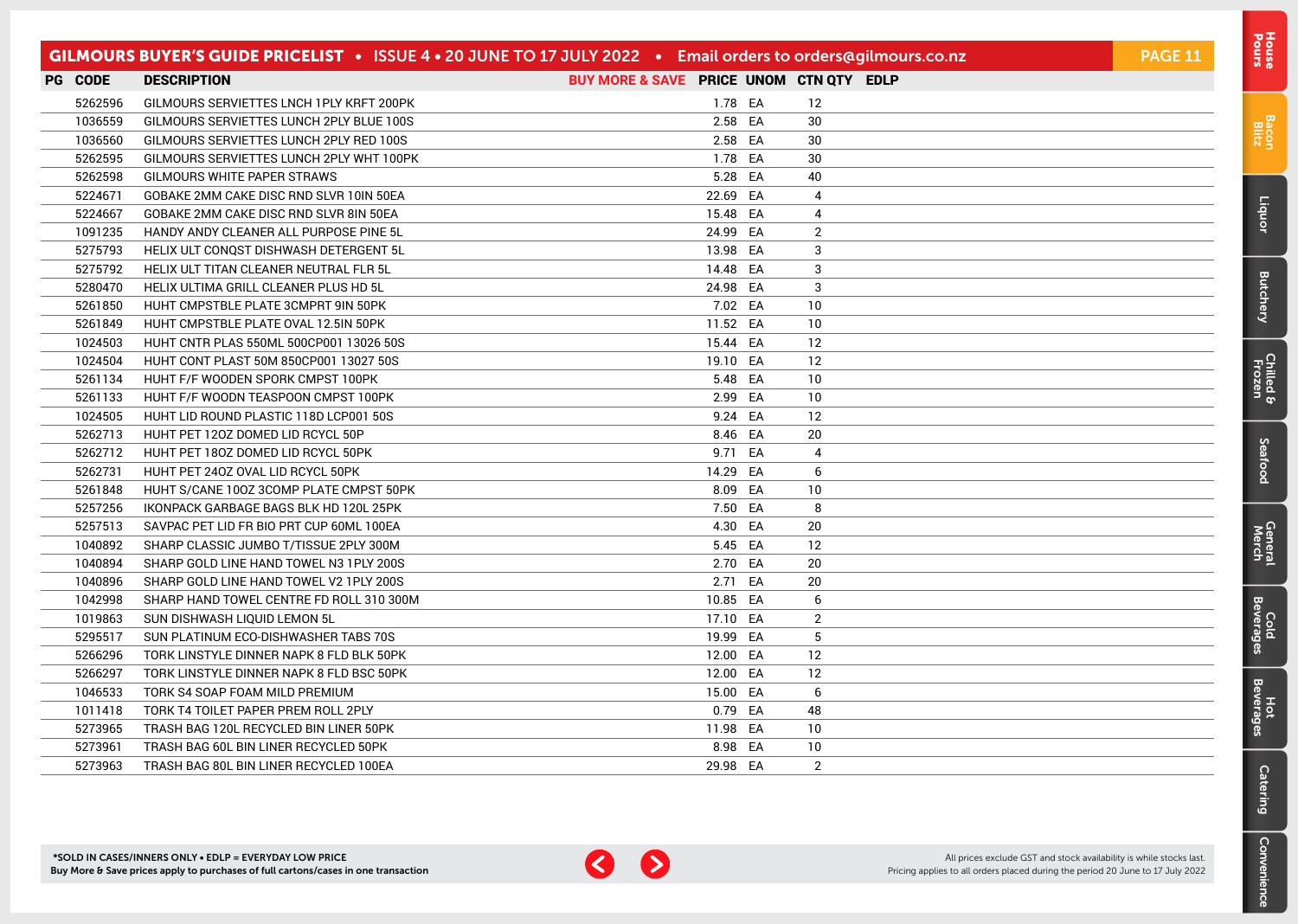| PG | CODE | DESCRIPTION | BUY MORE & SAVE | PRICE | UNOM | CTN QTY | EDLP |
|---|---|---|---|---|---|---|---|
| | 5262596 | GILMOURS SERVIETTES LNCH 1PLY KRFT 200PK | | 1.78 | EA | 12 | |
| | 1036559 | GILMOURS SERVIETTES LUNCH 2PLY BLUE 100S | | 2.58 | EA | 30 | |
| | 1036560 | GILMOURS SERVIETTES LUNCH 2PLY RED 100S | | 2.58 | EA | 30 | |
| | 5262595 | GILMOURS SERVIETTES LUNCH 2PLY WHT 100PK | | 1.78 | EA | 30 | |
| | 5262598 | GILMOURS WHITE PAPER STRAWS | | 5.28 | EA | 40 | |
| | 5224671 | GOBAKE 2MM CAKE DISC RND SLVR 10IN 50EA | | 22.69 | EA | 4 | |
| | 5224667 | GOBAKE 2MM CAKE DISC RND SLVR 8IN 50EA | | 15.48 | EA | 4 | |
| | 1091235 | HANDY ANDY CLEANER ALL PURPOSE PINE 5L | | 24.99 | EA | 2 | |
| | 5275793 | HELIX ULT CONQST DISHWASH DETERGENT 5L | | 13.98 | EA | 3 | |
| | 5275792 | HELIX ULT TITAN CLEANER NEUTRAL FLR 5L | | 14.48 | EA | 3 | |
| | 5280470 | HELIX ULTIMA GRILL CLEANER PLUS HD 5L | | 24.98 | EA | 3 | |
| | 5261850 | HUHT CMPSTBLE PLATE 3CMPRT 9IN 50PK | | 7.02 | EA | 10 | |
| | 5261849 | HUHT CMPSTBLE PLATE OVAL 12.5IN 50PK | | 11.52 | EA | 10 | |
| | 1024503 | HUHT CNTR PLAS 550ML 500CP001 13026 50S | | 15.44 | EA | 12 | |
| | 1024504 | HUHT CONT PLAST 50M 850CP001 13027 50S | | 19.10 | EA | 12 | |
| | 5261134 | HUHT F/F WOODEN SPORK CMPST 100PK | | 5.48 | EA | 10 | |
| | 5261133 | HUHT F/F WOODN TEASPOON CMPST 100PK | | 2.99 | EA | 10 | |
| | 1024505 | HUHT LID ROUND PLASTIC 118D LCP001 50S | | 9.24 | EA | 12 | |
| | 5262713 | HUHT PET 12OZ DOMED LID RCYCL 50P | | 8.46 | EA | 20 | |
| | 5262712 | HUHT PET 18OZ DOMED LID RCYCL 50PK | | 9.71 | EA | 4 | |
| | 5262731 | HUHT PET 24OZ OVAL LID RCYCL 50PK | | 14.29 | EA | 6 | |
| | 5261848 | HUHT S/CANE 10OZ 3COMP PLATE CMPST 50PK | | 8.09 | EA | 10 | |
| | 5257256 | IKONPACK GARBAGE BAGS BLK HD 120L 25PK | | 7.50 | EA | 8 | |
| | 5257513 | SAVPAC PET LID FR BIO PRT CUP 60ML 100EA | | 4.30 | EA | 20 | |
| | 1040892 | SHARP CLASSIC JUMBO T/TISSUE 2PLY 300M | | 5.45 | EA | 12 | |
| | 1040894 | SHARP GOLD LINE HAND TOWEL N3 1PLY 200S | | 2.70 | EA | 20 | |
| | 1040896 | SHARP GOLD LINE HAND TOWEL V2 1PLY 200S | | 2.71 | EA | 20 | |
| | 1042998 | SHARP HAND TOWEL CENTRE FD ROLL 310 300M | | 10.85 | EA | 6 | |
| | 1019863 | SUN DISHWASH LIQUID LEMON 5L | | 17.10 | EA | 2 | |
| | 5295517 | SUN PLATINUM ECO-DISHWASHER TABS 70S | | 19.99 | EA | 5 | |
| | 5266296 | TORK LINSTYLE DINNER NAPK 8 FLD BLK 50PK | | 12.00 | EA | 12 | |
| | 5266297 | TORK LINSTYLE DINNER NAPK 8 FLD BSC 50PK | | 12.00 | EA | 12 | |
| | 1046533 | TORK S4 SOAP FOAM MILD PREMIUM | | 15.00 | EA | 6 | |
| | 1011418 | TORK T4 TOILET PAPER PREM ROLL 2PLY | | 0.79 | EA | 48 | |
| | 5273965 | TRASH BAG 120L RECYCLED BIN LINER 50PK | | 11.98 | EA | 10 | |
| | 5273961 | TRASH BAG 60L BIN LINER RECYCLED 50PK | | 8.98 | EA | 10 | |
| | 5273963 | TRASH BAG 80L BIN LINER RECYCLED 100EA | | 29.98 | EA | 2 | |

*SOLD IN CASES/INNERS ONLY • EDLP = EVERYDAY LOW PRICE
Buy More & Save prices apply to purchases of full cartons/cases in one transaction

All prices exclude GST and stock availability is while stocks last.
Pricing applies to all orders placed during the period 20 June to 17 July 2022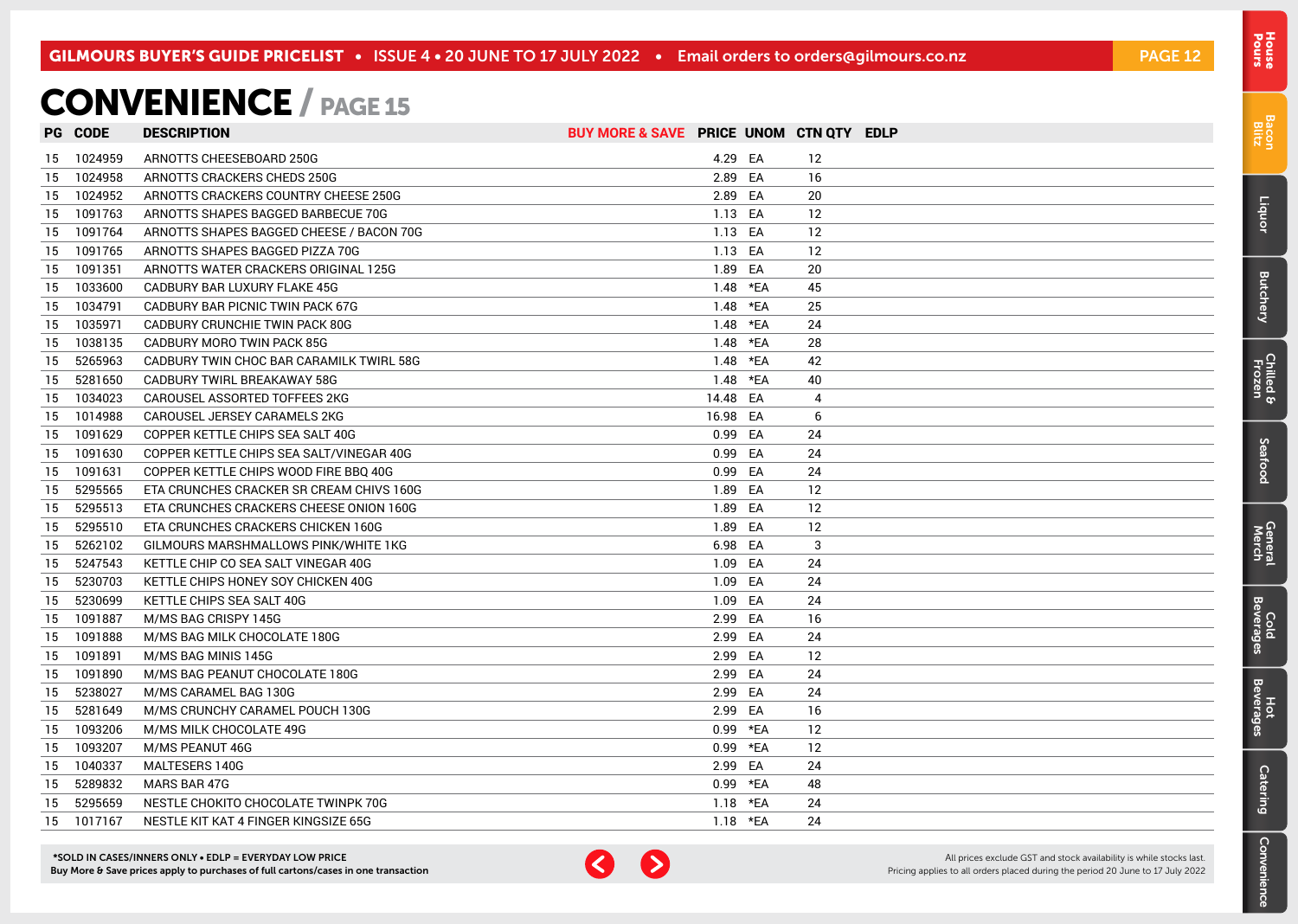# CONVENIENCE / PAGE 15

| PG | CODE | DESCRIPTION | BUY MORE & SAVE | PRICE | UNOM | CTN QTY | EDLP |
|---|---|---|---|---|---|---|---|
| 15 | 1024959 | ARNOTTS CHEESEBOARD 250G | | 4.29 | EA | 12 | |
| 15 | 1024958 | ARNOTTS CRACKERS CHEDS 250G | | 2.89 | EA | 16 | |
| 15 | 1024952 | ARNOTTS CRACKERS COUNTRY CHEESE 250G | | 2.89 | EA | 20 | |
| 15 | 1091763 | ARNOTTS SHAPES BAGGED BARBECUE 70G | | 1.13 | EA | 12 | |
| 15 | 1091764 | ARNOTTS SHAPES BAGGED CHEESE / BACON 70G | | 1.13 | EA | 12 | |
| 15 | 1091765 | ARNOTTS SHAPES BAGGED PIZZA 70G | | 1.13 | EA | 12 | |
| 15 | 1091351 | ARNOTTS WATER CRACKERS ORIGINAL 125G | | 1.89 | EA | 20 | |
| 15 | 1033600 | CADBURY BAR LUXURY FLAKE 45G | | 1.48 | *EA | 45 | |
| 15 | 1034791 | CADBURY BAR PICNIC TWIN PACK 67G | | 1.48 | *EA | 25 | |
| 15 | 1035971 | CADBURY CRUNCHIE TWIN PACK 80G | | 1.48 | *EA | 24 | |
| 15 | 1038135 | CADBURY MORO TWIN PACK 85G | | 1.48 | *EA | 28 | |
| 15 | 5265963 | CADBURY TWIN CHOC BAR CARAMILK TWIRL 58G | | 1.48 | *EA | 42 | |
| 15 | 5281650 | CADBURY TWIRL BREAKAWAY 58G | | 1.48 | *EA | 40 | |
| 15 | 1034023 | CAROUSEL ASSORTED TOFFEES 2KG | | 14.48 | EA | 4 | |
| 15 | 1014988 | CAROUSEL JERSEY CARAMELS 2KG | | 16.98 | EA | 6 | |
| 15 | 1091629 | COPPER KETTLE CHIPS SEA SALT 40G | | 0.99 | EA | 24 | |
| 15 | 1091630 | COPPER KETTLE CHIPS SEA SALT/VINEGAR 40G | | 0.99 | EA | 24 | |
| 15 | 1091631 | COPPER KETTLE CHIPS WOOD FIRE BBQ 40G | | 0.99 | EA | 24 | |
| 15 | 5295565 | ETA CRUNCHES CRACKER SR CREAM CHIVS 160G | | 1.89 | EA | 12 | |
| 15 | 5295513 | ETA CRUNCHES CRACKERS CHEESE ONION 160G | | 1.89 | EA | 12 | |
| 15 | 5295510 | ETA CRUNCHES CRACKERS CHICKEN 160G | | 1.89 | EA | 12 | |
| 15 | 5262102 | GILMOURS MARSHMALLOWS PINK/WHITE 1KG | | 6.98 | EA | 3 | |
| 15 | 5247543 | KETTLE CHIP CO SEA SALT VINEGAR 40G | | 1.09 | EA | 24 | |
| 15 | 5230703 | KETTLE CHIPS HONEY SOY CHICKEN 40G | | 1.09 | EA | 24 | |
| 15 | 5230699 | KETTLE CHIPS SEA SALT 40G | | 1.09 | EA | 24 | |
| 15 | 1091887 | M/MS BAG CRISPY 145G | | 2.99 | EA | 16 | |
| 15 | 1091888 | M/MS BAG MILK CHOCOLATE 180G | | 2.99 | EA | 24 | |
| 15 | 1091891 | M/MS BAG MINIS 145G | | 2.99 | EA | 12 | |
| 15 | 1091890 | M/MS BAG PEANUT CHOCOLATE 180G | | 2.99 | EA | 24 | |
| 15 | 5238027 | M/MS CARAMEL BAG 130G | | 2.99 | EA | 24 | |
| 15 | 5281649 | M/MS CRUNCHY CARAMEL POUCH 130G | | 2.99 | EA | 16 | |
| 15 | 1093206 | M/MS MILK CHOCOLATE 49G | | 0.99 | *EA | 12 | |
| 15 | 1093207 | M/MS PEANUT 46G | | 0.99 | *EA | 12 | |
| 15 | 1040337 | MALTESERS 140G | | 2.99 | EA | 24 | |
| 15 | 5289832 | MARS BAR 47G | | 0.99 | *EA | 48 | |
| 15 | 5295659 | NESTLE CHOKITO CHOCOLATE TWINPK 70G | | 1.18 | *EA | 24 | |
| 15 | 1017167 | NESTLE KIT KAT 4 FINGER KINGSIZE 65G | | 1.18 | *EA | 24 | |

**\*SOLD IN CASES/INNERS ONLY • EDLP = EVERYDAY LOW PRICE**
**Buy More & Save prices apply to purchases of full cartons/cases in one transaction**

All prices exclude GST and stock availability is while stocks last.
Pricing applies to all orders placed during the period 20 June to 17 July 2022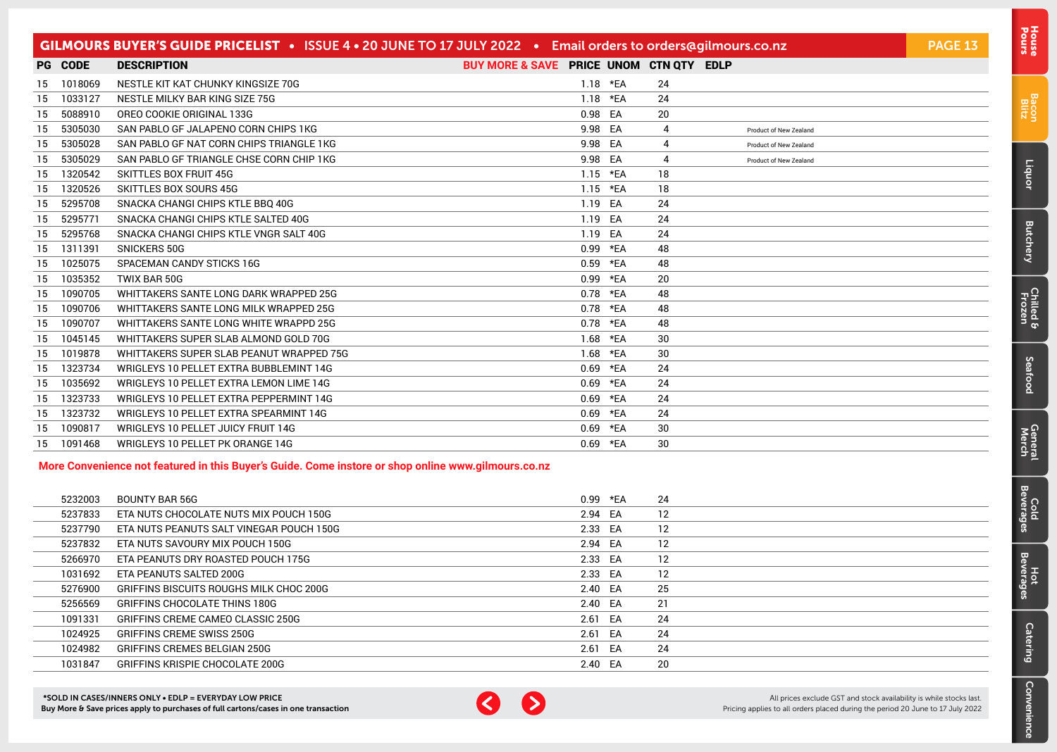## GILMOURS BUYER'S GUIDE PRICELIST • ISSUE 4 • 20 JUNE TO 17 JULY 2022 • Email orders to orders@gilmours.co.nz

| PG | CODE | DESCRIPTION | BUY MORE & SAVE | PRICE | UNOM | CTN QTY | EDLP | |
|---|---|---|---|---|---|---|---|---|
| 15 | 1018069 | NESTLE KIT KAT CHUNKY KINGSIZE 70G | | 1.18 | *EA | 24 | | |
| 15 | 1033127 | NESTLE MILKY BAR KING SIZE 75G | | 1.18 | *EA | 24 | | |
| 15 | 5088910 | OREO COOKIE ORIGINAL 133G | | 0.98 | EA | 20 | | |
| 15 | 5305030 | SAN PABLO GF JALAPENO CORN CHIPS 1KG | | 9.98 | EA | 4 | | Product of New Zealand |
| 15 | 5305028 | SAN PABLO GF NAT CORN CHIPS TRIANGLE 1KG | | 9.98 | EA | 4 | | Product of New Zealand |
| 15 | 5305029 | SAN PABLO GF TRIANGLE CHSE CORN CHIP 1KG | | 9.98 | EA | 4 | | Product of New Zealand |
| 15 | 1320542 | SKITTLES BOX FRUIT 45G | | 1.15 | *EA | 18 | | |
| 15 | 1320526 | SKITTLES BOX SOURS 45G | | 1.15 | *EA | 18 | | |
| 15 | 5295708 | SNACKA CHANGI CHIPS KTLE BBQ 40G | | 1.19 | EA | 24 | | |
| 15 | 5295771 | SNACKA CHANGI CHIPS KTLE SALTED 40G | | 1.19 | EA | 24 | | |
| 15 | 5295768 | SNACKA CHANGI CHIPS KTLE VNGR SALT 40G | | 1.19 | EA | 24 | | |
| 15 | 1311391 | SNICKERS 50G | | 0.99 | *EA | 48 | | |
| 15 | 1025075 | SPACEMAN CANDY STICKS 16G | | 0.59 | *EA | 48 | | |
| 15 | 1035352 | TWIX BAR 50G | | 0.99 | *EA | 20 | | |
| 15 | 1090705 | WHITTAKERS SANTE LONG DARK WRAPPED 25G | | 0.78 | *EA | 48 | | |
| 15 | 1090706 | WHITTAKERS SANTE LONG MILK WRAPPED 25G | | 0.78 | *EA | 48 | | |
| 15 | 1090707 | WHITTAKERS SANTE LONG WHITE WRAPPD 25G | | 0.78 | *EA | 48 | | |
| 15 | 1045145 | WHITTAKERS SUPER SLAB ALMOND GOLD 70G | | 1.68 | *EA | 30 | | |
| 15 | 1019878 | WHITTAKERS SUPER SLAB PEANUT WRAPPED 75G | | 1.68 | *EA | 30 | | |
| 15 | 1323734 | WRIGLEYS 10 PELLET EXTRA BUBBLEMINT 14G | | 0.69 | *EA | 24 | | |
| 15 | 1035692 | WRIGLEYS 10 PELLET EXTRA LEMON LIME 14G | | 0.69 | *EA | 24 | | |
| 15 | 1323733 | WRIGLEYS 10 PELLET EXTRA PEPPERMINT 14G | | 0.69 | *EA | 24 | | |
| 15 | 1323732 | WRIGLEYS 10 PELLET EXTRA SPEARMINT 14G | | 0.69 | *EA | 24 | | |
| 15 | 1090817 | WRIGLEYS 10 PELLET JUICY FRUIT 14G | | 0.69 | *EA | 30 | | |
| 15 | 1091468 | WRIGLEYS 10 PELLET PK ORANGE 14G | | 0.69 | *EA | 30 | | |

**More Convenience not featured in this Buyer's Guide. Come instore or shop online www.gilmours.co.nz**

| CODE | DESCRIPTION | PRICE | UNOM | CTN QTY |
|---|---|---|---|---|
| 5232003 | BOUNTY BAR 56G | 0.99 | *EA | 24 |
| 5237833 | ETA NUTS CHOCOLATE NUTS MIX POUCH 150G | 2.94 | EA | 12 |
| 5237790 | ETA NUTS PEANUTS SALT VINEGAR POUCH 150G | 2.33 | EA | 12 |
| 5237832 | ETA NUTS SAVOURY MIX POUCH 150G | 2.94 | EA | 12 |
| 5266970 | ETA PEANUTS DRY ROASTED POUCH 175G | 2.33 | EA | 12 |
| 1031692 | ETA PEANUTS SALTED 200G | 2.33 | EA | 12 |
| 5276900 | GRIFFINS BISCUITS ROUGHS MILK CHOC 200G | 2.40 | EA | 25 |
| 5256569 | GRIFFINS CHOCOLATE THINS 180G | 2.40 | EA | 21 |
| 1091331 | GRIFFINS CREME CAMEO CLASSIC 250G | 2.61 | EA | 24 |
| 1024925 | GRIFFINS CREME SWISS 250G | 2.61 | EA | 24 |
| 1024982 | GRIFFINS CREMES BELGIAN 250G | 2.61 | EA | 24 |
| 1031847 | GRIFFINS KRISPIE CHOCOLATE 200G | 2.40 | EA | 20 |

**\*SOLD IN CASES/INNERS ONLY • EDLP = EVERYDAY LOW PRICE**
**Buy More & Save prices apply to purchases of full cartons/cases in one transaction**

All prices exclude GST and stock availability is while stocks last.
Pricing applies to all orders placed during the period 20 June to 17 July 2022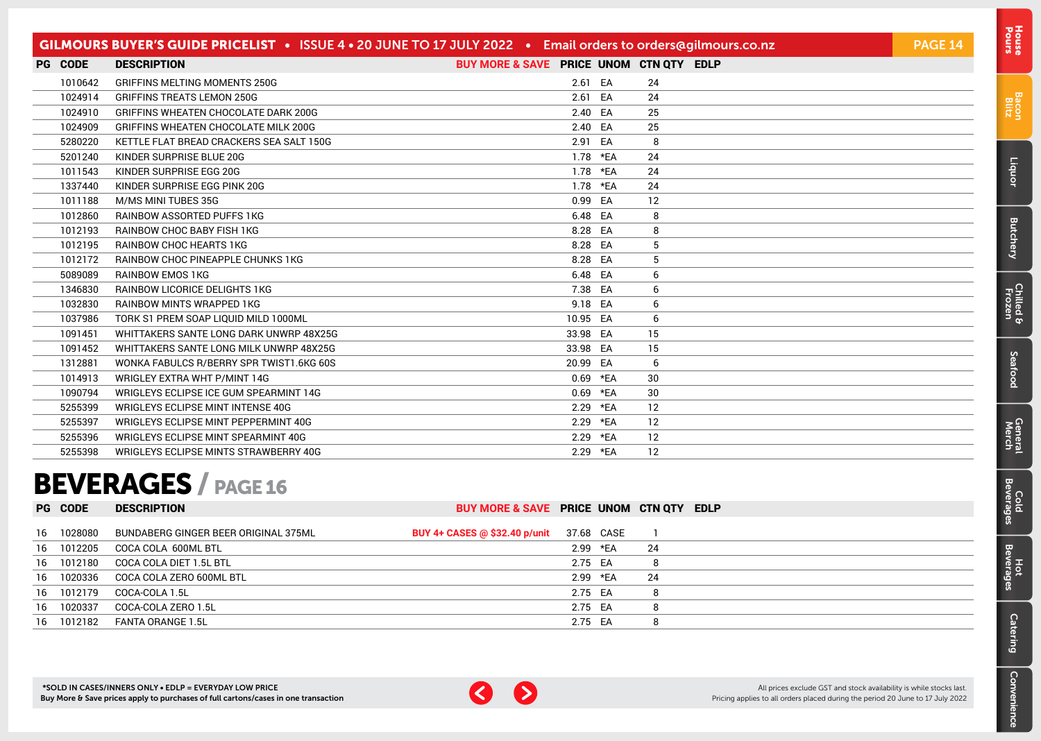| PG | CODE | DESCRIPTION | BUY MORE & SAVE | PRICE | UNOM | CTN QTY | EDLP |
|---|---|---|---|---|---|---|---|
| | 1010642 | GRIFFINS MELTING MOMENTS 250G | | 2.61 | EA | 24 | |
| | 1024914 | GRIFFINS TREATS LEMON 250G | | 2.61 | EA | 24 | |
| | 1024910 | GRIFFINS WHEATEN CHOCOLATE DARK 200G | | 2.40 | EA | 25 | |
| | 1024909 | GRIFFINS WHEATEN CHOCOLATE MILK 200G | | 2.40 | EA | 25 | |
| | 5280220 | KETTLE FLAT BREAD CRACKERS SEA SALT 150G | | 2.91 | EA | 8 | |
| | 5201240 | KINDER SURPRISE BLUE 20G | | 1.78 | *EA | 24 | |
| | 1011543 | KINDER SURPRISE EGG 20G | | 1.78 | *EA | 24 | |
| | 1337440 | KINDER SURPRISE EGG PINK 20G | | 1.78 | *EA | 24 | |
| | 1011188 | M/MS MINI TUBES 35G | | 0.99 | EA | 12 | |
| | 1012860 | RAINBOW ASSORTED PUFFS 1KG | | 6.48 | EA | 8 | |
| | 1012193 | RAINBOW CHOC BABY FISH 1KG | | 8.28 | EA | 8 | |
| | 1012195 | RAINBOW CHOC HEARTS 1KG | | 8.28 | EA | 5 | |
| | 1012172 | RAINBOW CHOC PINEAPPLE CHUNKS 1KG | | 8.28 | EA | 5 | |
| | 5089089 | RAINBOW EMOS 1KG | | 6.48 | EA | 6 | |
| | 1346830 | RAINBOW LICORICE DELIGHTS 1KG | | 7.38 | EA | 6 | |
| | 1032830 | RAINBOW MINTS WRAPPED 1KG | | 9.18 | EA | 6 | |
| | 1037986 | TORK S1 PREM SOAP LIQUID MILD 1000ML | | 10.95 | EA | 6 | |
| | 1091451 | WHITTAKERS SANTE LONG DARK UNWRP 48X25G | | 33.98 | EA | 15 | |
| | 1091452 | WHITTAKERS SANTE LONG MILK UNWRP 48X25G | | 33.98 | EA | 15 | |
| | 1312881 | WONKA FABULCS R/BERRY SPR TWIST1.6KG 60S | | 20.99 | EA | 6 | |
| | 1014913 | WRIGLEY EXTRA WHT P/MINT 14G | | 0.69 | *EA | 30 | |
| | 1090794 | WRIGLEYS ECLIPSE ICE GUM SPEARMINT 14G | | 0.69 | *EA | 30 | |
| | 5255399 | WRIGLEYS ECLIPSE MINT INTENSE 40G | | 2.29 | *EA | 12 | |
| | 5255397 | WRIGLEYS ECLIPSE MINT PEPPERMINT 40G | | 2.29 | *EA | 12 | |
| | 5255396 | WRIGLEYS ECLIPSE MINT SPEARMINT 40G | | 2.29 | *EA | 12 | |
| | 5255398 | WRIGLEYS ECLIPSE MINTS STRAWBERRY 40G | | 2.29 | *EA | 12 | |

# BEVERAGES / PAGE 16

| PG | CODE | DESCRIPTION | BUY MORE & SAVE | PRICE | UNOM | CTN QTY | EDLP |
|---|---|---|---|---|---|---|---|
| 16 | 1028080 | BUNDABERG GINGER BEER ORIGINAL 375ML | BUY 4+ CASES @ $32.40 p/unit | 37.68 | CASE | 1 | |
| 16 | 1012205 | COCA COLA 600ML BTL | | 2.99 | *EA | 24 | |
| 16 | 1012180 | COCA COLA DIET 1.5L BTL | | 2.75 | EA | 8 | |
| 16 | 1020336 | COCA COLA ZERO 600ML BTL | | 2.99 | *EA | 24 | |
| 16 | 1012179 | COCA-COLA 1.5L | | 2.75 | EA | 8 | |
| 16 | 1020337 | COCA-COLA ZERO 1.5L | | 2.75 | EA | 8 | |
| 16 | 1012182 | FANTA ORANGE 1.5L | | 2.75 | EA | 8 | |

**\*SOLD IN CASES/INNERS ONLY • EDLP = EVERYDAY LOW PRICE**
**Buy More & Save prices apply to purchases of full cartons/cases in one transaction**

All prices exclude GST and stock availability is while stocks last.
Pricing applies to all orders placed during the period 20 June to 17 July 2022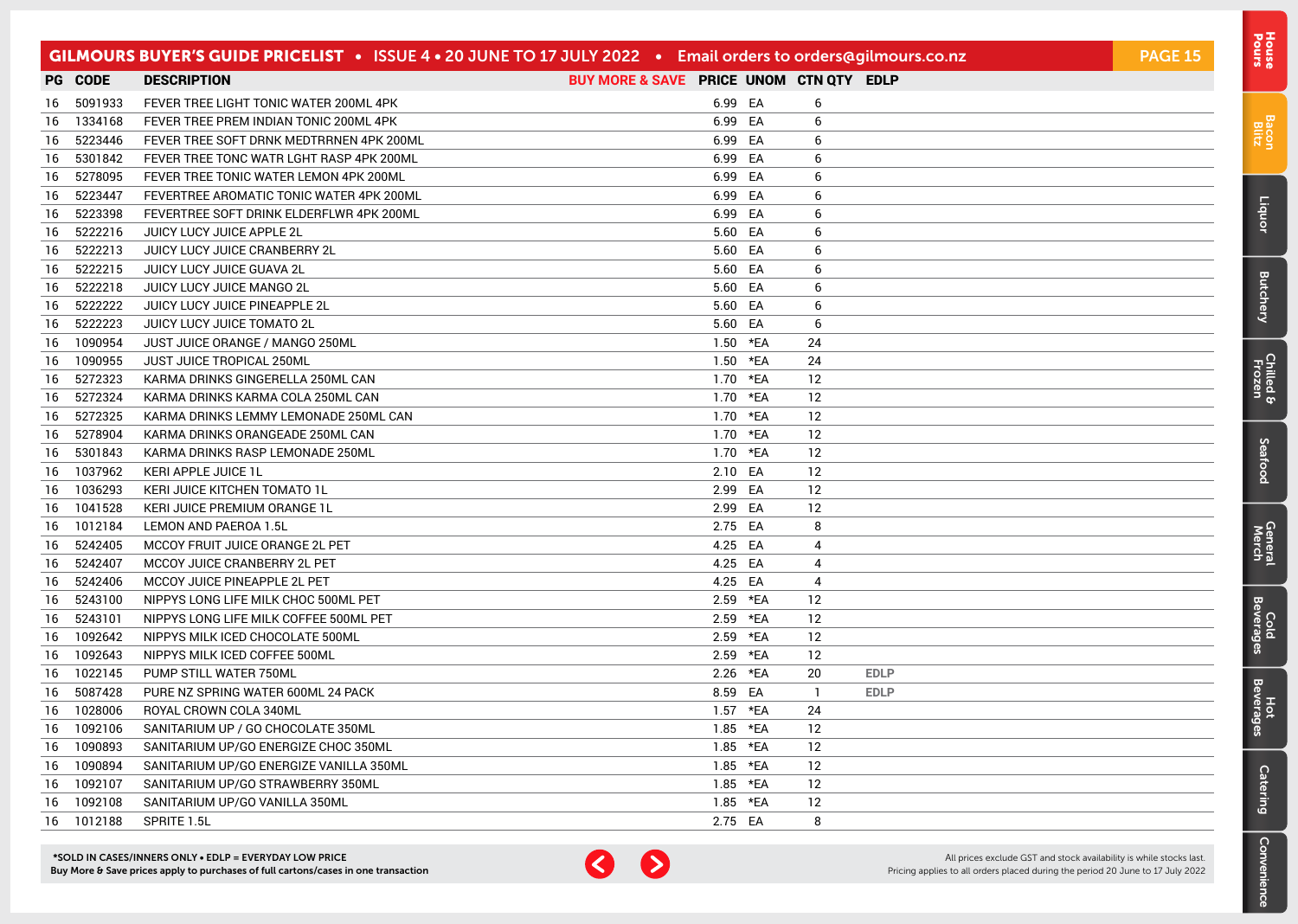| PG | CODE | DESCRIPTION | BUY MORE & SAVE | PRICE | UNOM | CTN QTY | EDLP |
|---|---|---|---|---|---|---|---|
| 16 | 5091933 | FEVER TREE LIGHT TONIC WATER 200ML 4PK | | 6.99 | EA | 6 | |
| 16 | 1334168 | FEVER TREE PREM INDIAN TONIC 200ML 4PK | | 6.99 | EA | 6 | |
| 16 | 5223446 | FEVER TREE SOFT DRNK MEDTRRNEN 4PK 200ML | | 6.99 | EA | 6 | |
| 16 | 5301842 | FEVER TREE TONC WATR LGHT RASP 4PK 200ML | | 6.99 | EA | 6 | |
| 16 | 5278095 | FEVER TREE TONIC WATER LEMON 4PK 200ML | | 6.99 | EA | 6 | |
| 16 | 5223447 | FEVERTREE AROMATIC TONIC WATER 4PK 200ML | | 6.99 | EA | 6 | |
| 16 | 5223398 | FEVERTREE SOFT DRINK ELDERFLWR 4PK 200ML | | 6.99 | EA | 6 | |
| 16 | 5222216 | JUICY LUCY JUICE APPLE 2L | | 5.60 | EA | 6 | |
| 16 | 5222213 | JUICY LUCY JUICE CRANBERRY 2L | | 5.60 | EA | 6 | |
| 16 | 5222215 | JUICY LUCY JUICE GUAVA 2L | | 5.60 | EA | 6 | |
| 16 | 5222218 | JUICY LUCY JUICE MANGO 2L | | 5.60 | EA | 6 | |
| 16 | 5222222 | JUICY LUCY JUICE PINEAPPLE 2L | | 5.60 | EA | 6 | |
| 16 | 5222223 | JUICY LUCY JUICE TOMATO 2L | | 5.60 | EA | 6 | |
| 16 | 1090954 | JUST JUICE ORANGE / MANGO 250ML | | 1.50 | *EA | 24 | |
| 16 | 1090955 | JUST JUICE TROPICAL 250ML | | 1.50 | *EA | 24 | |
| 16 | 5272323 | KARMA DRINKS GINGERELLA 250ML CAN | | 1.70 | *EA | 12 | |
| 16 | 5272324 | KARMA DRINKS KARMA COLA 250ML CAN | | 1.70 | *EA | 12 | |
| 16 | 5272325 | KARMA DRINKS LEMMY LEMONADE 250ML CAN | | 1.70 | *EA | 12 | |
| 16 | 5278904 | KARMA DRINKS ORANGEADE 250ML CAN | | 1.70 | *EA | 12 | |
| 16 | 5301843 | KARMA DRINKS RASP LEMONADE 250ML | | 1.70 | *EA | 12 | |
| 16 | 1037962 | KERI APPLE JUICE 1L | | 2.10 | EA | 12 | |
| 16 | 1036293 | KERI JUICE KITCHEN TOMATO 1L | | 2.99 | EA | 12 | |
| 16 | 1041528 | KERI JUICE PREMIUM ORANGE 1L | | 2.99 | EA | 12 | |
| 16 | 1012184 | LEMON AND PAEROA 1.5L | | 2.75 | EA | 8 | |
| 16 | 5242405 | MCCOY FRUIT JUICE ORANGE 2L PET | | 4.25 | EA | 4 | |
| 16 | 5242407 | MCCOY JUICE CRANBERRY 2L PET | | 4.25 | EA | 4 | |
| 16 | 5242406 | MCCOY JUICE PINEAPPLE 2L PET | | 4.25 | EA | 4 | |
| 16 | 5243100 | NIPPYS LONG LIFE MILK CHOC 500ML PET | | 2.59 | *EA | 12 | |
| 16 | 5243101 | NIPPYS LONG LIFE MILK COFFEE 500ML PET | | 2.59 | *EA | 12 | |
| 16 | 1092642 | NIPPYS MILK ICED CHOCOLATE 500ML | | 2.59 | *EA | 12 | |
| 16 | 1092643 | NIPPYS MILK ICED COFFEE 500ML | | 2.59 | *EA | 12 | |
| 16 | 1022145 | PUMP STILL WATER 750ML | | 2.26 | *EA | 20 | EDLP |
| 16 | 5087428 | PURE NZ SPRING WATER 600ML 24 PACK | | 8.59 | EA | 1 | EDLP |
| 16 | 1028006 | ROYAL CROWN COLA 340ML | | 1.57 | *EA | 24 | |
| 16 | 1092106 | SANITARIUM UP / GO CHOCOLATE 350ML | | 1.85 | *EA | 12 | |
| 16 | 1090893 | SANITARIUM UP/GO ENERGIZE CHOC 350ML | | 1.85 | *EA | 12 | |
| 16 | 1090894 | SANITARIUM UP/GO ENERGIZE VANILLA 350ML | | 1.85 | *EA | 12 | |
| 16 | 1092107 | SANITARIUM UP/GO STRAWBERRY 350ML | | 1.85 | *EA | 12 | |
| 16 | 1092108 | SANITARIUM UP/GO VANILLA 350ML | | 1.85 | *EA | 12 | |
| 16 | 1012188 | SPRITE 1.5L | | 2.75 | EA | 8 | |

*SOLD IN CASES/INNERS ONLY • EDLP = EVERYDAY LOW PRICE
Buy More & Save prices apply to purchases of full cartons/cases in one transaction

All prices exclude GST and stock availability is while stocks last.
Pricing applies to all orders placed during the period 20 June to 17 July 2022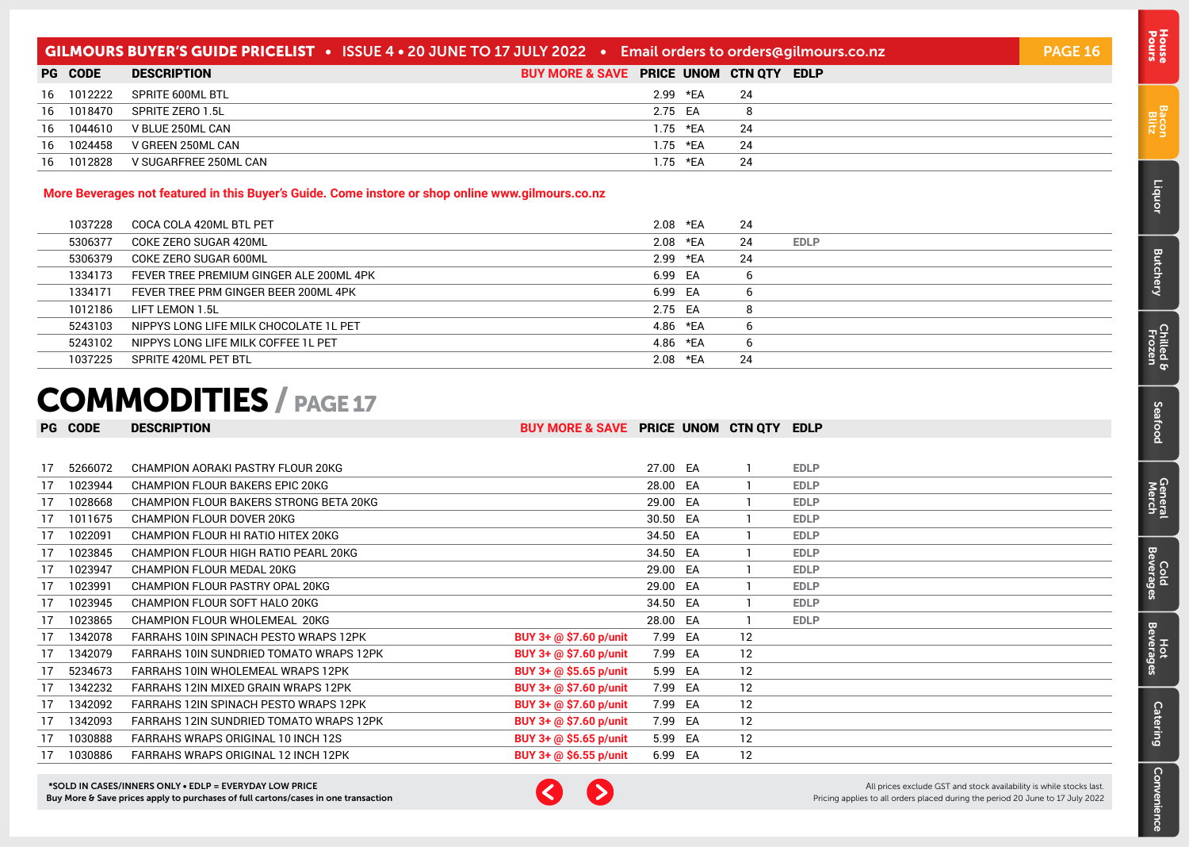| PG | CODE | DESCRIPTION | BUY MORE & SAVE | PRICE | UNOM | CTN QTY | EDLP |
|---|---|---|---|---|---|---|---|
| 16 | 1012222 | SPRITE 600ML BTL | | 2.99 | *EA | 24 | |
| 16 | 1018470 | SPRITE ZERO 1.5L | | 2.75 | EA | 8 | |
| 16 | 1044610 | V BLUE 250ML CAN | | 1.75 | *EA | 24 | |
| 16 | 1024458 | V GREEN 250ML CAN | | 1.75 | *EA | 24 | |
| 16 | 1012828 | V SUGARFREE 250ML CAN | | 1.75 | *EA | 24 | |

**More Beverages not featured in this Buyer's Guide. Come instore or shop online www.gilmours.co.nz**

| PG | CODE | DESCRIPTION | BUY MORE & SAVE | PRICE | UNOM | CTN QTY | EDLP |
|---|---|---|---|---|---|---|---|
| | 1037228 | COCA COLA 420ML BTL PET | | 2.08 | *EA | 24 | |
| | 5306377 | COKE ZERO SUGAR 420ML | | 2.08 | *EA | 24 | EDLP |
| | 5306379 | COKE ZERO SUGAR 600ML | | 2.99 | *EA | 24 | |
| | 1334173 | FEVER TREE PREMIUM GINGER ALE 200ML 4PK | | 6.99 | EA | 6 | |
| | 1334171 | FEVER TREE PRM GINGER BEER 200ML 4PK | | 6.99 | EA | 6 | |
| | 1012186 | LIFT LEMON 1.5L | | 2.75 | EA | 8 | |
| | 5243103 | NIPPYS LONG LIFE MILK CHOCOLATE 1L PET | | 4.86 | *EA | 6 | |
| | 5243102 | NIPPYS LONG LIFE MILK COFFEE 1L PET | | 4.86 | *EA | 6 | |
| | 1037225 | SPRITE 420ML PET BTL | | 2.08 | *EA | 24 | |

# COMMODITIES / PAGE 17

| PG | CODE | DESCRIPTION | BUY MORE & SAVE | PRICE | UNOM | CTN QTY | EDLP |
|---|---|---|---|---|---|---|---|
| 17 | 5266072 | CHAMPION AORAKI PASTRY FLOUR 20KG | | 27.00 | EA | 1 | EDLP |
| 17 | 1023944 | CHAMPION FLOUR BAKERS EPIC 20KG | | 28.00 | EA | 1 | EDLP |
| 17 | 1028668 | CHAMPION FLOUR BAKERS STRONG BETA 20KG | | 29.00 | EA | 1 | EDLP |
| 17 | 1011675 | CHAMPION FLOUR DOVER 20KG | | 30.50 | EA | 1 | EDLP |
| 17 | 1022091 | CHAMPION FLOUR HI RATIO HITEX 20KG | | 34.50 | EA | 1 | EDLP |
| 17 | 1023845 | CHAMPION FLOUR HIGH RATIO PEARL 20KG | | 34.50 | EA | 1 | EDLP |
| 17 | 1023947 | CHAMPION FLOUR MEDAL 20KG | | 29.00 | EA | 1 | EDLP |
| 17 | 1023991 | CHAMPION FLOUR PASTRY OPAL 20KG | | 29.00 | EA | 1 | EDLP |
| 17 | 1023945 | CHAMPION FLOUR SOFT HALO 20KG | | 34.50 | EA | 1 | EDLP |
| 17 | 1023865 | CHAMPION FLOUR WHOLEMEAL 20KG | | 28.00 | EA | 1 | EDLP |
| 17 | 1342078 | FARRAHS 10IN SPINACH PESTO WRAPS 12PK | BUY 3+ @ $7.60 p/unit | 7.99 | EA | 12 | |
| 17 | 1342079 | FARRAHS 10IN SUNDRIED TOMATO WRAPS 12PK | BUY 3+ @ $7.60 p/unit | 7.99 | EA | 12 | |
| 17 | 5234673 | FARRAHS 10IN WHOLEMEAL WRAPS 12PK | BUY 3+ @ $5.65 p/unit | 5.99 | EA | 12 | |
| 17 | 1342232 | FARRAHS 12IN MIXED GRAIN WRAPS 12PK | BUY 3+ @ $7.60 p/unit | 7.99 | EA | 12 | |
| 17 | 1342092 | FARRAHS 12IN SPINACH PESTO WRAPS 12PK | BUY 3+ @ $7.60 p/unit | 7.99 | EA | 12 | |
| 17 | 1342093 | FARRAHS 12IN SUNDRIED TOMATO WRAPS 12PK | BUY 3+ @ $7.60 p/unit | 7.99 | EA | 12 | |
| 17 | 1030888 | FARRAHS WRAPS ORIGINAL 10 INCH 12S | BUY 3+ @ $5.65 p/unit | 5.99 | EA | 12 | |
| 17 | 1030886 | FARRAHS WRAPS ORIGINAL 12 INCH 12PK | BUY 3+ @ $6.55 p/unit | 6.99 | EA | 12 | |

*SOLD IN CASES/INNERS ONLY • EDLP = EVERYDAY LOW PRICE
Buy More & Save prices apply to purchases of full cartons/cases in one transaction

All prices exclude GST and stock availability is while stocks last.
Pricing applies to all orders placed during the period 20 June to 17 July 2022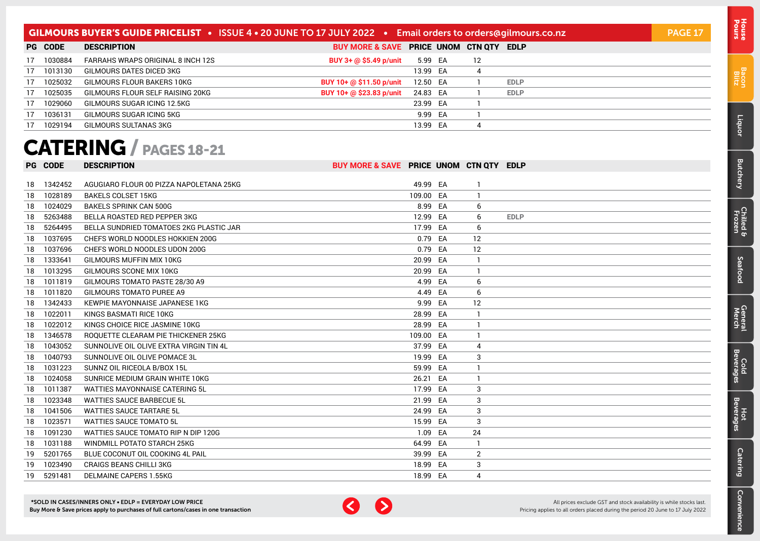| PG | CODE | DESCRIPTION | BUY MORE & SAVE | PRICE | UNOM | CTN QTY | EDLP |
|---|---|---|---|---|---|---|---|
| 17 | 1030884 | FARRAHS WRAPS ORIGINAL 8 INCH 12S | BUY 3+ @ $5.49 p/unit | 5.99 | EA | 12 | |
| 17 | 1013130 | GILMOURS DATES DICED 3KG | | 13.99 | EA | 4 | |
| 17 | 1025032 | GILMOURS FLOUR BAKERS 10KG | BUY 10+ @ $11.50 p/unit | 12.50 | EA | 1 | EDLP |
| 17 | 1025035 | GILMOURS FLOUR SELF RAISING 20KG | BUY 10+ @ $23.83 p/unit | 24.83 | EA | 1 | EDLP |
| 17 | 1029060 | GILMOURS SUGAR ICING 12.5KG | | 23.99 | EA | 1 | |
| 17 | 1036131 | GILMOURS SUGAR ICING 5KG | | 9.99 | EA | 1 | |
| 17 | 1029194 | GILMOURS SULTANAS 3KG | | 13.99 | EA | 4 | |

# CATERING / PAGES 18-21

| PG | CODE | DESCRIPTION | BUY MORE & SAVE | PRICE | UNOM | CTN QTY | EDLP |
|---|---|---|---|---|---|---|---|
| 18 | 1342452 | AGUGIARO FLOUR 00 PIZZA NAPOLETANA 25KG | | 49.99 | EA | 1 | |
| 18 | 1028189 | BAKELS COLSET 15KG | | 109.00 | EA | 1 | |
| 18 | 1024029 | BAKELS SPRINK CAN 500G | | 8.99 | EA | 6 | |
| 18 | 5263488 | BELLA ROASTED RED PEPPER 3KG | | 12.99 | EA | 6 | EDLP |
| 18 | 5264495 | BELLA SUNDRIED TOMATOES 2KG PLASTIC JAR | | 17.99 | EA | 6 | |
| 18 | 1037695 | CHEFS WORLD NOODLES HOKKIEN 200G | | 0.79 | EA | 12 | |
| 18 | 1037696 | CHEFS WORLD NOODLES UDON 200G | | 0.79 | EA | 12 | |
| 18 | 1333641 | GILMOURS MUFFIN MIX 10KG | | 20.99 | EA | 1 | |
| 18 | 1013295 | GILMOURS SCONE MIX 10KG | | 20.99 | EA | 1 | |
| 18 | 1011819 | GILMOURS TOMATO PASTE 28/30 A9 | | 4.99 | EA | 6 | |
| 18 | 1011820 | GILMOURS TOMATO PUREE A9 | | 4.49 | EA | 6 | |
| 18 | 1342433 | KEWPIE MAYONNAISE JAPANESE 1KG | | 9.99 | EA | 12 | |
| 18 | 1022011 | KINGS BASMATI RICE 10KG | | 28.99 | EA | 1 | |
| 18 | 1022012 | KINGS CHOICE RICE JASMINE 10KG | | 28.99 | EA | 1 | |
| 18 | 1346578 | ROQUETTE CLEARAM PIE THICKENER 25KG | | 109.00 | EA | 1 | |
| 18 | 1043052 | SUNNOLIVE OIL OLIVE EXTRA VIRGIN TIN 4L | | 37.99 | EA | 4 | |
| 18 | 1040793 | SUNNOLIVE OIL OLIVE POMACE 3L | | 19.99 | EA | 3 | |
| 18 | 1031223 | SUNNZ OIL RICEOLA B/BOX 15L | | 59.99 | EA | 1 | |
| 18 | 1024058 | SUNRICE MEDIUM GRAIN WHITE 10KG | | 26.21 | EA | 1 | |
| 18 | 1011387 | WATTIES MAYONNAISE CATERING 5L | | 17.99 | EA | 3 | |
| 18 | 1023348 | WATTIES SAUCE BARBECUE 5L | | 21.99 | EA | 3 | |
| 18 | 1041506 | WATTIES SAUCE TARTARE 5L | | 24.99 | EA | 3 | |
| 18 | 1023571 | WATTIES SAUCE TOMATO 5L | | 15.99 | EA | 3 | |
| 18 | 1091230 | WATTIES SAUCE TOMATO RIP N DIP 120G | | 1.09 | EA | 24 | |
| 18 | 1031188 | WINDMILL POTATO STARCH 25KG | | 64.99 | EA | 1 | |
| 19 | 5201765 | BLUE COCONUT OIL COOKING 4L PAIL | | 39.99 | EA | 2 | |
| 19 | 1023490 | CRAIGS BEANS CHILLI 3KG | | 18.99 | EA | 3 | |
| 19 | 5291481 | DELMAINE CAPERS 1.55KG | | 18.99 | EA | 4 | |

*SOLD IN CASES/INNERS ONLY • EDLP = EVERYDAY LOW PRICE
Buy More & Save prices apply to purchases of full cartons/cases in one transaction

All prices exclude GST and stock availability is while stocks last.
Pricing applies to all orders placed during the period 20 June to 17 July 2022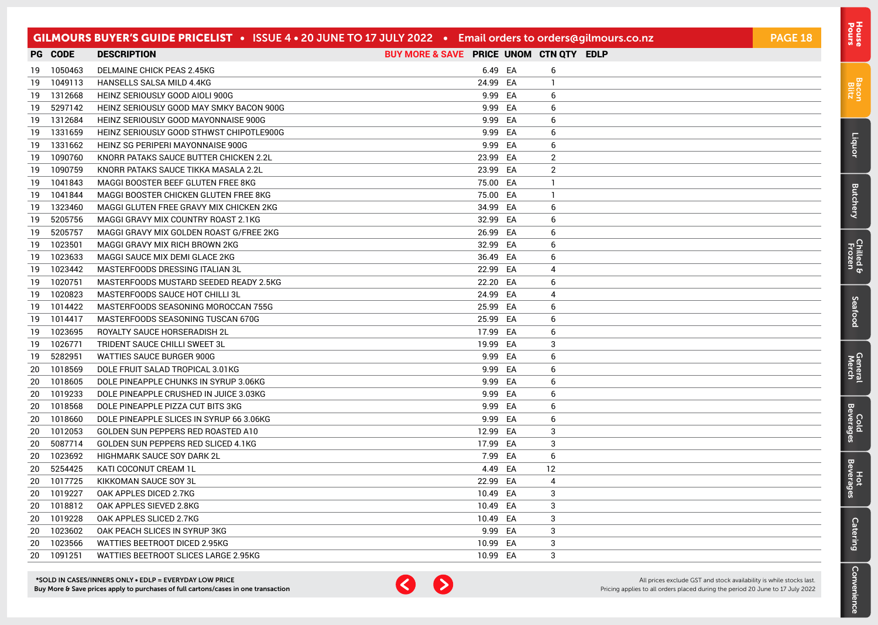## GILMOURS BUYER'S GUIDE PRICELIST • ISSUE 4 • 20 JUNE TO 17 JULY 2022 • Email orders to orders@gilmours.co.nz

| PG | CODE | DESCRIPTION | BUY MORE & SAVE | PRICE | UNOM | CTN QTY | EDLP |
|---|---|---|---|---|---|---|---|
| 19 | 1050463 | DELMAINE CHICK PEAS 2.45KG | | 6.49 | EA | 6 | |
| 19 | 1049113 | HANSELLS SALSA MILD 4.4KG | | 24.99 | EA | 1 | |
| 19 | 1312668 | HEINZ SERIOUSLY GOOD AIOLI 900G | | 9.99 | EA | 6 | |
| 19 | 5297142 | HEINZ SERIOUSLY GOOD MAY SMKY BACON 900G | | 9.99 | EA | 6 | |
| 19 | 1312684 | HEINZ SERIOUSLY GOOD MAYONNAISE 900G | | 9.99 | EA | 6 | |
| 19 | 1331659 | HEINZ SERIOUSLY GOOD STHWST CHIPOTLE900G | | 9.99 | EA | 6 | |
| 19 | 1331662 | HEINZ SG PERIPERI MAYONNAISE 900G | | 9.99 | EA | 6 | |
| 19 | 1090760 | KNORR PATAKS SAUCE BUTTER CHICKEN 2.2L | | 23.99 | EA | 2 | |
| 19 | 1090759 | KNORR PATAKS SAUCE TIKKA MASALA 2.2L | | 23.99 | EA | 2 | |
| 19 | 1041843 | MAGGI BOOSTER BEEF GLUTEN FREE 8KG | | 75.00 | EA | 1 | |
| 19 | 1041844 | MAGGI BOOSTER CHICKEN GLUTEN FREE 8KG | | 75.00 | EA | 1 | |
| 19 | 1323460 | MAGGI GLUTEN FREE GRAVY MIX CHICKEN 2KG | | 34.99 | EA | 6 | |
| 19 | 5205756 | MAGGI GRAVY MIX COUNTRY ROAST 2.1KG | | 32.99 | EA | 6 | |
| 19 | 5205757 | MAGGI GRAVY MIX GOLDEN ROAST G/FREE 2KG | | 26.99 | EA | 6 | |
| 19 | 1023501 | MAGGI GRAVY MIX RICH BROWN 2KG | | 32.99 | EA | 6 | |
| 19 | 1023633 | MAGGI SAUCE MIX DEMI GLACE 2KG | | 36.49 | EA | 6 | |
| 19 | 1023442 | MASTERFOODS DRESSING ITALIAN 3L | | 22.99 | EA | 4 | |
| 19 | 1020751 | MASTERFOODS MUSTARD SEEDED READY 2.5KG | | 22.20 | EA | 6 | |
| 19 | 1020823 | MASTERFOODS SAUCE HOT CHILLI 3L | | 24.99 | EA | 4 | |
| 19 | 1014422 | MASTERFOODS SEASONING MOROCCAN 755G | | 25.99 | EA | 6 | |
| 19 | 1014417 | MASTERFOODS SEASONING TUSCAN 670G | | 25.99 | EA | 6 | |
| 19 | 1023695 | ROYALTY SAUCE HORSERADISH 2L | | 17.99 | EA | 6 | |
| 19 | 1026771 | TRIDENT SAUCE CHILLI SWEET 3L | | 19.99 | EA | 3 | |
| 19 | 5282951 | WATTIES SAUCE BURGER 900G | | 9.99 | EA | 6 | |
| 20 | 1018569 | DOLE FRUIT SALAD TROPICAL 3.01KG | | 9.99 | EA | 6 | |
| 20 | 1018605 | DOLE PINEAPPLE CHUNKS IN SYRUP 3.06KG | | 9.99 | EA | 6 | |
| 20 | 1019233 | DOLE PINEAPPLE CRUSHED IN JUICE 3.03KG | | 9.99 | EA | 6 | |
| 20 | 1018568 | DOLE PINEAPPLE PIZZA CUT BITS 3KG | | 9.99 | EA | 6 | |
| 20 | 1018660 | DOLE PINEAPPLE SLICES IN SYRUP 66 3.06KG | | 9.99 | EA | 6 | |
| 20 | 1012053 | GOLDEN SUN PEPPERS RED ROASTED A10 | | 12.99 | EA | 3 | |
| 20 | 5087714 | GOLDEN SUN PEPPERS RED SLICED 4.1KG | | 17.99 | EA | 3 | |
| 20 | 1023692 | HIGHMARK SAUCE SOY DARK 2L | | 7.99 | EA | 6 | |
| 20 | 5254425 | KATI COCONUT CREAM 1L | | 4.49 | EA | 12 | |
| 20 | 1017725 | KIKKOMAN SAUCE SOY 3L | | 22.99 | EA | 4 | |
| 20 | 1019227 | OAK APPLES DICED 2.7KG | | 10.49 | EA | 3 | |
| 20 | 1018812 | OAK APPLES SIEVED 2.8KG | | 10.49 | EA | 3 | |
| 20 | 1019228 | OAK APPLES SLICED 2.7KG | | 10.49 | EA | 3 | |
| 20 | 1023602 | OAK PEACH SLICES IN SYRUP 3KG | | 9.99 | EA | 3 | |
| 20 | 1023566 | WATTIES BEETROOT DICED 2.95KG | | 10.99 | EA | 3 | |
| 20 | 1091251 | WATTIES BEETROOT SLICES LARGE 2.95KG | | 10.99 | EA | 3 | |

**\*SOLD IN CASES/INNERS ONLY • EDLP = EVERYDAY LOW PRICE**
**Buy More & Save prices apply to purchases of full cartons/cases in one transaction**

All prices exclude GST and stock availability is while stocks last.
Pricing applies to all orders placed during the period 20 June to 17 July 2022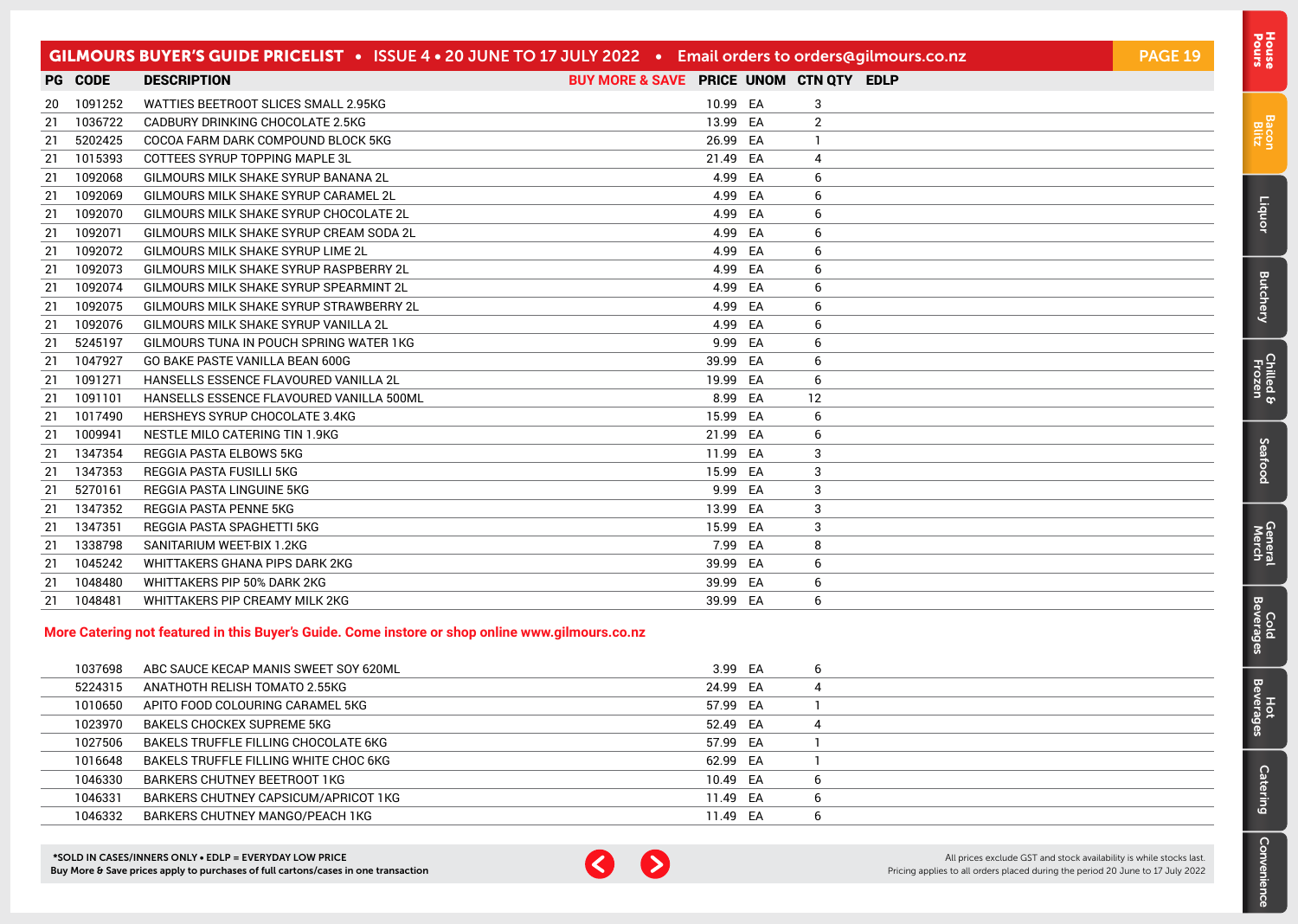GILMOURS BUYER'S GUIDE PRICELIST • ISSUE 4 • 20 JUNE TO 17 JULY 2022 • Email orders to orders@gilmours.co.nz

| PG | CODE | DESCRIPTION | BUY MORE & SAVE | PRICE | UNOM | CTN QTY | EDLP |
|---|---|---|---|---|---|---|---|
| 20 | 1091252 | WATTIES BEETROOT SLICES SMALL 2.95KG | | 10.99 | EA | 3 | |
| 21 | 1036722 | CADBURY DRINKING CHOCOLATE 2.5KG | | 13.99 | EA | 2 | |
| 21 | 5202425 | COCOA FARM DARK COMPOUND BLOCK 5KG | | 26.99 | EA | 1 | |
| 21 | 1015393 | COTTEES SYRUP TOPPING MAPLE 3L | | 21.49 | EA | 4 | |
| 21 | 1092068 | GILMOURS MILK SHAKE SYRUP BANANA 2L | | 4.99 | EA | 6 | |
| 21 | 1092069 | GILMOURS MILK SHAKE SYRUP CARAMEL 2L | | 4.99 | EA | 6 | |
| 21 | 1092070 | GILMOURS MILK SHAKE SYRUP CHOCOLATE 2L | | 4.99 | EA | 6 | |
| 21 | 1092071 | GILMOURS MILK SHAKE SYRUP CREAM SODA 2L | | 4.99 | EA | 6 | |
| 21 | 1092072 | GILMOURS MILK SHAKE SYRUP LIME 2L | | 4.99 | EA | 6 | |
| 21 | 1092073 | GILMOURS MILK SHAKE SYRUP RASPBERRY 2L | | 4.99 | EA | 6 | |
| 21 | 1092074 | GILMOURS MILK SHAKE SYRUP SPEARMINT 2L | | 4.99 | EA | 6 | |
| 21 | 1092075 | GILMOURS MILK SHAKE SYRUP STRAWBERRY 2L | | 4.99 | EA | 6 | |
| 21 | 1092076 | GILMOURS MILK SHAKE SYRUP VANILLA 2L | | 4.99 | EA | 6 | |
| 21 | 5245197 | GILMOURS TUNA IN POUCH SPRING WATER 1KG | | 9.99 | EA | 6 | |
| 21 | 1047927 | GO BAKE PASTE VANILLA BEAN 600G | | 39.99 | EA | 6 | |
| 21 | 1091271 | HANSELLS ESSENCE FLAVOURED VANILLA 2L | | 19.99 | EA | 6 | |
| 21 | 1091101 | HANSELLS ESSENCE FLAVOURED VANILLA 500ML | | 8.99 | EA | 12 | |
| 21 | 1017490 | HERSHEYS SYRUP CHOCOLATE 3.4KG | | 15.99 | EA | 6 | |
| 21 | 1009941 | NESTLE MILO CATERING TIN 1.9KG | | 21.99 | EA | 6 | |
| 21 | 1347354 | REGGIA PASTA ELBOWS 5KG | | 11.99 | EA | 3 | |
| 21 | 1347353 | REGGIA PASTA FUSILLI 5KG | | 15.99 | EA | 3 | |
| 21 | 5270161 | REGGIA PASTA LINGUINE 5KG | | 9.99 | EA | 3 | |
| 21 | 1347352 | REGGIA PASTA PENNE 5KG | | 13.99 | EA | 3 | |
| 21 | 1347351 | REGGIA PASTA SPAGHETTI 5KG | | 15.99 | EA | 3 | |
| 21 | 1338798 | SANITARIUM WEET-BIX 1.2KG | | 7.99 | EA | 8 | |
| 21 | 1045242 | WHITTAKERS GHANA PIPS DARK 2KG | | 39.99 | EA | 6 | |
| 21 | 1048480 | WHITTAKERS PIP 50% DARK 2KG | | 39.99 | EA | 6 | |
| 21 | 1048481 | WHITTAKERS PIP CREAMY MILK 2KG | | 39.99 | EA | 6 | |

**More Catering not featured in this Buyer's Guide. Come instore or shop online www.gilmours.co.nz**

| PG | CODE | DESCRIPTION | BUY MORE & SAVE | PRICE | UNOM | CTN QTY | EDLP |
|---|---|---|---|---|---|---|---|
| | 1037698 | ABC SAUCE KECAP MANIS SWEET SOY 620ML | | 3.99 | EA | 6 | |
| | 5224315 | ANATHOTH RELISH TOMATO 2.55KG | | 24.99 | EA | 4 | |
| | 1010650 | APITO FOOD COLOURING CARAMEL 5KG | | 57.99 | EA | 1 | |
| | 1023970 | BAKELS CHOCKEX SUPREME 5KG | | 52.49 | EA | 4 | |
| | 1027506 | BAKELS TRUFFLE FILLING CHOCOLATE 6KG | | 57.99 | EA | 1 | |
| | 1016648 | BAKELS TRUFFLE FILLING WHITE CHOC 6KG | | 62.99 | EA | 1 | |
| | 1046330 | BARKERS CHUTNEY BEETROOT 1KG | | 10.49 | EA | 6 | |
| | 1046331 | BARKERS CHUTNEY CAPSICUM/APRICOT 1KG | | 11.49 | EA | 6 | |
| | 1046332 | BARKERS CHUTNEY MANGO/PEACH 1KG | | 11.49 | EA | 6 | |

*SOLD IN CASES/INNERS ONLY • EDLP = EVERYDAY LOW PRICE
Buy More & Save prices apply to purchases of full cartons/cases in one transaction

All prices exclude GST and stock availability is while stocks last.
Pricing applies to all orders placed during the period 20 June to 17 July 2022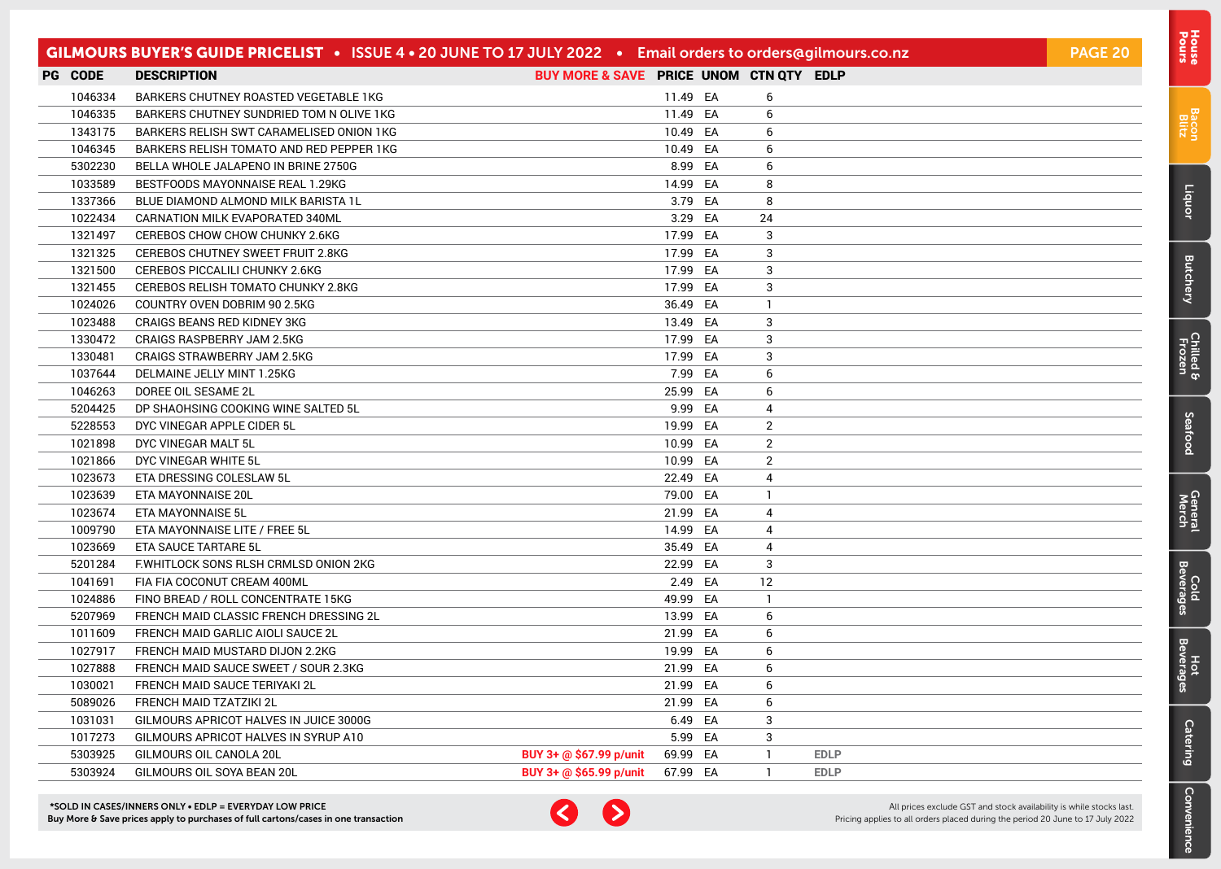| PG | CODE | DESCRIPTION | BUY MORE & SAVE | PRICE | UNOM | CTN QTY | EDLP |
|---|---|---|---|---|---|---|---|
| | 1046334 | BARKERS CHUTNEY ROASTED VEGETABLE 1KG | | 11.49 | EA | 6 | |
| | 1046335 | BARKERS CHUTNEY SUNDRIED TOM N OLIVE 1KG | | 11.49 | EA | 6 | |
| | 1343175 | BARKERS RELISH SWT CARAMELISED ONION 1KG | | 10.49 | EA | 6 | |
| | 1046345 | BARKERS RELISH TOMATO AND RED PEPPER 1KG | | 10.49 | EA | 6 | |
| | 5302230 | BELLA WHOLE JALAPENO IN BRINE 2750G | | 8.99 | EA | 6 | |
| | 1033589 | BESTFOODS MAYONNAISE REAL 1.29KG | | 14.99 | EA | 8 | |
| | 1337366 | BLUE DIAMOND ALMOND MILK BARISTA 1L | | 3.79 | EA | 8 | |
| | 1022434 | CARNATION MILK EVAPORATED 340ML | | 3.29 | EA | 24 | |
| | 1321497 | CEREBOS CHOW CHOW CHUNKY 2.6KG | | 17.99 | EA | 3 | |
| | 1321325 | CEREBOS CHUTNEY SWEET FRUIT 2.8KG | | 17.99 | EA | 3 | |
| | 1321500 | CEREBOS PICCALILI CHUNKY 2.6KG | | 17.99 | EA | 3 | |
| | 1321455 | CEREBOS RELISH TOMATO CHUNKY 2.8KG | | 17.99 | EA | 3 | |
| | 1024026 | COUNTRY OVEN DOBRIM 90 2.5KG | | 36.49 | EA | 1 | |
| | 1023488 | CRAIGS BEANS RED KIDNEY 3KG | | 13.49 | EA | 3 | |
| | 1330472 | CRAIGS RASPBERRY JAM 2.5KG | | 17.99 | EA | 3 | |
| | 1330481 | CRAIGS STRAWBERRY JAM 2.5KG | | 17.99 | EA | 3 | |
| | 1037644 | DELMAINE JELLY MINT 1.25KG | | 7.99 | EA | 6 | |
| | 1046263 | DOREE OIL SESAME 2L | | 25.99 | EA | 6 | |
| | 5204425 | DP SHAOHSING COOKING WINE SALTED 5L | | 9.99 | EA | 4 | |
| | 5228553 | DYC VINEGAR APPLE CIDER 5L | | 19.99 | EA | 2 | |
| | 1021898 | DYC VINEGAR MALT 5L | | 10.99 | EA | 2 | |
| | 1021866 | DYC VINEGAR WHITE 5L | | 10.99 | EA | 2 | |
| | 1023673 | ETA DRESSING COLESLAW 5L | | 22.49 | EA | 4 | |
| | 1023639 | ETA MAYONNAISE 20L | | 79.00 | EA | 1 | |
| | 1023674 | ETA MAYONNAISE 5L | | 21.99 | EA | 4 | |
| | 1009790 | ETA MAYONNAISE LITE / FREE 5L | | 14.99 | EA | 4 | |
| | 1023669 | ETA SAUCE TARTARE 5L | | 35.49 | EA | 4 | |
| | 5201284 | F.WHITLOCK SONS RLSH CRMLSD ONION 2KG | | 22.99 | EA | 3 | |
| | 1041691 | FIA FIA COCONUT CREAM 400ML | | 2.49 | EA | 12 | |
| | 1024886 | FINO BREAD / ROLL CONCENTRATE 15KG | | 49.99 | EA | 1 | |
| | 5207969 | FRENCH MAID CLASSIC FRENCH DRESSING 2L | | 13.99 | EA | 6 | |
| | 1011609 | FRENCH MAID GARLIC AIOLI SAUCE 2L | | 21.99 | EA | 6 | |
| | 1027917 | FRENCH MAID MUSTARD DIJON 2.2KG | | 19.99 | EA | 6 | |
| | 1027888 | FRENCH MAID SAUCE SWEET / SOUR 2.3KG | | 21.99 | EA | 6 | |
| | 1030021 | FRENCH MAID SAUCE TERIYAKI 2L | | 21.99 | EA | 6 | |
| | 5089026 | FRENCH MAID TZATZIKI 2L | | 21.99 | EA | 6 | |
| | 1031031 | GILMOURS APRICOT HALVES IN JUICE 3000G | | 6.49 | EA | 3 | |
| | 1017273 | GILMOURS APRICOT HALVES IN SYRUP A10 | | 5.99 | EA | 3 | |
| | 5303925 | GILMOURS OIL CANOLA 20L | BUY 3+ @ $67.99 p/unit | 69.99 | EA | 1 | EDLP |
| | 5303924 | GILMOURS OIL SOYA BEAN 20L | BUY 3+ @ $65.99 p/unit | 67.99 | EA | 1 | EDLP |

**\*SOLD IN CASES/INNERS ONLY • EDLP = EVERYDAY LOW PRICE**
**Buy More & Save prices apply to purchases of full cartons/cases in one transaction**

All prices exclude GST and stock availability is while stocks last.
Pricing applies to all orders placed during the period 20 June to 17 July 2022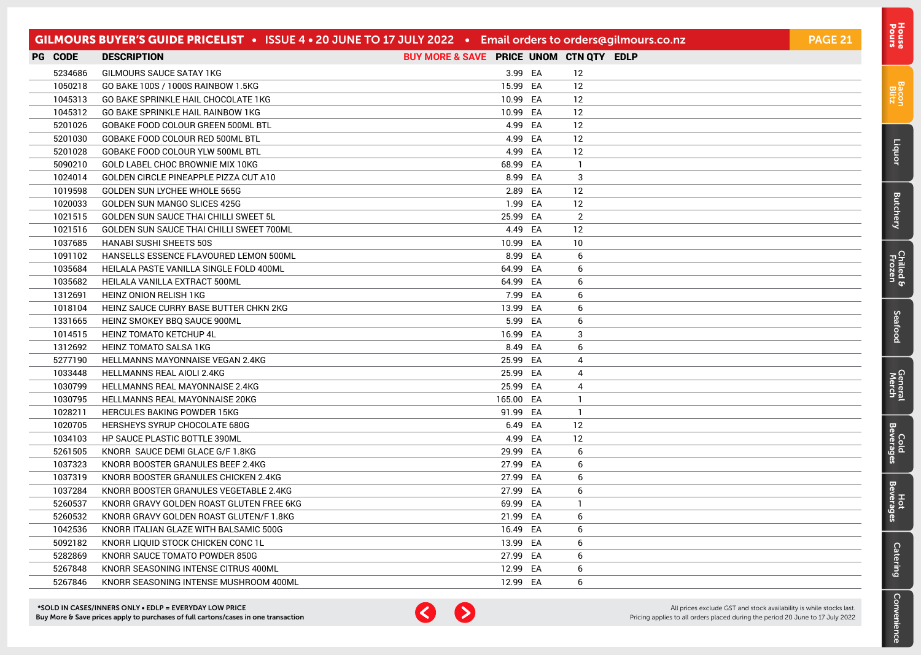| PG | CODE | DESCRIPTION | BUY MORE & SAVE | PRICE | UNOM | CTN QTY | EDLP |
|---|---|---|---|---|---|---|---|
| | 5234686 | GILMOURS SAUCE SATAY 1KG | | 3.99 | EA | 12 | |
| | 1050218 | GO BAKE 100S / 1000S RAINBOW 1.5KG | | 15.99 | EA | 12 | |
| | 1045313 | GO BAKE SPRINKLE HAIL CHOCOLATE 1KG | | 10.99 | EA | 12 | |
| | 1045312 | GO BAKE SPRINKLE HAIL RAINBOW 1KG | | 10.99 | EA | 12 | |
| | 5201026 | GOBAKE FOOD COLOUR GREEN 500ML BTL | | 4.99 | EA | 12 | |
| | 5201030 | GOBAKE FOOD COLOUR RED 500ML BTL | | 4.99 | EA | 12 | |
| | 5201028 | GOBAKE FOOD COLOUR YLW 500ML BTL | | 4.99 | EA | 12 | |
| | 5090210 | GOLD LABEL CHOC BROWNIE MIX 10KG | | 68.99 | EA | 1 | |
| | 1024014 | GOLDEN CIRCLE PINEAPPLE PIZZA CUT A10 | | 8.99 | EA | 3 | |
| | 1019598 | GOLDEN SUN LYCHEE WHOLE 565G | | 2.89 | EA | 12 | |
| | 1020033 | GOLDEN SUN MANGO SLICES 425G | | 1.99 | EA | 12 | |
| | 1021515 | GOLDEN SUN SAUCE THAI CHILLI SWEET 5L | | 25.99 | EA | 2 | |
| | 1021516 | GOLDEN SUN SAUCE THAI CHILLI SWEET 700ML | | 4.49 | EA | 12 | |
| | 1037685 | HANABI SUSHI SHEETS 50S | | 10.99 | EA | 10 | |
| | 1091102 | HANSELLS ESSENCE FLAVOURED LEMON 500ML | | 8.99 | EA | 6 | |
| | 1035684 | HEILALA PASTE VANILLA SINGLE FOLD 400ML | | 64.99 | EA | 6 | |
| | 1035682 | HEILALA VANILLA EXTRACT 500ML | | 64.99 | EA | 6 | |
| | 1312691 | HEINZ ONION RELISH 1KG | | 7.99 | EA | 6 | |
| | 1018104 | HEINZ SAUCE CURRY BASE BUTTER CHKN 2KG | | 13.99 | EA | 6 | |
| | 1331665 | HEINZ SMOKEY BBQ SAUCE 900ML | | 5.99 | EA | 6 | |
| | 1014515 | HEINZ TOMATO KETCHUP 4L | | 16.99 | EA | 3 | |
| | 1312692 | HEINZ TOMATO SALSA 1KG | | 8.49 | EA | 6 | |
| | 5277190 | HELLMANNS MAYONNAISE VEGAN 2.4KG | | 25.99 | EA | 4 | |
| | 1033448 | HELLMANNS REAL AIOLI 2.4KG | | 25.99 | EA | 4 | |
| | 1030799 | HELLMANNS REAL MAYONNAISE 2.4KG | | 25.99 | EA | 4 | |
| | 1030795 | HELLMANNS REAL MAYONNAISE 20KG | | 165.00 | EA | 1 | |
| | 1028211 | HERCULES BAKING POWDER 15KG | | 91.99 | EA | 1 | |
| | 1020705 | HERSHEYS SYRUP CHOCOLATE 680G | | 6.49 | EA | 12 | |
| | 1034103 | HP SAUCE PLASTIC BOTTLE 390ML | | 4.99 | EA | 12 | |
| | 5261505 | KNORR SAUCE DEMI GLACE G/F 1.8KG | | 29.99 | EA | 6 | |
| | 1037323 | KNORR BOOSTER GRANULES BEEF 2.4KG | | 27.99 | EA | 6 | |
| | 1037319 | KNORR BOOSTER GRANULES CHICKEN 2.4KG | | 27.99 | EA | 6 | |
| | 1037284 | KNORR BOOSTER GRANULES VEGETABLE 2.4KG | | 27.99 | EA | 6 | |
| | 5260537 | KNORR GRAVY GOLDEN ROAST GLUTEN FREE 6KG | | 69.99 | EA | 1 | |
| | 5260532 | KNORR GRAVY GOLDEN ROAST GLUTEN/F 1.8KG | | 21.99 | EA | 6 | |
| | 1042536 | KNORR ITALIAN GLAZE WITH BALSAMIC 500G | | 16.49 | EA | 6 | |
| | 5092182 | KNORR LIQUID STOCK CHICKEN CONC 1L | | 13.99 | EA | 6 | |
| | 5282869 | KNORR SAUCE TOMATO POWDER 850G | | 27.99 | EA | 6 | |
| | 5267848 | KNORR SEASONING INTENSE CITRUS 400ML | | 12.99 | EA | 6 | |
| | 5267846 | KNORR SEASONING INTENSE MUSHROOM 400ML | | 12.99 | EA | 6 | |

**\*SOLD IN CASES/INNERS ONLY • EDLP = EVERYDAY LOW PRICE**
**Buy More & Save prices apply to purchases of full cartons/cases in one transaction**

All prices exclude GST and stock availability is while stocks last.
Pricing applies to all orders placed during the period 20 June to 17 July 2022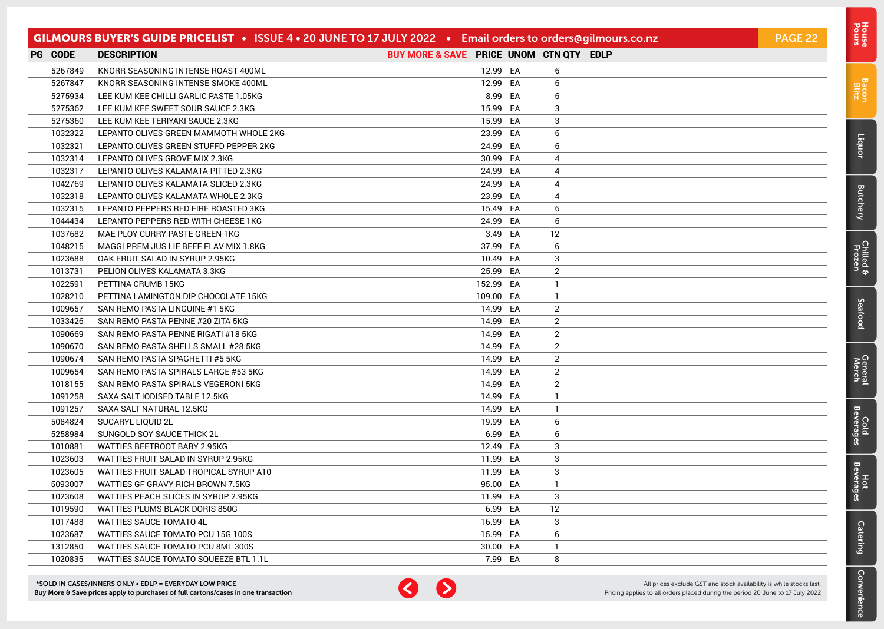| PG | CODE | DESCRIPTION | BUY MORE & SAVE | PRICE | UNOM | CTN QTY | EDLP |
|---|---|---|---|---|---|---|---|
| | 5267849 | KNORR SEASONING INTENSE ROAST 400ML | | 12.99 | EA | 6 | |
| | 5267847 | KNORR SEASONING INTENSE SMOKE 400ML | | 12.99 | EA | 6 | |
| | 5275934 | LEE KUM KEE CHILLI GARLIC PASTE 1.05KG | | 8.99 | EA | 6 | |
| | 5275362 | LEE KUM KEE SWEET SOUR SAUCE 2.3KG | | 15.99 | EA | 3 | |
| | 5275360 | LEE KUM KEE TERIYAKI SAUCE 2.3KG | | 15.99 | EA | 3 | |
| | 1032322 | LEPANTO OLIVES GREEN MAMMOTH WHOLE 2KG | | 23.99 | EA | 6 | |
| | 1032321 | LEPANTO OLIVES GREEN STUFFD PEPPER 2KG | | 24.99 | EA | 6 | |
| | 1032314 | LEPANTO OLIVES GROVE MIX 2.3KG | | 30.99 | EA | 4 | |
| | 1032317 | LEPANTO OLIVES KALAMATA PITTED 2.3KG | | 24.99 | EA | 4 | |
| | 1042769 | LEPANTO OLIVES KALAMATA SLICED 2.3KG | | 24.99 | EA | 4 | |
| | 1032318 | LEPANTO OLIVES KALAMATA WHOLE 2.3KG | | 23.99 | EA | 4 | |
| | 1032315 | LEPANTO PEPPERS RED FIRE ROASTED 3KG | | 15.49 | EA | 6 | |
| | 1044434 | LEPANTO PEPPERS RED WITH CHEESE 1KG | | 24.99 | EA | 6 | |
| | 1037682 | MAE PLOY CURRY PASTE GREEN 1KG | | 3.49 | EA | 12 | |
| | 1048215 | MAGGI PREM JUS LIE BEEF FLAV MIX 1.8KG | | 37.99 | EA | 6 | |
| | 1023688 | OAK FRUIT SALAD IN SYRUP 2.95KG | | 10.49 | EA | 3 | |
| | 1013731 | PELION OLIVES KALAMATA 3.3KG | | 25.99 | EA | 2 | |
| | 1022591 | PETTINA CRUMB 15KG | | 152.99 | EA | 1 | |
| | 1028210 | PETTINA LAMINGTON DIP CHOCOLATE 15KG | | 109.00 | EA | 1 | |
| | 1009657 | SAN REMO PASTA LINGUINE #1 5KG | | 14.99 | EA | 2 | |
| | 1033426 | SAN REMO PASTA PENNE #20 ZITA 5KG | | 14.99 | EA | 2 | |
| | 1090669 | SAN REMO PASTA PENNE RIGATI #18 5KG | | 14.99 | EA | 2 | |
| | 1090670 | SAN REMO PASTA SHELLS SMALL #28 5KG | | 14.99 | EA | 2 | |
| | 1090674 | SAN REMO PASTA SPAGHETTI #5 5KG | | 14.99 | EA | 2 | |
| | 1009654 | SAN REMO PASTA SPIRALS LARGE #53 5KG | | 14.99 | EA | 2 | |
| | 1018155 | SAN REMO PASTA SPIRALS VEGERONI 5KG | | 14.99 | EA | 2 | |
| | 1091258 | SAXA SALT IODISED TABLE 12.5KG | | 14.99 | EA | 1 | |
| | 1091257 | SAXA SALT NATURAL 12.5KG | | 14.99 | EA | 1 | |
| | 5084824 | SUCARYL LIQUID 2L | | 19.99 | EA | 6 | |
| | 5258984 | SUNGOLD SOY SAUCE THICK 2L | | 6.99 | EA | 6 | |
| | 1010881 | WATTIES BEETROOT BABY 2.95KG | | 12.49 | EA | 3 | |
| | 1023603 | WATTIES FRUIT SALAD IN SYRUP 2.95KG | | 11.99 | EA | 3 | |
| | 1023605 | WATTIES FRUIT SALAD TROPICAL SYRUP A10 | | 11.99 | EA | 3 | |
| | 5093007 | WATTIES GF GRAVY RICH BROWN 7.5KG | | 95.00 | EA | 1 | |
| | 1023608 | WATTIES PEACH SLICES IN SYRUP 2.95KG | | 11.99 | EA | 3 | |
| | 1019590 | WATTIES PLUMS BLACK DORIS 850G | | 6.99 | EA | 12 | |
| | 1017488 | WATTIES SAUCE TOMATO 4L | | 16.99 | EA | 3 | |
| | 1023687 | WATTIES SAUCE TOMATO PCU 15G 100S | | 15.99 | EA | 6 | |
| | 1312850 | WATTIES SAUCE TOMATO PCU 8ML 300S | | 30.00 | EA | 1 | |
| | 1020835 | WATTIES SAUCE TOMATO SQUEEZE BTL 1.1L | | 7.99 | EA | 8 | |

*SOLD IN CASES/INNERS ONLY • EDLP = EVERYDAY LOW PRICE
Buy More & Save prices apply to purchases of full cartons/cases in one transaction

All prices exclude GST and stock availability is while stocks last.
Pricing applies to all orders placed during the period 20 June to 17 July 2022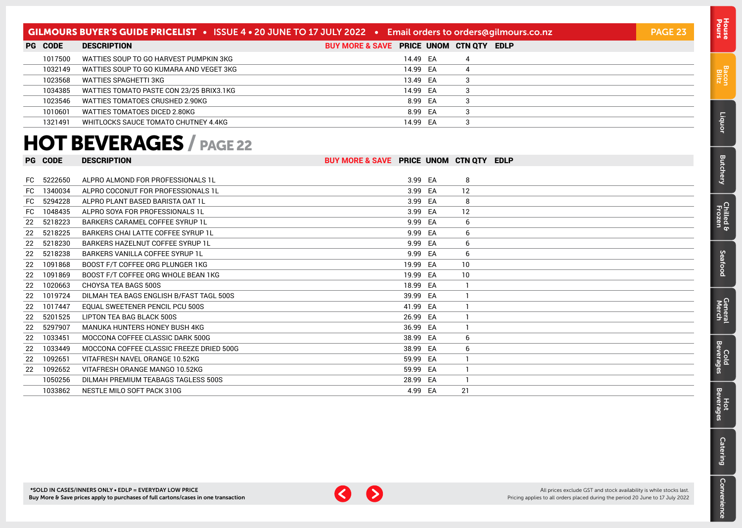| PG | CODE | DESCRIPTION | BUY MORE & SAVE | PRICE | UNOM | CTN QTY | EDLP |
|---|---|---|---|---|---|---|---|
| | 1017500 | WATTIES SOUP TO GO HARVEST PUMPKIN 3KG | | 14.49 | EA | 4 | |
| | 1032149 | WATTIES SOUP TO GO KUMARA AND VEGET 3KG | | 14.99 | EA | 4 | |
| | 1023568 | WATTIES SPAGHETTI 3KG | | 13.49 | EA | 3 | |
| | 1034385 | WATTIES TOMATO PASTE CON 23/25 BRIX3.1KG | | 14.99 | EA | 3 | |
| | 1023546 | WATTIES TOMATOES CRUSHED 2.90KG | | 8.99 | EA | 3 | |
| | 1010601 | WATTIES TOMATOES DICED 2.80KG | | 8.99 | EA | 3 | |
| | 1321491 | WHITLOCKS SAUCE TOMATO CHUTNEY 4.4KG | | 14.99 | EA | 3 | |

# HOT BEVERAGES / PAGE 22

| PG | CODE | DESCRIPTION | BUY MORE & SAVE | PRICE | UNOM | CTN QTY | EDLP |
|---|---|---|---|---|---|---|---|
| FC | 5222650 | ALPRO ALMOND FOR PROFESSIONALS 1L | | 3.99 | EA | 8 | |
| FC | 1340034 | ALPRO COCONUT FOR PROFESSIONALS 1L | | 3.99 | EA | 12 | |
| FC | 5294228 | ALPRO PLANT BASED BARISTA OAT 1L | | 3.99 | EA | 8 | |
| FC | 1048435 | ALPRO SOYA FOR PROFESSIONALS 1L | | 3.99 | EA | 12 | |
| 22 | 5218223 | BARKERS CARAMEL COFFEE SYRUP 1L | | 9.99 | EA | 6 | |
| 22 | 5218225 | BARKERS CHAI LATTE COFFEE SYRUP 1L | | 9.99 | EA | 6 | |
| 22 | 5218230 | BARKERS HAZELNUT COFFEE SYRUP 1L | | 9.99 | EA | 6 | |
| 22 | 5218238 | BARKERS VANILLA COFFEE SYRUP 1L | | 9.99 | EA | 6 | |
| 22 | 1091868 | BOOST F/T COFFEE ORG PLUNGER 1KG | | 19.99 | EA | 10 | |
| 22 | 1091869 | BOOST F/T COFFEE ORG WHOLE BEAN 1KG | | 19.99 | EA | 10 | |
| 22 | 1020663 | CHOYSA TEA BAGS 500S | | 18.99 | EA | 1 | |
| 22 | 1019724 | DILMAH TEA BAGS ENGLISH B/FAST TAGL 500S | | 39.99 | EA | 1 | |
| 22 | 1017447 | EQUAL SWEETENER PENCIL PCU 500S | | 41.99 | EA | 1 | |
| 22 | 5201525 | LIPTON TEA BAG BLACK 500S | | 26.99 | EA | 1 | |
| 22 | 5297907 | MANUKA HUNTERS HONEY BUSH 4KG | | 36.99 | EA | 1 | |
| 22 | 1033451 | MOCCONA COFFEE CLASSIC DARK 500G | | 38.99 | EA | 6 | |
| 22 | 1033449 | MOCCONA COFFEE CLASSIC FREEZE DRIED 500G | | 38.99 | EA | 6 | |
| 22 | 1092651 | VITAFRESH NAVEL ORANGE 10.52KG | | 59.99 | EA | 1 | |
| 22 | 1092652 | VITAFRESH ORANGE MANGO 10.52KG | | 59.99 | EA | 1 | |
| | 1050256 | DILMAH PREMIUM TEABAGS TAGLESS 500S | | 28.99 | EA | 1 | |
| | 1033862 | NESTLE MILO SOFT PACK 310G | | 4.99 | EA | 21 | |

*SOLD IN CASES/INNERS ONLY • EDLP = EVERYDAY LOW PRICE
Buy More & Save prices apply to purchases of full cartons/cases in one transaction

All prices exclude GST and stock availability is while stocks last.
Pricing applies to all orders placed during the period 20 June to 17 July 2022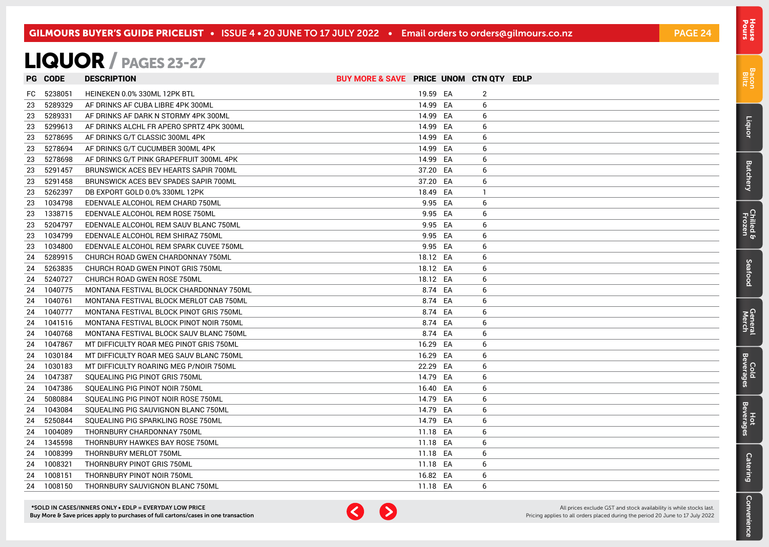# LIQUOR / PAGES 23-27

| PG | CODE | DESCRIPTION | BUY MORE & SAVE | PRICE | UNOM | CTN QTY | EDLP |
|---|---|---|---|---|---|---|---|
| FC | 5238051 | HEINEKEN 0.0% 330ML 12PK BTL | | 19.59 | EA | 2 | |
| 23 | 5289329 | AF DRINKS AF CUBA LIBRE 4PK 300ML | | 14.99 | EA | 6 | |
| 23 | 5289331 | AF DRINKS AF DARK N STORMY 4PK 300ML | | 14.99 | EA | 6 | |
| 23 | 5299613 | AF DRINKS ALCHL FR APERO SPRTZ 4PK 300ML | | 14.99 | EA | 6 | |
| 23 | 5278695 | AF DRINKS G/T CLASSIC 300ML 4PK | | 14.99 | EA | 6 | |
| 23 | 5278694 | AF DRINKS G/T CUCUMBER 300ML 4PK | | 14.99 | EA | 6 | |
| 23 | 5278698 | AF DRINKS G/T PINK GRAPEFRUIT 300ML 4PK | | 14.99 | EA | 6 | |
| 23 | 5291457 | BRUNSWICK ACES BEV HEARTS SAPIR 700ML | | 37.20 | EA | 6 | |
| 23 | 5291458 | BRUNSWICK ACES BEV SPADES SAPIR 700ML | | 37.20 | EA | 6 | |
| 23 | 5262397 | DB EXPORT GOLD 0.0% 330ML 12PK | | 18.49 | EA | 1 | |
| 23 | 1034798 | EDENVALE ALCOHOL REM CHARD 750ML | | 9.95 | EA | 6 | |
| 23 | 1338715 | EDENVALE ALCOHOL REM ROSE 750ML | | 9.95 | EA | 6 | |
| 23 | 5204797 | EDENVALE ALCOHOL REM SAUV BLANC 750ML | | 9.95 | EA | 6 | |
| 23 | 1034799 | EDENVALE ALCOHOL REM SHIRAZ 750ML | | 9.95 | EA | 6 | |
| 23 | 1034800 | EDENVALE ALCOHOL REM SPARK CUVEE 750ML | | 9.95 | EA | 6 | |
| 24 | 5289915 | CHURCH ROAD GWEN CHARDONNAY 750ML | | 18.12 | EA | 6 | |
| 24 | 5263835 | CHURCH ROAD GWEN PINOT GRIS 750ML | | 18.12 | EA | 6 | |
| 24 | 5240727 | CHURCH ROAD GWEN ROSE 750ML | | 18.12 | EA | 6 | |
| 24 | 1040775 | MONTANA FESTIVAL BLOCK CHARDONNAY 750ML | | 8.74 | EA | 6 | |
| 24 | 1040761 | MONTANA FESTIVAL BLOCK MERLOT CAB 750ML | | 8.74 | EA | 6 | |
| 24 | 1040777 | MONTANA FESTIVAL BLOCK PINOT GRIS 750ML | | 8.74 | EA | 6 | |
| 24 | 1041516 | MONTANA FESTIVAL BLOCK PINOT NOIR 750ML | | 8.74 | EA | 6 | |
| 24 | 1040768 | MONTANA FESTIVAL BLOCK SAUV BLANC 750ML | | 8.74 | EA | 6 | |
| 24 | 1047867 | MT DIFFICULTY ROAR MEG PINOT GRIS 750ML | | 16.29 | EA | 6 | |
| 24 | 1030184 | MT DIFFICULTY ROAR MEG SAUV BLANC 750ML | | 16.29 | EA | 6 | |
| 24 | 1030183 | MT DIFFICULTY ROARING MEG P/NOIR 750ML | | 22.29 | EA | 6 | |
| 24 | 1047387 | SQUEALING PIG PINOT GRIS 750ML | | 14.79 | EA | 6 | |
| 24 | 1047386 | SQUEALING PIG PINOT NOIR 750ML | | 16.40 | EA | 6 | |
| 24 | 5080884 | SQUEALING PIG PINOT NOIR ROSE 750ML | | 14.79 | EA | 6 | |
| 24 | 1043084 | SQUEALING PIG SAUVIGNON BLANC 750ML | | 14.79 | EA | 6 | |
| 24 | 5250844 | SQUEALING PIG SPARKLING ROSE 750ML | | 14.79 | EA | 6 | |
| 24 | 1004089 | THORNBURY CHARDONNAY 750ML | | 11.18 | EA | 6 | |
| 24 | 1345598 | THORNBURY HAWKES BAY ROSE 750ML | | 11.18 | EA | 6 | |
| 24 | 1008399 | THORNBURY MERLOT 750ML | | 11.18 | EA | 6 | |
| 24 | 1008321 | THORNBURY PINOT GRIS 750ML | | 11.18 | EA | 6 | |
| 24 | 1008151 | THORNBURY PINOT NOIR 750ML | | 16.82 | EA | 6 | |
| 24 | 1008150 | THORNBURY SAUVIGNON BLANC 750ML | | 11.18 | EA | 6 | |

*SOLD IN CASES/INNERS ONLY • EDLP = EVERYDAY LOW PRICE
Buy More & Save prices apply to purchases of full cartons/cases in one transaction

All prices exclude GST and stock availability is while stocks last.
Pricing applies to all orders placed during the period 20 June to 17 July 2022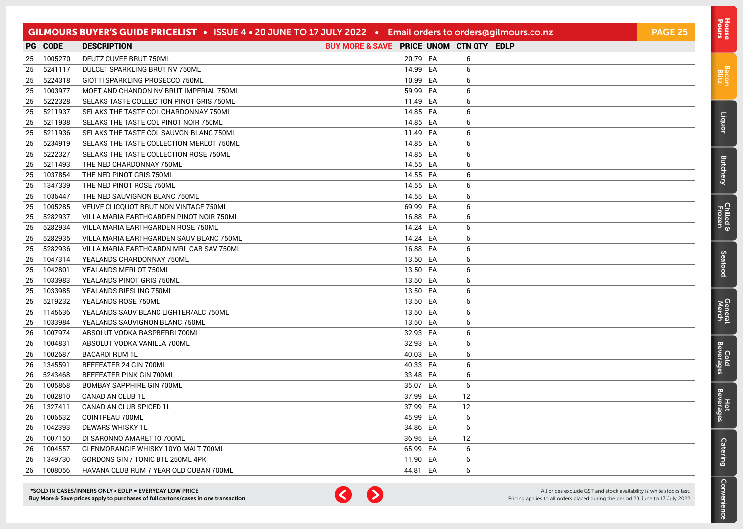| PG | CODE | DESCRIPTION | BUY MORE & SAVE | PRICE | UNOM | CTN QTY | EDLP |
|---|---|---|---|---|---|---|---|
| 25 | 1005270 | DEUTZ CUVEE BRUT 750ML | | 20.79 | EA | 6 | |
| 25 | 5241117 | DULCET SPARKLING BRUT NV 750ML | | 14.99 | EA | 6 | |
| 25 | 5224318 | GIOTTI SPARKLING PROSECCO 750ML | | 10.99 | EA | 6 | |
| 25 | 1003977 | MOET AND CHANDON NV BRUT IMPERIAL 750ML | | 59.99 | EA | 6 | |
| 25 | 5222328 | SELAKS TASTE COLLECTION PINOT GRIS 750ML | | 11.49 | EA | 6 | |
| 25 | 5211937 | SELAKS THE TASTE COL CHARDONNAY 750ML | | 14.85 | EA | 6 | |
| 25 | 5211938 | SELAKS THE TASTE COL PINOT NOIR 750ML | | 14.85 | EA | 6 | |
| 25 | 5211936 | SELAKS THE TASTE COL SAUVGN BLANC 750ML | | 11.49 | EA | 6 | |
| 25 | 5234919 | SELAKS THE TASTE COLLECTION MERLOT 750ML | | 14.85 | EA | 6 | |
| 25 | 5222327 | SELAKS THE TASTE COLLECTION ROSE 750ML | | 14.85 | EA | 6 | |
| 25 | 5211493 | THE NED CHARDONNAY 750ML | | 14.55 | EA | 6 | |
| 25 | 1037854 | THE NED PINOT GRIS 750ML | | 14.55 | EA | 6 | |
| 25 | 1347339 | THE NED PINOT ROSE 750ML | | 14.55 | EA | 6 | |
| 25 | 1036447 | THE NED SAUVIGNON BLANC 750ML | | 14.55 | EA | 6 | |
| 25 | 1005285 | VEUVE CLICQUOT BRUT NON VINTAGE 750ML | | 69.99 | EA | 6 | |
| 25 | 5282937 | VILLA MARIA EARTHGARDEN PINOT NOIR 750ML | | 16.88 | EA | 6 | |
| 25 | 5282934 | VILLA MARIA EARTHGARDEN ROSE 750ML | | 14.24 | EA | 6 | |
| 25 | 5282935 | VILLA MARIA EARTHGARDEN SAUV BLANC 750ML | | 14.24 | EA | 6 | |
| 25 | 5282936 | VILLA MARIA EARTHGARDN MRL CAB SAV 750ML | | 16.88 | EA | 6 | |
| 25 | 1047314 | YEALANDS CHARDONNAY 750ML | | 13.50 | EA | 6 | |
| 25 | 1042801 | YEALANDS MERLOT 750ML | | 13.50 | EA | 6 | |
| 25 | 1033983 | YEALANDS PINOT GRIS 750ML | | 13.50 | EA | 6 | |
| 25 | 1033985 | YEALANDS RIESLING 750ML | | 13.50 | EA | 6 | |
| 25 | 5219232 | YEALANDS ROSE 750ML | | 13.50 | EA | 6 | |
| 25 | 1145636 | YEALANDS SAUV BLANC LIGHTER/ALC 750ML | | 13.50 | EA | 6 | |
| 25 | 1033984 | YEALANDS SAUVIGNON BLANC 750ML | | 13.50 | EA | 6 | |
| 26 | 1007974 | ABSOLUT VODKA RASPBERRI 700ML | | 32.93 | EA | 6 | |
| 26 | 1004831 | ABSOLUT VODKA VANILLA 700ML | | 32.93 | EA | 6 | |
| 26 | 1002687 | BACARDI RUM 1L | | 40.03 | EA | 6 | |
| 26 | 1345591 | BEEFEATER 24 GIN 700ML | | 40.33 | EA | 6 | |
| 26 | 5243468 | BEEFEATER PINK GIN 700ML | | 33.48 | EA | 6 | |
| 26 | 1005868 | BOMBAY SAPPHIRE GIN 700ML | | 35.07 | EA | 6 | |
| 26 | 1002810 | CANADIAN CLUB 1L | | 37.99 | EA | 12 | |
| 26 | 1327411 | CANADIAN CLUB SPICED 1L | | 37.99 | EA | 12 | |
| 26 | 1006532 | COINTREAU 700ML | | 45.99 | EA | 6 | |
| 26 | 1042393 | DEWARS WHISKY 1L | | 34.86 | EA | 6 | |
| 26 | 1007150 | DI SARONNO AMARETTO 700ML | | 36.95 | EA | 12 | |
| 26 | 1004557 | GLENMORANGIE WHISKY 10YO MALT 700ML | | 65.99 | EA | 6 | |
| 26 | 1349730 | GORDONS GIN / TONIC BTL 250ML 4PK | | 11.90 | EA | 6 | |
| 26 | 1008056 | HAVANA CLUB RUM 7 YEAR OLD CUBAN 700ML | | 44.81 | EA | 6 | |

*SOLD IN CASES/INNERS ONLY • EDLP = EVERYDAY LOW PRICE
Buy More & Save prices apply to purchases of full cartons/cases in one transaction

All prices exclude GST and stock availability is while stocks last.
Pricing applies to all orders placed during the period 20 June to 17 July 2022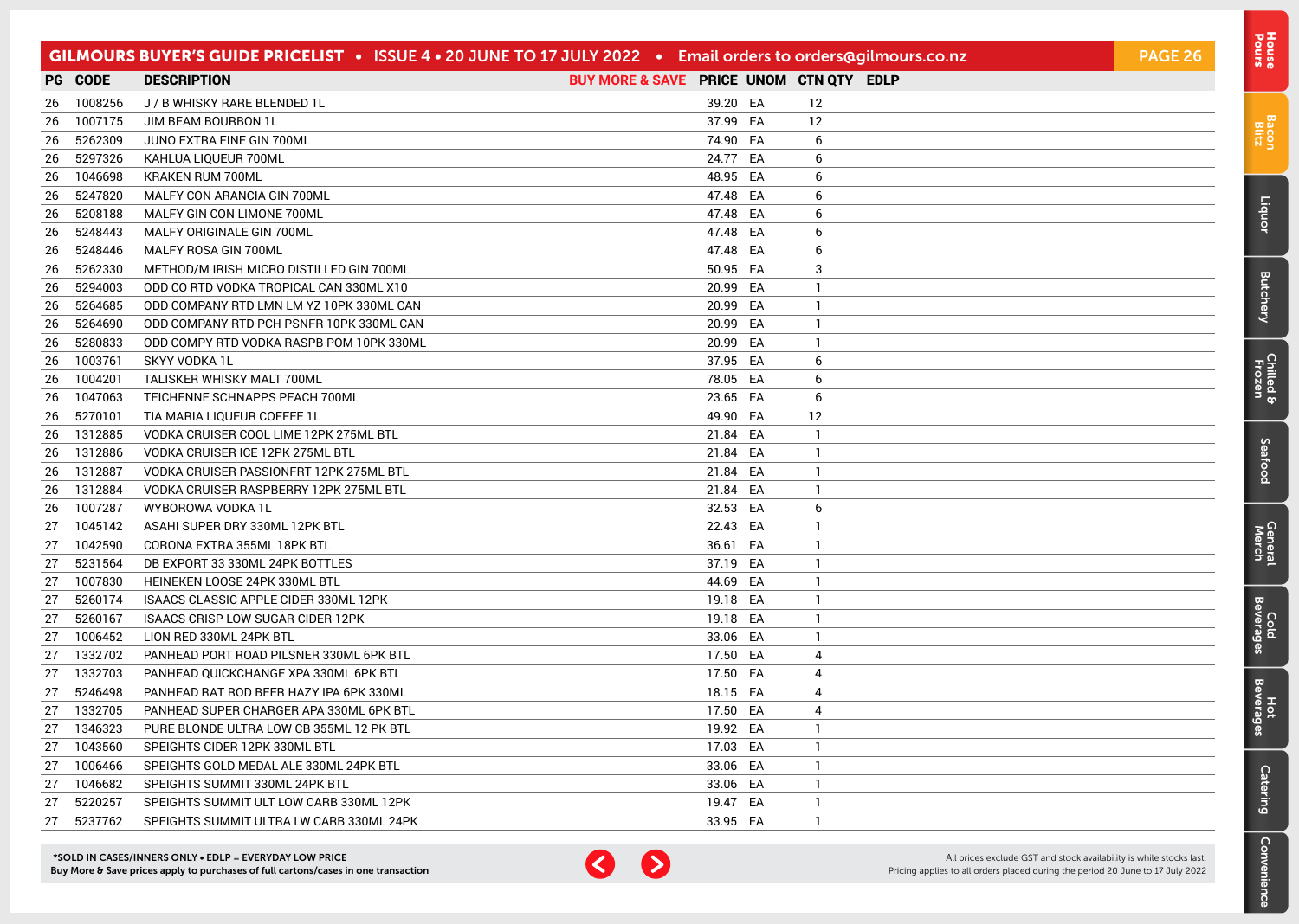| PG | CODE | DESCRIPTION | BUY MORE & SAVE | PRICE | UNOM | CTN QTY | EDLP |
|---|---|---|---|---|---|---|---|
| 26 | 1008256 | J / B WHISKY RARE BLENDED 1L | | 39.20 | EA | 12 | |
| 26 | 1007175 | JIM BEAM BOURBON 1L | | 37.99 | EA | 12 | |
| 26 | 5262309 | JUNO EXTRA FINE GIN 700ML | | 74.90 | EA | 6 | |
| 26 | 5297326 | KAHLUA LIQUEUR 700ML | | 24.77 | EA | 6 | |
| 26 | 1046698 | KRAKEN RUM 700ML | | 48.95 | EA | 6 | |
| 26 | 5247820 | MALFY CON ARANCIA GIN 700ML | | 47.48 | EA | 6 | |
| 26 | 5208188 | MALFY GIN CON LIMONE 700ML | | 47.48 | EA | 6 | |
| 26 | 5248443 | MALFY ORIGINALE GIN 700ML | | 47.48 | EA | 6 | |
| 26 | 5248446 | MALFY ROSA GIN 700ML | | 47.48 | EA | 6 | |
| 26 | 5262330 | METHOD/M IRISH MICRO DISTILLED GIN 700ML | | 50.95 | EA | 3 | |
| 26 | 5294003 | ODD CO RTD VODKA TROPICAL CAN 330ML X10 | | 20.99 | EA | 1 | |
| 26 | 5264685 | ODD COMPANY RTD LMN LM YZ 10PK 330ML CAN | | 20.99 | EA | 1 | |
| 26 | 5264690 | ODD COMPANY RTD PCH PSNFR 10PK 330ML CAN | | 20.99 | EA | 1 | |
| 26 | 5280833 | ODD COMPY RTD VODKA RASPB POM 10PK 330ML | | 20.99 | EA | 1 | |
| 26 | 1003761 | SKYY VODKA 1L | | 37.95 | EA | 6 | |
| 26 | 1004201 | TALISKER WHISKY MALT 700ML | | 78.05 | EA | 6 | |
| 26 | 1047063 | TEICHENNE SCHNAPPS PEACH 700ML | | 23.65 | EA | 6 | |
| 26 | 5270101 | TIA MARIA LIQUEUR COFFEE 1L | | 49.90 | EA | 12 | |
| 26 | 1312885 | VODKA CRUISER COOL LIME 12PK 275ML BTL | | 21.84 | EA | 1 | |
| 26 | 1312886 | VODKA CRUISER ICE 12PK 275ML BTL | | 21.84 | EA | 1 | |
| 26 | 1312887 | VODKA CRUISER PASSIONFRT 12PK 275ML BTL | | 21.84 | EA | 1 | |
| 26 | 1312884 | VODKA CRUISER RASPBERRY 12PK 275ML BTL | | 21.84 | EA | 1 | |
| 26 | 1007287 | WYBOROWA VODKA 1L | | 32.53 | EA | 6 | |
| 27 | 1045142 | ASAHI SUPER DRY 330ML 12PK BTL | | 22.43 | EA | 1 | |
| 27 | 1042590 | CORONA EXTRA 355ML 18PK BTL | | 36.61 | EA | 1 | |
| 27 | 5231564 | DB EXPORT 33 330ML 24PK BOTTLES | | 37.19 | EA | 1 | |
| 27 | 1007830 | HEINEKEN LOOSE 24PK 330ML BTL | | 44.69 | EA | 1 | |
| 27 | 5260174 | ISAACS CLASSIC APPLE CIDER 330ML 12PK | | 19.18 | EA | 1 | |
| 27 | 5260167 | ISAACS CRISP LOW SUGAR CIDER 12PK | | 19.18 | EA | 1 | |
| 27 | 1006452 | LION RED 330ML 24PK BTL | | 33.06 | EA | 1 | |
| 27 | 1332702 | PANHEAD PORT ROAD PILSNER 330ML 6PK BTL | | 17.50 | EA | 4 | |
| 27 | 1332703 | PANHEAD QUICKCHANGE XPA 330ML 6PK BTL | | 17.50 | EA | 4 | |
| 27 | 5246498 | PANHEAD RAT ROD BEER HAZY IPA 6PK 330ML | | 18.15 | EA | 4 | |
| 27 | 1332705 | PANHEAD SUPER CHARGER APA 330ML 6PK BTL | | 17.50 | EA | 4 | |
| 27 | 1346323 | PURE BLONDE ULTRA LOW CB 355ML 12 PK BTL | | 19.92 | EA | 1 | |
| 27 | 1043560 | SPEIGHTS CIDER 12PK 330ML BTL | | 17.03 | EA | 1 | |
| 27 | 1006466 | SPEIGHTS GOLD MEDAL ALE 330ML 24PK BTL | | 33.06 | EA | 1 | |
| 27 | 1046682 | SPEIGHTS SUMMIT 330ML 24PK BTL | | 33.06 | EA | 1 | |
| 27 | 5220257 | SPEIGHTS SUMMIT ULT LOW CARB 330ML 12PK | | 19.47 | EA | 1 | |
| 27 | 5237762 | SPEIGHTS SUMMIT ULTRA LW CARB 330ML 24PK | | 33.95 | EA | 1 | |

**\*SOLD IN CASES/INNERS ONLY • EDLP = EVERYDAY LOW PRICE**
**Buy More & Save prices apply to purchases of full cartons/cases in one transaction**

All prices exclude GST and stock availability is while stocks last.
Pricing applies to all orders placed during the period 20 June to 17 July 2022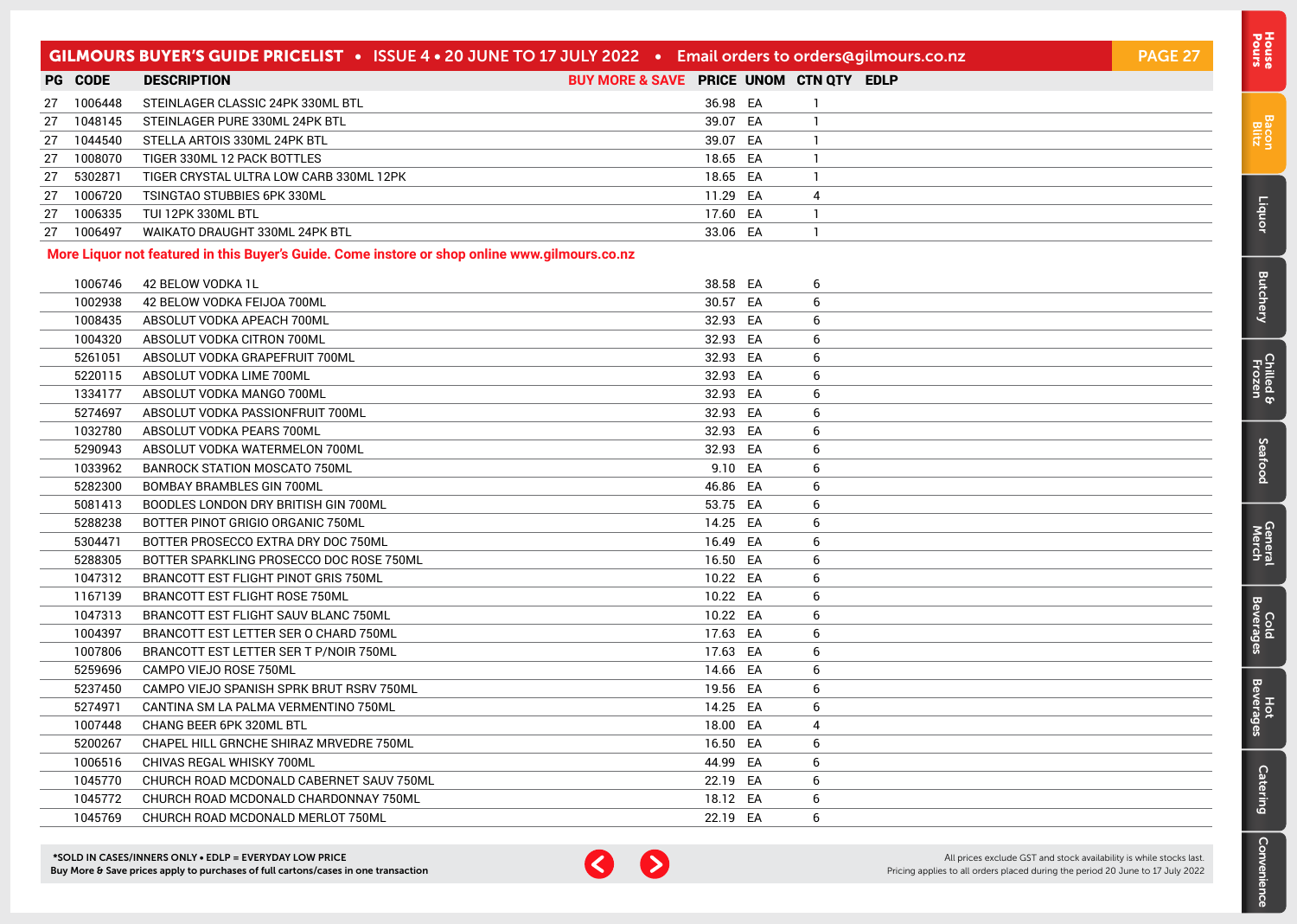| PG | CODE | DESCRIPTION | BUY MORE & SAVE | PRICE | UNOM | CTN QTY | EDLP |
|---|---|---|---|---|---|---|---|
| 27 | 1006448 | STEINLAGER CLASSIC 24PK 330ML BTL | | 36.98 | EA | 1 | |
| 27 | 1048145 | STEINLAGER PURE 330ML 24PK BTL | | 39.07 | EA | 1 | |
| 27 | 1044540 | STELLA ARTOIS 330ML 24PK BTL | | 39.07 | EA | 1 | |
| 27 | 1008070 | TIGER 330ML 12 PACK BOTTLES | | 18.65 | EA | 1 | |
| 27 | 5302871 | TIGER CRYSTAL ULTRA LOW CARB 330ML 12PK | | 18.65 | EA | 1 | |
| 27 | 1006720 | TSINGTAO STUBBIES 6PK 330ML | | 11.29 | EA | 4 | |
| 27 | 1006335 | TUI 12PK 330ML BTL | | 17.60 | EA | 1 | |
| 27 | 1006497 | WAIKATO DRAUGHT 330ML 24PK BTL | | 33.06 | EA | 1 | |

**More Liquor not featured in this Buyer's Guide. Come instore or shop online www.gilmours.co.nz**

| PG | CODE | DESCRIPTION | BUY MORE & SAVE | PRICE | UNOM | CTN QTY | EDLP |
|---|---|---|---|---|---|---|---|
| | 1006746 | 42 BELOW VODKA 1L | | 38.58 | EA | 6 | |
| | 1002938 | 42 BELOW VODKA FEIJOA 700ML | | 30.57 | EA | 6 | |
| | 1008435 | ABSOLUT VODKA APEACH 700ML | | 32.93 | EA | 6 | |
| | 1004320 | ABSOLUT VODKA CITRON 700ML | | 32.93 | EA | 6 | |
| | 5261051 | ABSOLUT VODKA GRAPEFRUIT 700ML | | 32.93 | EA | 6 | |
| | 5220115 | ABSOLUT VODKA LIME 700ML | | 32.93 | EA | 6 | |
| | 1334177 | ABSOLUT VODKA MANGO 700ML | | 32.93 | EA | 6 | |
| | 5274697 | ABSOLUT VODKA PASSIONFRUIT 700ML | | 32.93 | EA | 6 | |
| | 1032780 | ABSOLUT VODKA PEARS 700ML | | 32.93 | EA | 6 | |
| | 5290943 | ABSOLUT VODKA WATERMELON 700ML | | 32.93 | EA | 6 | |
| | 1033962 | BANROCK STATION MOSCATO 750ML | | 9.10 | EA | 6 | |
| | 5282300 | BOMBAY BRAMBLES GIN 700ML | | 46.86 | EA | 6 | |
| | 5081413 | BOODLES LONDON DRY BRITISH GIN 700ML | | 53.75 | EA | 6 | |
| | 5288238 | BOTTER PINOT GRIGIO ORGANIC 750ML | | 14.25 | EA | 6 | |
| | 5304471 | BOTTER PROSECCO EXTRA DRY DOC 750ML | | 16.49 | EA | 6 | |
| | 5288305 | BOTTER SPARKLING PROSECCO DOC ROSE 750ML | | 16.50 | EA | 6 | |
| | 1047312 | BRANCOTT EST FLIGHT PINOT GRIS 750ML | | 10.22 | EA | 6 | |
| | 1167139 | BRANCOTT EST FLIGHT ROSE 750ML | | 10.22 | EA | 6 | |
| | 1047313 | BRANCOTT EST FLIGHT SAUV BLANC 750ML | | 10.22 | EA | 6 | |
| | 1004397 | BRANCOTT EST LETTER SER O CHARD 750ML | | 17.63 | EA | 6 | |
| | 1007806 | BRANCOTT EST LETTER SER T P/NOIR 750ML | | 17.63 | EA | 6 | |
| | 5259696 | CAMPO VIEJO ROSE 750ML | | 14.66 | EA | 6 | |
| | 5237450 | CAMPO VIEJO SPANISH SPRK BRUT RSRV 750ML | | 19.56 | EA | 6 | |
| | 5274971 | CANTINA SM LA PALMA VERMENTINO 750ML | | 14.25 | EA | 6 | |
| | 1007448 | CHANG BEER 6PK 320ML BTL | | 18.00 | EA | 4 | |
| | 5200267 | CHAPEL HILL GRNCHE SHIRAZ MRVEDRE 750ML | | 16.50 | EA | 6 | |
| | 1006516 | CHIVAS REGAL WHISKY 700ML | | 44.99 | EA | 6 | |
| | 1045770 | CHURCH ROAD MCDONALD CABERNET SAUV 750ML | | 22.19 | EA | 6 | |
| | 1045772 | CHURCH ROAD MCDONALD CHARDONNAY 750ML | | 18.12 | EA | 6 | |
| | 1045769 | CHURCH ROAD MCDONALD MERLOT 750ML | | 22.19 | EA | 6 | |

**\*SOLD IN CASES/INNERS ONLY • EDLP = EVERYDAY LOW PRICE**
**Buy More & Save prices apply to purchases of full cartons/cases in one transaction**

All prices exclude GST and stock availability is while stocks last.
Pricing applies to all orders placed during the period 20 June to 17 July 2022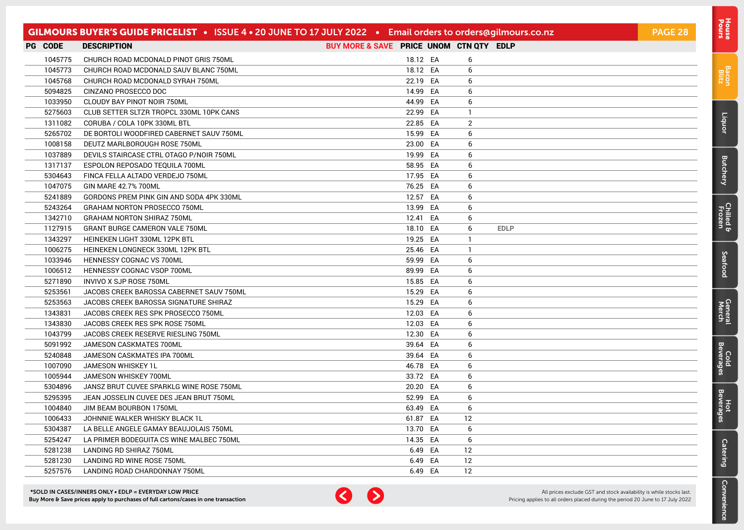| PG | CODE | DESCRIPTION | BUY MORE & SAVE | PRICE | UNOM | CTN QTY | EDLP |
|---|---|---|---|---|---|---|---|
| | 1045775 | CHURCH ROAD MCDONALD PINOT GRIS 750ML | | 18.12 | EA | 6 | |
| | 1045773 | CHURCH ROAD MCDONALD SAUV BLANC 750ML | | 18.12 | EA | 6 | |
| | 1045768 | CHURCH ROAD MCDONALD SYRAH 750ML | | 22.19 | EA | 6 | |
| | 5094825 | CINZANO PROSECCO DOC | | 14.99 | EA | 6 | |
| | 1033950 | CLOUDY BAY PINOT NOIR 750ML | | 44.99 | EA | 6 | |
| | 5275603 | CLUB SETTER SLTZR TROPCL 330ML 10PK CANS | | 22.99 | EA | 1 | |
| | 1311082 | CORUBA / COLA 10PK 330ML BTL | | 22.85 | EA | 2 | |
| | 5265702 | DE BORTOLI WOODFIRED CABERNET SAUV 750ML | | 15.99 | EA | 6 | |
| | 1008158 | DEUTZ MARLBOROUGH ROSE 750ML | | 23.00 | EA | 6 | |
| | 1037889 | DEVILS STAIRCASE CTRL OTAGO P/NOIR 750ML | | 19.99 | EA | 6 | |
| | 1317137 | ESPOLON REPOSADO TEQUILA 700ML | | 58.95 | EA | 6 | |
| | 5304643 | FINCA FELLA ALTADO VERDEJO 750ML | | 17.95 | EA | 6 | |
| | 1047075 | GIN MARE 42.7% 700ML | | 76.25 | EA | 6 | |
| | 5241889 | GORDONS PREM PINK GIN AND SODA 4PK 330ML | | 12.57 | EA | 6 | |
| | 5243264 | GRAHAM NORTON PROSECCO 750ML | | 13.99 | EA | 6 | |
| | 1342710 | GRAHAM NORTON SHIRAZ 750ML | | 12.41 | EA | 6 | |
| | 1127915 | GRANT BURGE CAMERON VALE 750ML | | 18.10 | EA | 6 | EDLP |
| | 1343297 | HEINEKEN LIGHT 330ML 12PK BTL | | 19.25 | EA | 1 | |
| | 1006275 | HEINEKEN LONGNECK 330ML 12PK BTL | | 25.46 | EA | 1 | |
| | 1033946 | HENNESSY COGNAC VS 700ML | | 59.99 | EA | 6 | |
| | 1006512 | HENNESSY COGNAC VSOP 700ML | | 89.99 | EA | 6 | |
| | 5271890 | INVIVO X SJP ROSE 750ML | | 15.85 | EA | 6 | |
| | 5253561 | JACOBS CREEK BAROSSA CABERNET SAUV 750ML | | 15.29 | EA | 6 | |
| | 5253563 | JACOBS CREEK BAROSSA SIGNATURE SHIRAZ | | 15.29 | EA | 6 | |
| | 1343831 | JACOBS CREEK RES SPK PROSECCO 750ML | | 12.03 | EA | 6 | |
| | 1343830 | JACOBS CREEK RES SPK ROSE 750ML | | 12.03 | EA | 6 | |
| | 1043799 | JACOBS CREEK RESERVE RIESLING 750ML | | 12.30 | EA | 6 | |
| | 5091992 | JAMESON CASKMATES 700ML | | 39.64 | EA | 6 | |
| | 5240848 | JAMESON CASKMATES IPA 700ML | | 39.64 | EA | 6 | |
| | 1007090 | JAMESON WHISKEY 1L | | 46.78 | EA | 6 | |
| | 1005944 | JAMESON WHISKEY 700ML | | 33.72 | EA | 6 | |
| | 5304896 | JANSZ BRUT CUVEE SPARKLG WINE ROSE 750ML | | 20.20 | EA | 6 | |
| | 5295395 | JEAN JOSSELIN CUVEE DES JEAN BRUT 750ML | | 52.99 | EA | 6 | |
| | 1004840 | JIM BEAM BOURBON 1750ML | | 63.49 | EA | 6 | |
| | 1006433 | JOHNNIE WALKER WHISKY BLACK 1L | | 61.87 | EA | 12 | |
| | 5304387 | LA BELLE ANGELE GAMAY BEAUJOLAIS 750ML | | 13.70 | EA | 6 | |
| | 5254247 | LA PRIMER BODEGUITA CS WINE MALBEC 750ML | | 14.35 | EA | 6 | |
| | 5281238 | LANDING RD SHIRAZ 750ML | | 6.49 | EA | 12 | |
| | 5281230 | LANDING RD WINE ROSE 750ML | | 6.49 | EA | 12 | |
| | 5257576 | LANDING ROAD CHARDONNAY 750ML | | 6.49 | EA | 12 | |

*SOLD IN CASES/INNERS ONLY • EDLP = EVERYDAY LOW PRICE
Buy More & Save prices apply to purchases of full cartons/cases in one transaction

All prices exclude GST and stock availability is while stocks last.
Pricing applies to all orders placed during the period 20 June to 17 July 2022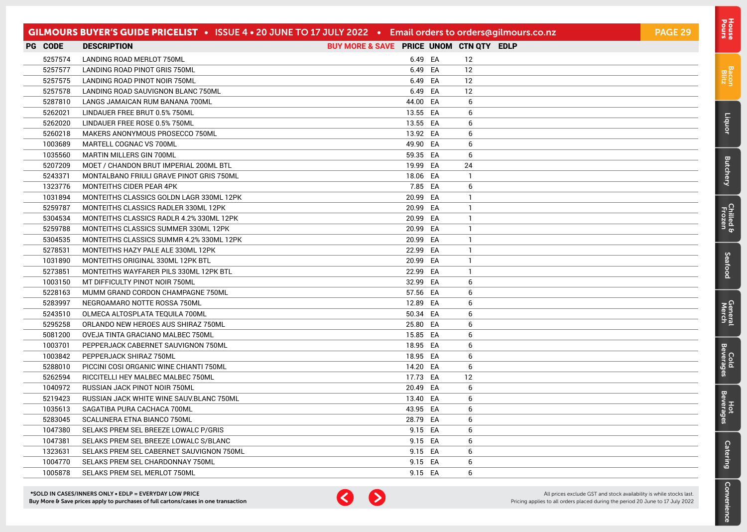| PG | CODE | DESCRIPTION | BUY MORE & SAVE | PRICE | UNOM | CTN QTY | EDLP |
|---|---|---|---|---|---|---|---|
| | 5257574 | LANDING ROAD MERLOT 750ML | | 6.49 | EA | 12 | |
| | 5257577 | LANDING ROAD PINOT GRIS 750ML | | 6.49 | EA | 12 | |
| | 5257575 | LANDING ROAD PINOT NOIR 750ML | | 6.49 | EA | 12 | |
| | 5257578 | LANDING ROAD SAUVIGNON BLANC 750ML | | 6.49 | EA | 12 | |
| | 5287810 | LANGS JAMAICAN RUM BANANA 700ML | | 44.00 | EA | 6 | |
| | 5262021 | LINDAUER FREE BRUT 0.5% 750ML | | 13.55 | EA | 6 | |
| | 5262020 | LINDAUER FREE ROSE 0.5% 750ML | | 13.55 | EA | 6 | |
| | 5260218 | MAKERS ANONYMOUS PROSECCO 750ML | | 13.92 | EA | 6 | |
| | 1003689 | MARTELL COGNAC VS 700ML | | 49.90 | EA | 6 | |
| | 1035560 | MARTIN MILLERS GIN 700ML | | 59.35 | EA | 6 | |
| | 5207209 | MOET / CHANDON BRUT IMPERIAL 200ML BTL | | 19.99 | EA | 24 | |
| | 5243371 | MONTALBANO FRIULI GRAVE PINOT GRIS 750ML | | 18.06 | EA | 1 | |
| | 1323776 | MONTEITHS CIDER PEAR 4PK | | 7.85 | EA | 6 | |
| | 1031894 | MONTEITHS CLASSICS GOLDN LAGR 330ML 12PK | | 20.99 | EA | 1 | |
| | 5259787 | MONTEITHS CLASSICS RADLER 330ML 12PK | | 20.99 | EA | 1 | |
| | 5304534 | MONTEITHS CLASSICS RADLR 4.2% 330ML 12PK | | 20.99 | EA | 1 | |
| | 5259788 | MONTEITHS CLASSICS SUMMER 330ML 12PK | | 20.99 | EA | 1 | |
| | 5304535 | MONTEITHS CLASSICS SUMMR 4.2% 330ML 12PK | | 20.99 | EA | 1 | |
| | 5278531 | MONTEITHS HAZY PALE ALE 330ML 12PK | | 22.99 | EA | 1 | |
| | 1031890 | MONTEITHS ORIGINAL 330ML 12PK BTL | | 20.99 | EA | 1 | |
| | 5273851 | MONTEITHS WAYFARER PILS 330ML 12PK BTL | | 22.99 | EA | 1 | |
| | 1003150 | MT DIFFICULTY PINOT NOIR 750ML | | 32.99 | EA | 6 | |
| | 5228163 | MUMM GRAND CORDON CHAMPAGNE 750ML | | 57.56 | EA | 6 | |
| | 5283997 | NEGROAMARO NOTTE ROSSA 750ML | | 12.89 | EA | 6 | |
| | 5243510 | OLMECA ALTOSPLATA TEQUILA 700ML | | 50.34 | EA | 6 | |
| | 5295258 | ORLANDO NEW HEROES AUS SHIRAZ 750ML | | 25.80 | EA | 6 | |
| | 5081200 | OVEJA TINTA GRACIANO MALBEC 750ML | | 15.85 | EA | 6 | |
| | 1003701 | PEPPERJACK CABERNET SAUVIGNON 750ML | | 18.95 | EA | 6 | |
| | 1003842 | PEPPERJACK SHIRAZ 750ML | | 18.95 | EA | 6 | |
| | 5288010 | PICCINI COSI ORGANIC WINE CHIANTI 750ML | | 14.20 | EA | 6 | |
| | 5262594 | RICCITELLI HEY MALBEC MALBEC 750ML | | 17.73 | EA | 12 | |
| | 1040972 | RUSSIAN JACK PINOT NOIR 750ML | | 20.49 | EA | 6 | |
| | 5219423 | RUSSIAN JACK WHITE WINE SAUV.BLANC 750ML | | 13.40 | EA | 6 | |
| | 1035613 | SAGATIBA PURA CACHACA 700ML | | 43.95 | EA | 6 | |
| | 5283045 | SCALUNERA ETNA BIANCO 750ML | | 28.79 | EA | 6 | |
| | 1047380 | SELAKS PREM SEL BREEZE LOWALC P/GRIS | | 9.15 | EA | 6 | |
| | 1047381 | SELAKS PREM SEL BREEZE LOWALC S/BLANC | | 9.15 | EA | 6 | |
| | 1323631 | SELAKS PREM SEL CABERNET SAUVIGNON 750ML | | 9.15 | EA | 6 | |
| | 1004770 | SELAKS PREM SEL CHARDONNAY 750ML | | 9.15 | EA | 6 | |
| | 1005878 | SELAKS PREM SEL MERLOT 750ML | | 9.15 | EA | 6 | |

*SOLD IN CASES/INNERS ONLY • EDLP = EVERYDAY LOW PRICE
Buy More & Save prices apply to purchases of full cartons/cases in one transaction

All prices exclude GST and stock availability is while stocks last.
Pricing applies to all orders placed during the period 20 June to 17 July 2022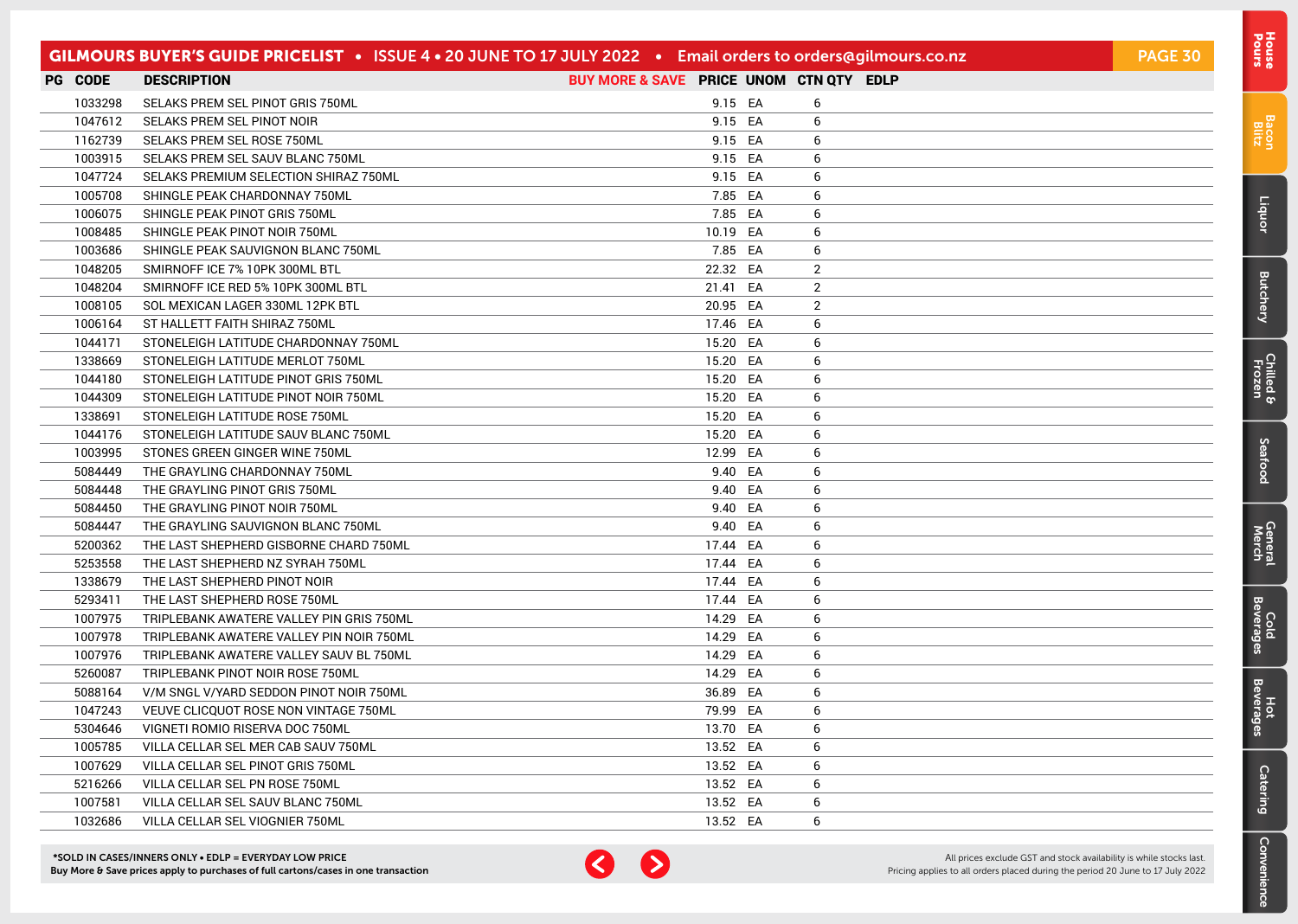| PG | CODE | DESCRIPTION | BUY MORE & SAVE | PRICE | UNOM | CTN QTY | EDLP |
|---|---|---|---|---|---|---|---|
| | 1033298 | SELAKS PREM SEL PINOT GRIS 750ML | | 9.15 | EA | 6 | |
| | 1047612 | SELAKS PREM SEL PINOT NOIR | | 9.15 | EA | 6 | |
| | 1162739 | SELAKS PREM SEL ROSE 750ML | | 9.15 | EA | 6 | |
| | 1003915 | SELAKS PREM SEL SAUV BLANC 750ML | | 9.15 | EA | 6 | |
| | 1047724 | SELAKS PREMIUM SELECTION SHIRAZ 750ML | | 9.15 | EA | 6 | |
| | 1005708 | SHINGLE PEAK CHARDONNAY 750ML | | 7.85 | EA | 6 | |
| | 1006075 | SHINGLE PEAK PINOT GRIS 750ML | | 7.85 | EA | 6 | |
| | 1008485 | SHINGLE PEAK PINOT NOIR 750ML | | 10.19 | EA | 6 | |
| | 1003686 | SHINGLE PEAK SAUVIGNON BLANC 750ML | | 7.85 | EA | 6 | |
| | 1048205 | SMIRNOFF ICE 7% 10PK 300ML BTL | | 22.32 | EA | 2 | |
| | 1048204 | SMIRNOFF ICE RED 5% 10PK 300ML BTL | | 21.41 | EA | 2 | |
| | 1008105 | SOL MEXICAN LAGER 330ML 12PK BTL | | 20.95 | EA | 2 | |
| | 1006164 | ST HALLETT FAITH SHIRAZ 750ML | | 17.46 | EA | 6 | |
| | 1044171 | STONELEIGH LATITUDE CHARDONNAY 750ML | | 15.20 | EA | 6 | |
| | 1338669 | STONELEIGH LATITUDE MERLOT 750ML | | 15.20 | EA | 6 | |
| | 1044180 | STONELEIGH LATITUDE PINOT GRIS 750ML | | 15.20 | EA | 6 | |
| | 1044309 | STONELEIGH LATITUDE PINOT NOIR 750ML | | 15.20 | EA | 6 | |
| | 1338691 | STONELEIGH LATITUDE ROSE 750ML | | 15.20 | EA | 6 | |
| | 1044176 | STONELEIGH LATITUDE SAUV BLANC 750ML | | 15.20 | EA | 6 | |
| | 1003995 | STONES GREEN GINGER WINE 750ML | | 12.99 | EA | 6 | |
| | 5084449 | THE GRAYLING CHARDONNAY 750ML | | 9.40 | EA | 6 | |
| | 5084448 | THE GRAYLING PINOT GRIS 750ML | | 9.40 | EA | 6 | |
| | 5084450 | THE GRAYLING PINOT NOIR 750ML | | 9.40 | EA | 6 | |
| | 5084447 | THE GRAYLING SAUVIGNON BLANC 750ML | | 9.40 | EA | 6 | |
| | 5200362 | THE LAST SHEPHERD GISBORNE CHARD 750ML | | 17.44 | EA | 6 | |
| | 5253558 | THE LAST SHEPHERD NZ SYRAH 750ML | | 17.44 | EA | 6 | |
| | 1338679 | THE LAST SHEPHERD PINOT NOIR | | 17.44 | EA | 6 | |
| | 5293411 | THE LAST SHEPHERD ROSE 750ML | | 17.44 | EA | 6 | |
| | 1007975 | TRIPLEBANK AWATERE VALLEY PIN GRIS 750ML | | 14.29 | EA | 6 | |
| | 1007978 | TRIPLEBANK AWATERE VALLEY PIN NOIR 750ML | | 14.29 | EA | 6 | |
| | 1007976 | TRIPLEBANK AWATERE VALLEY SAUV BL 750ML | | 14.29 | EA | 6 | |
| | 5260087 | TRIPLEBANK PINOT NOIR ROSE 750ML | | 14.29 | EA | 6 | |
| | 5088164 | V/M SNGL V/YARD SEDDON PINOT NOIR 750ML | | 36.89 | EA | 6 | |
| | 1047243 | VEUVE CLICQUOT ROSE NON VINTAGE 750ML | | 79.99 | EA | 6 | |
| | 5304646 | VIGNETI ROMIO RISERVA DOC 750ML | | 13.70 | EA | 6 | |
| | 1005785 | VILLA CELLAR SEL MER CAB SAUV 750ML | | 13.52 | EA | 6 | |
| | 1007629 | VILLA CELLAR SEL PINOT GRIS 750ML | | 13.52 | EA | 6 | |
| | 5216266 | VILLA CELLAR SEL PN ROSE 750ML | | 13.52 | EA | 6 | |
| | 1007581 | VILLA CELLAR SEL SAUV BLANC 750ML | | 13.52 | EA | 6 | |
| | 1032686 | VILLA CELLAR SEL VIOGNIER 750ML | | 13.52 | EA | 6 | |

**\*SOLD IN CASES/INNERS ONLY • EDLP = EVERYDAY LOW PRICE**
**Buy More & Save prices apply to purchases of full cartons/cases in one transaction**

All prices exclude GST and stock availability is while stocks last.
Pricing applies to all orders placed during the period 20 June to 17 July 2022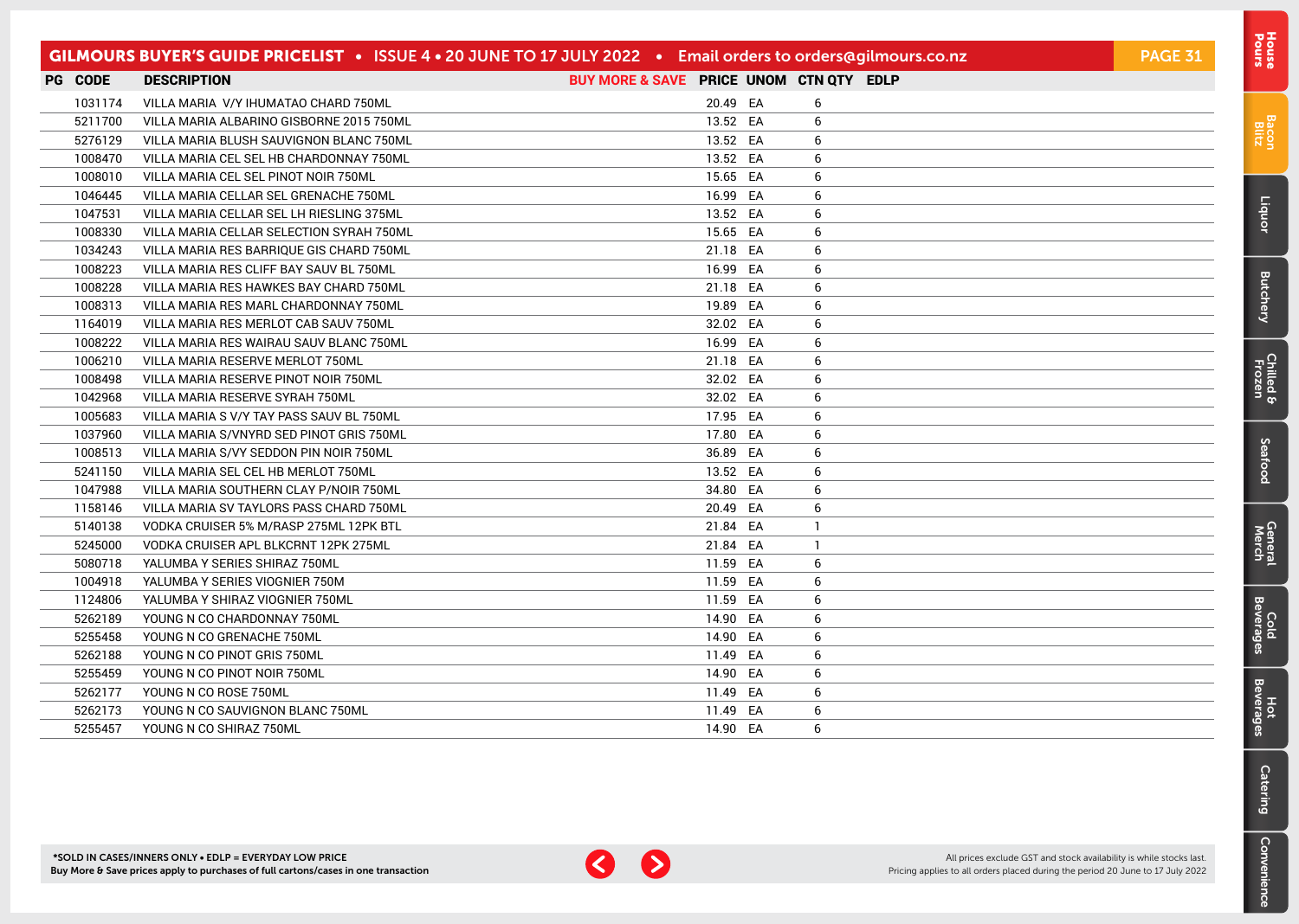| PG | CODE | DESCRIPTION | BUY MORE & SAVE | PRICE | UNOM | CTN QTY | EDLP |
|---|---|---|---|---|---|---|---|
| | 1031174 | VILLA MARIA V/Y IHUMATAO CHARD 750ML | | 20.49 | EA | 6 | |
| | 5211700 | VILLA MARIA ALBARINO GISBORNE 2015 750ML | | 13.52 | EA | 6 | |
| | 5276129 | VILLA MARIA BLUSH SAUVIGNON BLANC 750ML | | 13.52 | EA | 6 | |
| | 1008470 | VILLA MARIA CEL SEL HB CHARDONNAY 750ML | | 13.52 | EA | 6 | |
| | 1008010 | VILLA MARIA CEL SEL PINOT NOIR 750ML | | 15.65 | EA | 6 | |
| | 1046445 | VILLA MARIA CELLAR SEL GRENACHE 750ML | | 16.99 | EA | 6 | |
| | 1047531 | VILLA MARIA CELLAR SEL LH RIESLING 375ML | | 13.52 | EA | 6 | |
| | 1008330 | VILLA MARIA CELLAR SELECTION SYRAH 750ML | | 15.65 | EA | 6 | |
| | 1034243 | VILLA MARIA RES BARRIQUE GIS CHARD 750ML | | 21.18 | EA | 6 | |
| | 1008223 | VILLA MARIA RES CLIFF BAY SAUV BL 750ML | | 16.99 | EA | 6 | |
| | 1008228 | VILLA MARIA RES HAWKES BAY CHARD 750ML | | 21.18 | EA | 6 | |
| | 1008313 | VILLA MARIA RES MARL CHARDONNAY 750ML | | 19.89 | EA | 6 | |
| | 1164019 | VILLA MARIA RES MERLOT CAB SAUV 750ML | | 32.02 | EA | 6 | |
| | 1008222 | VILLA MARIA RES WAIRAU SAUV BLANC 750ML | | 16.99 | EA | 6 | |
| | 1006210 | VILLA MARIA RESERVE MERLOT 750ML | | 21.18 | EA | 6 | |
| | 1008498 | VILLA MARIA RESERVE PINOT NOIR 750ML | | 32.02 | EA | 6 | |
| | 1042968 | VILLA MARIA RESERVE SYRAH 750ML | | 32.02 | EA | 6 | |
| | 1005683 | VILLA MARIA S V/Y TAY PASS SAUV BL 750ML | | 17.95 | EA | 6 | |
| | 1037960 | VILLA MARIA S/VNYRD SED PINOT GRIS 750ML | | 17.80 | EA | 6 | |
| | 1008513 | VILLA MARIA S/VY SEDDON PIN NOIR 750ML | | 36.89 | EA | 6 | |
| | 5241150 | VILLA MARIA SEL CEL HB MERLOT 750ML | | 13.52 | EA | 6 | |
| | 1047988 | VILLA MARIA SOUTHERN CLAY P/NOIR 750ML | | 34.80 | EA | 6 | |
| | 1158146 | VILLA MARIA SV TAYLORS PASS CHARD 750ML | | 20.49 | EA | 6 | |
| | 5140138 | VODKA CRUISER 5% M/RASP 275ML 12PK BTL | | 21.84 | EA | 1 | |
| | 5245000 | VODKA CRUISER APL BLKCRNT 12PK 275ML | | 21.84 | EA | 1 | |
| | 5080718 | YALUMBA Y SERIES SHIRAZ 750ML | | 11.59 | EA | 6 | |
| | 1004918 | YALUMBA Y SERIES VIOGNIER 750M | | 11.59 | EA | 6 | |
| | 1124806 | YALUMBA Y SHIRAZ VIOGNIER 750ML | | 11.59 | EA | 6 | |
| | 5262189 | YOUNG N CO CHARDONNAY 750ML | | 14.90 | EA | 6 | |
| | 5255458 | YOUNG N CO GRENACHE 750ML | | 14.90 | EA | 6 | |
| | 5262188 | YOUNG N CO PINOT GRIS 750ML | | 11.49 | EA | 6 | |
| | 5255459 | YOUNG N CO PINOT NOIR 750ML | | 14.90 | EA | 6 | |
| | 5262177 | YOUNG N CO ROSE 750ML | | 11.49 | EA | 6 | |
| | 5262173 | YOUNG N CO SAUVIGNON BLANC 750ML | | 11.49 | EA | 6 | |
| | 5255457 | YOUNG N CO SHIRAZ 750ML | | 14.90 | EA | 6 | |

**\*SOLD IN CASES/INNERS ONLY • EDLP = EVERYDAY LOW PRICE**
**Buy More & Save prices apply to purchases of full cartons/cases in one transaction**

All prices exclude GST and stock availability is while stocks last.
Pricing applies to all orders placed during the period 20 June to 17 July 2022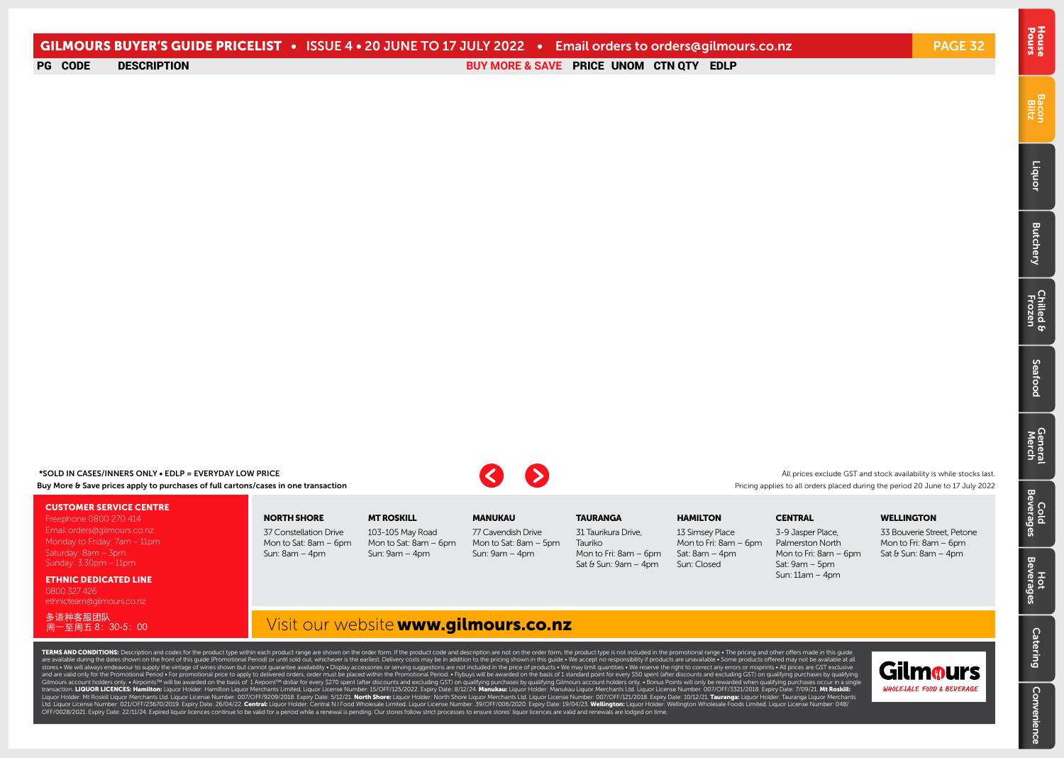| PG | CODE | DESCRIPTION | BUY MORE & SAVE | PRICE | UNOM | CTN QTY | EDLP |
|---|---|---|---|---|---|---|---|

*SOLD IN CASES/INNERS ONLY • EDLP = EVERYDAY LOW PRICE
Buy More & Save prices apply to purchases of full cartons/cases in one transaction

All prices exclude GST and stock availability is while stocks last.
Pricing applies to all orders placed during the period 20 June to 17 July 2022

**CUSTOMER SERVICE CENTRE**
Freephone 0800 270 414
Email orders@gilmours.co.nz
Monday to Friday: 7am – 11pm
Saturday: 8am – 3pm
Sunday: 3.30pm – 11pm

**ETHNIC DEDICATED LINE**
0800 327 426
ethnicteam@gilmours.co.nz

多语种客服团队
周一至周五 8：30-5：00

**NORTH SHORE**
37 Constellation Drive
Mon to Sat: 8am – 6pm
Sun: 8am – 4pm

**MT ROSKILL**
103-105 May Road
Mon to Sat: 8am – 6pm
Sun: 9am – 4pm

**MANUKAU**
77 Cavendish Drive
Mon to Sat: 8am – 5pm
Sun: 9am – 4pm

**TAURANGA**
31 Taurikura Drive, Tauriko
Mon to Fri: 8am – 6pm
Sat & Sun: 9am – 4pm

**HAMILTON**
13 Simsey Place
Mon to Fri: 8am – 6pm
Sat: 8am – 4pm
Sun: Closed

**CENTRAL**
3-9 Jasper Place, Palmerston North
Mon to Fri: 8am – 6pm
Sat: 9am – 5pm
Sun: 11am – 4pm

**WELLINGTON**
33 Bouverie Street, Petone
Mon to Fri: 8am – 6pm
Sat & Sun: 8am – 4pm

Visit our website **www.gilmours.co.nz**

**TERMS AND CONDITIONS:** Description and codes for the product type within each product range are shown on the order form. If the product code and description are not on the order form, the product type is not included in the promotional range • The pricing and other offers made in this guide are available during the dates shown on the front of this guide (Promotional Period) or until sold out, whichever is the earliest. Delivery costs may be in addition to the pricing shown in this guide • We accept no responsibility if products are unavailable • Some products offered may not be available at all stores • We will always endeavour to supply the vintage of wines shown but cannot guarantee availability • Display accessories or serving suggestions are not included in the price of products • We may limit quantities • We reserve the right to correct any errors or misprints • All prices are GST exclusive and are valid only for the Promotional Period • For promotional price to apply to delivered orders, order must be placed within the Promotional Period. • Flybuys will be awarded on the basis of 1 standard point for every $50 spent (after discounts and excluding GST) on qualifying purchases by qualifying Gilmours account holders only. • Airpoints™ will be awarded on the basis of 1 Airpoint™ dollar for every $270 spent (after discounts and excluding GST) on qualifying purchases by qualifying Gilmours account holders only. • Bonus Points will only be rewarded when qualifying purchases occur in a single transaction. **LIQUOR LICENCES: Hamilton:** Liquor Holder: Hamilton Liquor Merchants Limited, Liquor License Number: 15/OFF/125/2022. Expiry Date: 8/12/24. **Manukau:** Liquor Holder: Manukau Liquor Merchants Ltd. Liquor License Number: 007/OFF/3321/2018. Expiry Date: 7/09/21. **Mt Roskill:** Liquor Holder: Mt Roskill Liquor Merchants Ltd. Liquor License Number: 007/OFF/9209/2018. Expiry Date: 5/12/21. **North Shore:** Liquor Holder: North Shore Liquor Merchants Ltd. Liquor License Number: 007/OFF/121/2018. Expiry Date: 10/12/21. **Tauranga:** Liquor Holder: Tauranga Liquor Merchants Ltd. Liquor License Number: 021/OFF/23670/2019. Expiry Date: 26/04/22. **Central:** Liquor Holder: Central N.I Food Wholesale Limited. Liquor License Number: 39/OFF/006/2020. Expiry Date: 19/04/23. **Wellington:** Liquor Holder: Wellington Wholesale Foods Limited. Liquor License Number: 048/OFF/0028/2021. Expiry Date: 22/11/24. Expired liquor licences continue to be valid for a period while a renewal is pending. Our stores follow strict processes to ensure stores' liquor licences are valid and renewals are lodged on time.

Gilmours WHOLESALE FOOD & BEVERAGE